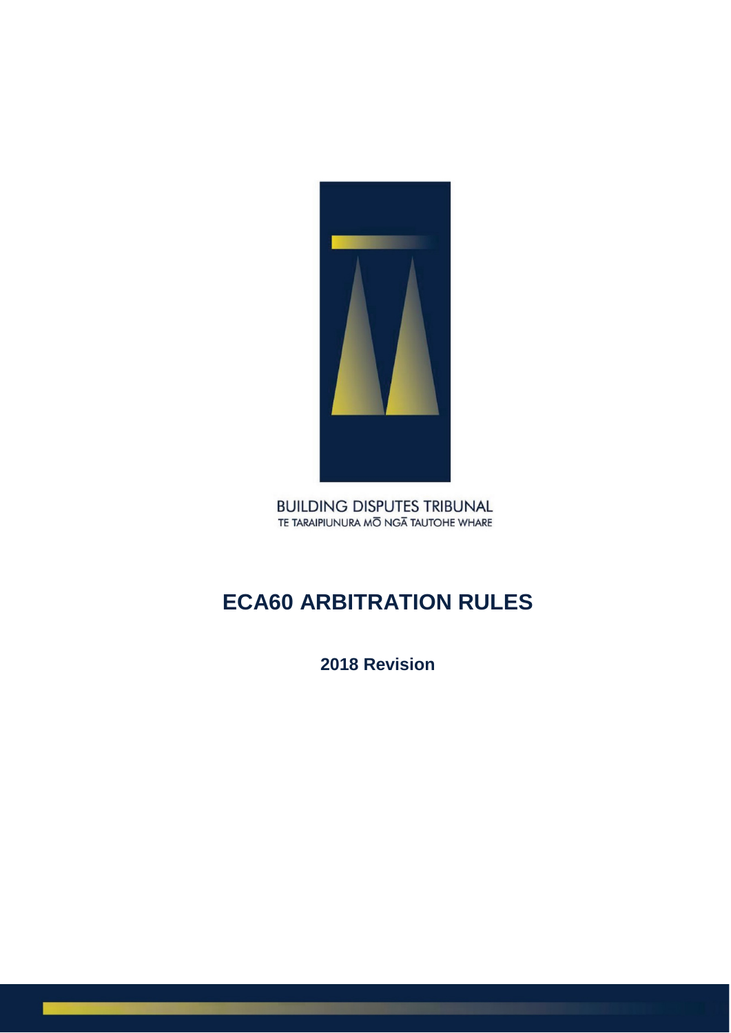BUILDING DISPUTES TRIBUNAL
TE TARAIPIUNURA MŌ NGĀ TAUTOHE WHARE

# ECA60 ARBITRATION RULES

**2018 Revision**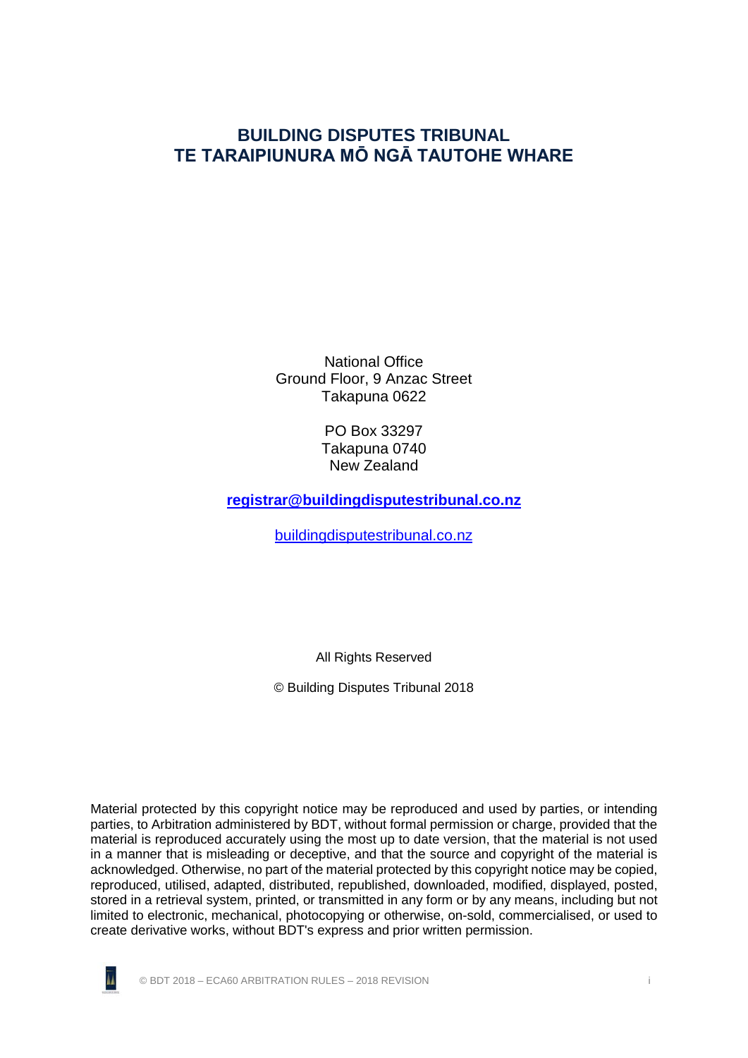# BUILDING DISPUTES TRIBUNAL
# TE TARAIPIUNURA MŌ NGĀ TAUTOHE WHARE

National Office
Ground Floor, 9 Anzac Street
Takapuna 0622

PO Box 33297
Takapuna 0740
New Zealand

**registrar@buildingdisputestribunal.co.nz**

buildingdisputestribunal.co.nz

All Rights Reserved

© Building Disputes Tribunal 2018

Material protected by this copyright notice may be reproduced and used by parties, or intending parties, to Arbitration administered by BDT, without formal permission or charge, provided that the material is reproduced accurately using the most up to date version, that the material is not used in a manner that is misleading or deceptive, and that the source and copyright of the material is acknowledged. Otherwise, no part of the material protected by this copyright notice may be copied, reproduced, utilised, adapted, distributed, republished, downloaded, modified, displayed, posted, stored in a retrieval system, printed, or transmitted in any form or by any means, including but not limited to electronic, mechanical, photocopying or otherwise, on-sold, commercialised, or used to create derivative works, without BDT's express and prior written permission.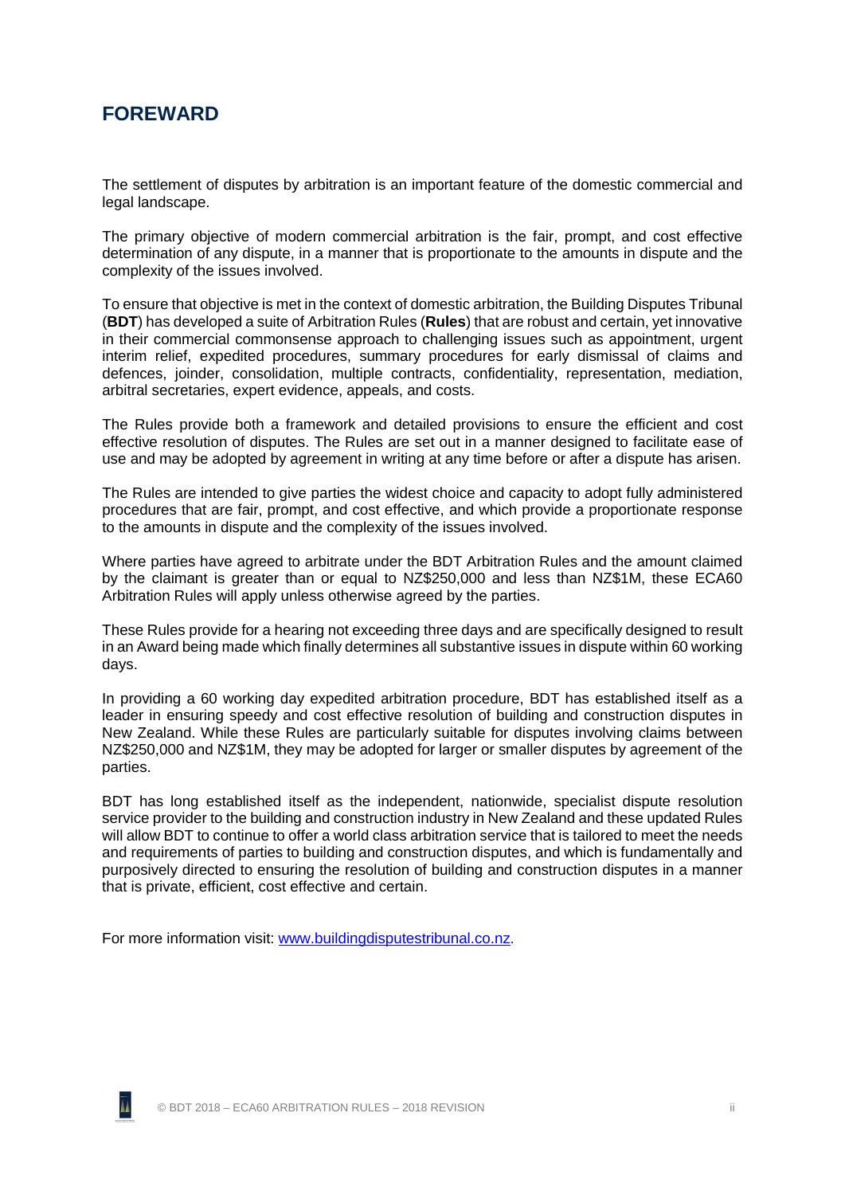## FOREWARD

The settlement of disputes by arbitration is an important feature of the domestic commercial and legal landscape.

The primary objective of modern commercial arbitration is the fair, prompt, and cost effective determination of any dispute, in a manner that is proportionate to the amounts in dispute and the complexity of the issues involved.

To ensure that objective is met in the context of domestic arbitration, the Building Disputes Tribunal (**BDT**) has developed a suite of Arbitration Rules (**Rules**) that are robust and certain, yet innovative in their commercial commonsense approach to challenging issues such as appointment, urgent interim relief, expedited procedures, summary procedures for early dismissal of claims and defences, joinder, consolidation, multiple contracts, confidentiality, representation, mediation, arbitral secretaries, expert evidence, appeals, and costs.

The Rules provide both a framework and detailed provisions to ensure the efficient and cost effective resolution of disputes. The Rules are set out in a manner designed to facilitate ease of use and may be adopted by agreement in writing at any time before or after a dispute has arisen.

The Rules are intended to give parties the widest choice and capacity to adopt fully administered procedures that are fair, prompt, and cost effective, and which provide a proportionate response to the amounts in dispute and the complexity of the issues involved.

Where parties have agreed to arbitrate under the BDT Arbitration Rules and the amount claimed by the claimant is greater than or equal to NZ$250,000 and less than NZ$1M, these ECA60 Arbitration Rules will apply unless otherwise agreed by the parties.

These Rules provide for a hearing not exceeding three days and are specifically designed to result in an Award being made which finally determines all substantive issues in dispute within 60 working days.

In providing a 60 working day expedited arbitration procedure, BDT has established itself as a leader in ensuring speedy and cost effective resolution of building and construction disputes in New Zealand. While these Rules are particularly suitable for disputes involving claims between NZ$250,000 and NZ$1M, they may be adopted for larger or smaller disputes by agreement of the parties.

BDT has long established itself as the independent, nationwide, specialist dispute resolution service provider to the building and construction industry in New Zealand and these updated Rules will allow BDT to continue to offer a world class arbitration service that is tailored to meet the needs and requirements of parties to building and construction disputes, and which is fundamentally and purposively directed to ensuring the resolution of building and construction disputes in a manner that is private, efficient, cost effective and certain.

For more information visit: [www.buildingdisputestribunal.co.nz](http://www.buildingdisputestribunal.co.nz).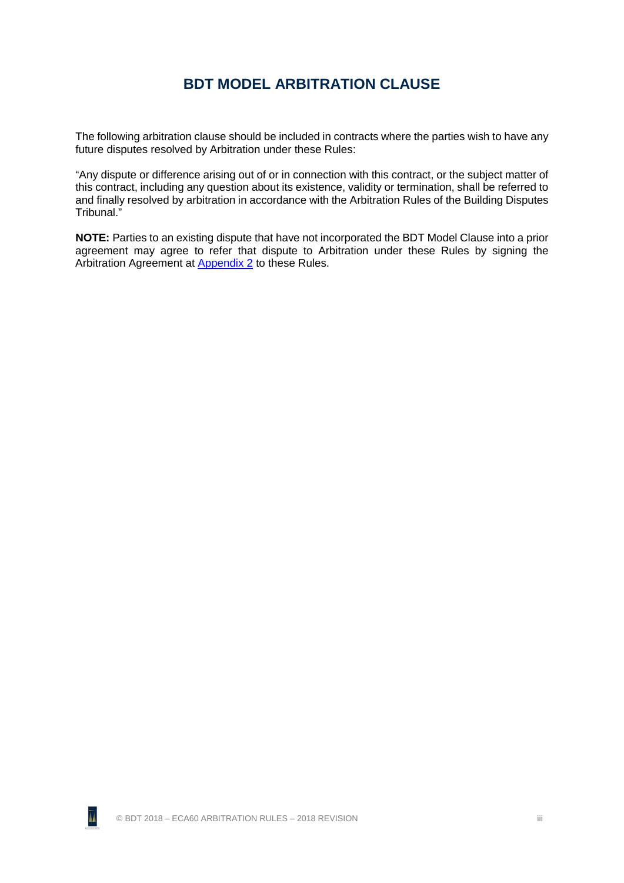# BDT MODEL ARBITRATION CLAUSE

The following arbitration clause should be included in contracts where the parties wish to have any future disputes resolved by Arbitration under these Rules:

"Any dispute or difference arising out of or in connection with this contract, or the subject matter of this contract, including any question about its existence, validity or termination, shall be referred to and finally resolved by arbitration in accordance with the Arbitration Rules of the Building Disputes Tribunal."

**NOTE:** Parties to an existing dispute that have not incorporated the BDT Model Clause into a prior agreement may agree to refer that dispute to Arbitration under these Rules by signing the Arbitration Agreement at Appendix 2 to these Rules.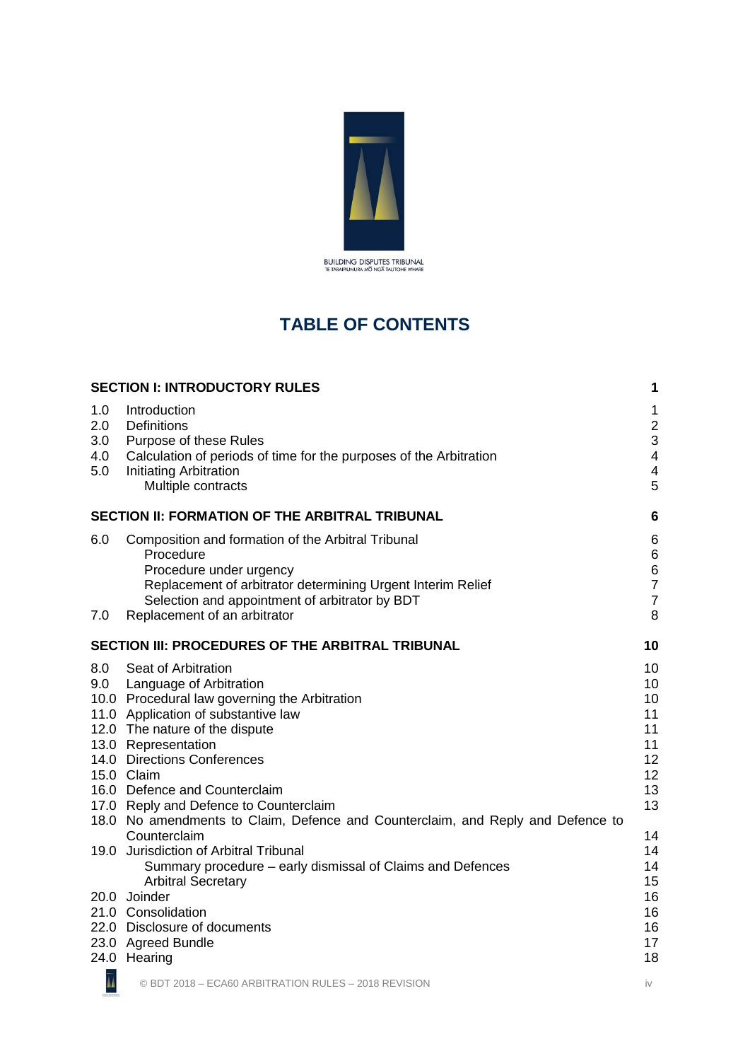BUILDING DISPUTES TRIBUNAL
TE TARAIPIUNURA MŌ NGĀ TAUTOHE WHARE

# TABLE OF CONTENTS

| | | |
|---|---|---|
| **SECTION I: INTRODUCTORY RULES** | | **1** |
| 1.0 | Introduction | 1 |
| 2.0 | Definitions | 2 |
| 3.0 | Purpose of these Rules | 3 |
| 4.0 | Calculation of periods of time for the purposes of the Arbitration | 4 |
| 5.0 | Initiating Arbitration | 4 |
| | Multiple contracts | 5 |
| **SECTION II: FORMATION OF THE ARBITRAL TRIBUNAL** | | **6** |
| 6.0 | Composition and formation of the Arbitral Tribunal | 6 |
| | Procedure | 6 |
| | Procedure under urgency | 6 |
| | Replacement of arbitrator determining Urgent Interim Relief | 7 |
| | Selection and appointment of arbitrator by BDT | 7 |
| 7.0 | Replacement of an arbitrator | 8 |
| **SECTION III: PROCEDURES OF THE ARBITRAL TRIBUNAL** | | **10** |
| 8.0 | Seat of Arbitration | 10 |
| 9.0 | Language of Arbitration | 10 |
| 10.0 | Procedural law governing the Arbitration | 10 |
| 11.0 | Application of substantive law | 11 |
| 12.0 | The nature of the dispute | 11 |
| 13.0 | Representation | 11 |
| 14.0 | Directions Conferences | 12 |
| 15.0 | Claim | 12 |
| 16.0 | Defence and Counterclaim | 13 |
| 17.0 | Reply and Defence to Counterclaim | 13 |
| 18.0 | No amendments to Claim, Defence and Counterclaim, and Reply and Defence to Counterclaim | 14 |
| 19.0 | Jurisdiction of Arbitral Tribunal | 14 |
| | Summary procedure – early dismissal of Claims and Defences | 14 |
| | Arbitral Secretary | 15 |
| 20.0 | Joinder | 16 |
| 21.0 | Consolidation | 16 |
| 22.0 | Disclosure of documents | 16 |
| 23.0 | Agreed Bundle | 17 |
| 24.0 | Hearing | 18 |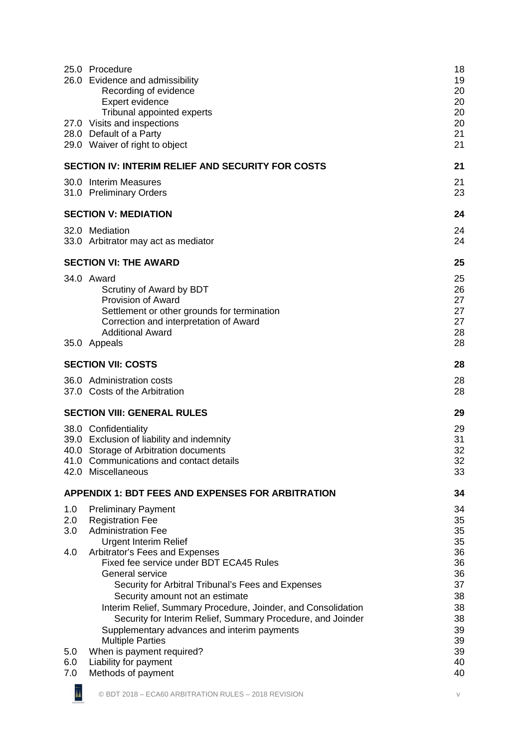| | | |
|---|---|---|
| 25.0 | Procedure | 18 |
| 26.0 | Evidence and admissibility | 19 |
| | Recording of evidence | 20 |
| | Expert evidence | 20 |
| | Tribunal appointed experts | 20 |
| 27.0 | Visits and inspections | 20 |
| 28.0 | Default of a Party | 21 |
| 29.0 | Waiver of right to object | 21 |
| | **SECTION IV: INTERIM RELIEF AND SECURITY FOR COSTS** | **21** |
| 30.0 | Interim Measures | 21 |
| 31.0 | Preliminary Orders | 23 |
| | **SECTION V: MEDIATION** | **24** |
| 32.0 | Mediation | 24 |
| 33.0 | Arbitrator may act as mediator | 24 |
| | **SECTION VI: THE AWARD** | **25** |
| 34.0 | Award | 25 |
| | Scrutiny of Award by BDT | 26 |
| | Provision of Award | 27 |
| | Settlement or other grounds for termination | 27 |
| | Correction and interpretation of Award | 27 |
| | Additional Award | 28 |
| 35.0 | Appeals | 28 |
| | **SECTION VII: COSTS** | **28** |
| 36.0 | Administration costs | 28 |
| 37.0 | Costs of the Arbitration | 28 |
| | **SECTION VIII: GENERAL RULES** | **29** |
| 38.0 | Confidentiality | 29 |
| 39.0 | Exclusion of liability and indemnity | 31 |
| 40.0 | Storage of Arbitration documents | 32 |
| 41.0 | Communications and contact details | 32 |
| 42.0 | Miscellaneous | 33 |
| | **APPENDIX 1: BDT FEES AND EXPENSES FOR ARBITRATION** | **34** |
| 1.0 | Preliminary Payment | 34 |
| 2.0 | Registration Fee | 35 |
| 3.0 | Administration Fee | 35 |
| | Urgent Interim Relief | 35 |
| 4.0 | Arbitrator's Fees and Expenses | 36 |
| | Fixed fee service under BDT ECA45 Rules | 36 |
| | General service | 36 |
| | Security for Arbitral Tribunal's Fees and Expenses | 37 |
| | Security amount not an estimate | 38 |
| | Interim Relief, Summary Procedure, Joinder, and Consolidation | 38 |
| | Security for Interim Relief, Summary Procedure, and Joinder | 38 |
| | Supplementary advances and interim payments | 39 |
| | Multiple Parties | 39 |
| 5.0 | When is payment required? | 39 |
| 6.0 | Liability for payment | 40 |
| 7.0 | Methods of payment | 40 |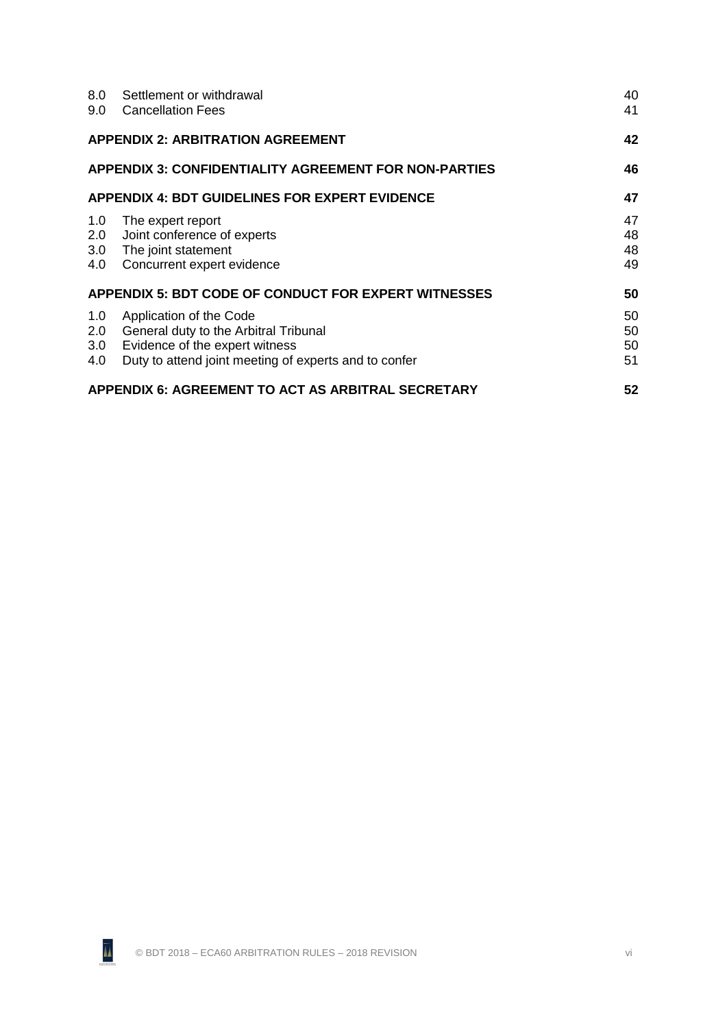| | | |
|---|---|---|
| 8.0 | Settlement or withdrawal | 40 |
| 9.0 | Cancellation Fees | 41 |

**APPENDIX 2: ARBITRATION AGREEMENT** **42**

**APPENDIX 3: CONFIDENTIALITY AGREEMENT FOR NON-PARTIES** **46**

**APPENDIX 4: BDT GUIDELINES FOR EXPERT EVIDENCE** **47**

| | | |
|---|---|---|
| 1.0 | The expert report | 47 |
| 2.0 | Joint conference of experts | 48 |
| 3.0 | The joint statement | 48 |
| 4.0 | Concurrent expert evidence | 49 |

**APPENDIX 5: BDT CODE OF CONDUCT FOR EXPERT WITNESSES** **50**

| | | |
|---|---|---|
| 1.0 | Application of the Code | 50 |
| 2.0 | General duty to the Arbitral Tribunal | 50 |
| 3.0 | Evidence of the expert witness | 50 |
| 4.0 | Duty to attend joint meeting of experts and to confer | 51 |

**APPENDIX 6: AGREEMENT TO ACT AS ARBITRAL SECRETARY** **52**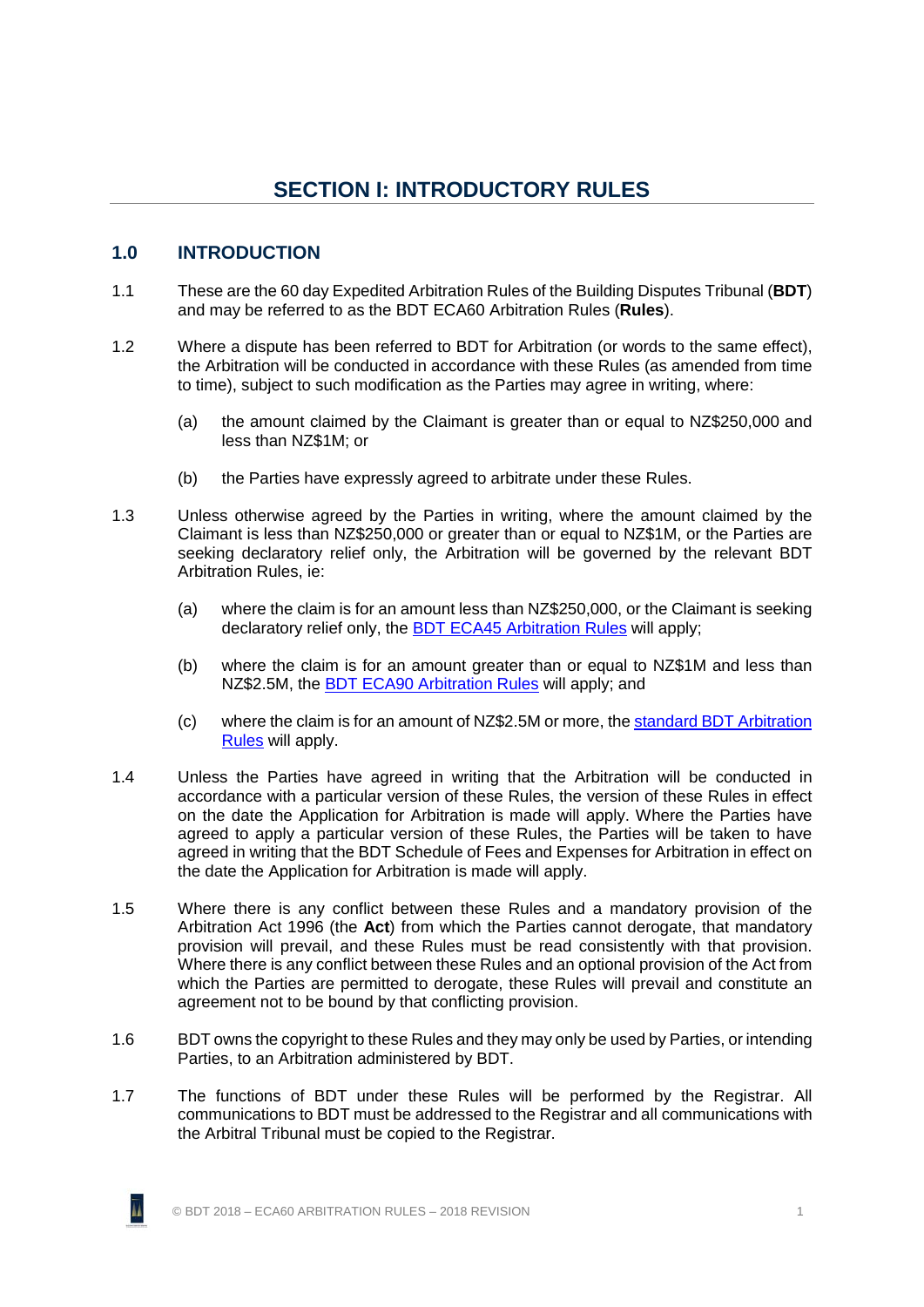# SECTION I: INTRODUCTORY RULES

## 1.0 INTRODUCTION

1.1 These are the 60 day Expedited Arbitration Rules of the Building Disputes Tribunal (**BDT**) and may be referred to as the BDT ECA60 Arbitration Rules (**Rules**).

1.2 Where a dispute has been referred to BDT for Arbitration (or words to the same effect), the Arbitration will be conducted in accordance with these Rules (as amended from time to time), subject to such modification as the Parties may agree in writing, where:

(a) the amount claimed by the Claimant is greater than or equal to NZ$250,000 and less than NZ$1M; or

(b) the Parties have expressly agreed to arbitrate under these Rules.

1.3 Unless otherwise agreed by the Parties in writing, where the amount claimed by the Claimant is less than NZ$250,000 or greater than or equal to NZ$1M, or the Parties are seeking declaratory relief only, the Arbitration will be governed by the relevant BDT Arbitration Rules, ie:

(a) where the claim is for an amount less than NZ$250,000, or the Claimant is seeking declaratory relief only, the BDT ECA45 Arbitration Rules will apply;

(b) where the claim is for an amount greater than or equal to NZ$1M and less than NZ$2.5M, the BDT ECA90 Arbitration Rules will apply; and

(c) where the claim is for an amount of NZ$2.5M or more, the standard BDT Arbitration Rules will apply.

1.4 Unless the Parties have agreed in writing that the Arbitration will be conducted in accordance with a particular version of these Rules, the version of these Rules in effect on the date the Application for Arbitration is made will apply. Where the Parties have agreed to apply a particular version of these Rules, the Parties will be taken to have agreed in writing that the BDT Schedule of Fees and Expenses for Arbitration in effect on the date the Application for Arbitration is made will apply.

1.5 Where there is any conflict between these Rules and a mandatory provision of the Arbitration Act 1996 (the **Act**) from which the Parties cannot derogate, that mandatory provision will prevail, and these Rules must be read consistently with that provision. Where there is any conflict between these Rules and an optional provision of the Act from which the Parties are permitted to derogate, these Rules will prevail and constitute an agreement not to be bound by that conflicting provision.

1.6 BDT owns the copyright to these Rules and they may only be used by Parties, or intending Parties, to an Arbitration administered by BDT.

1.7 The functions of BDT under these Rules will be performed by the Registrar. All communications to BDT must be addressed to the Registrar and all communications with the Arbitral Tribunal must be copied to the Registrar.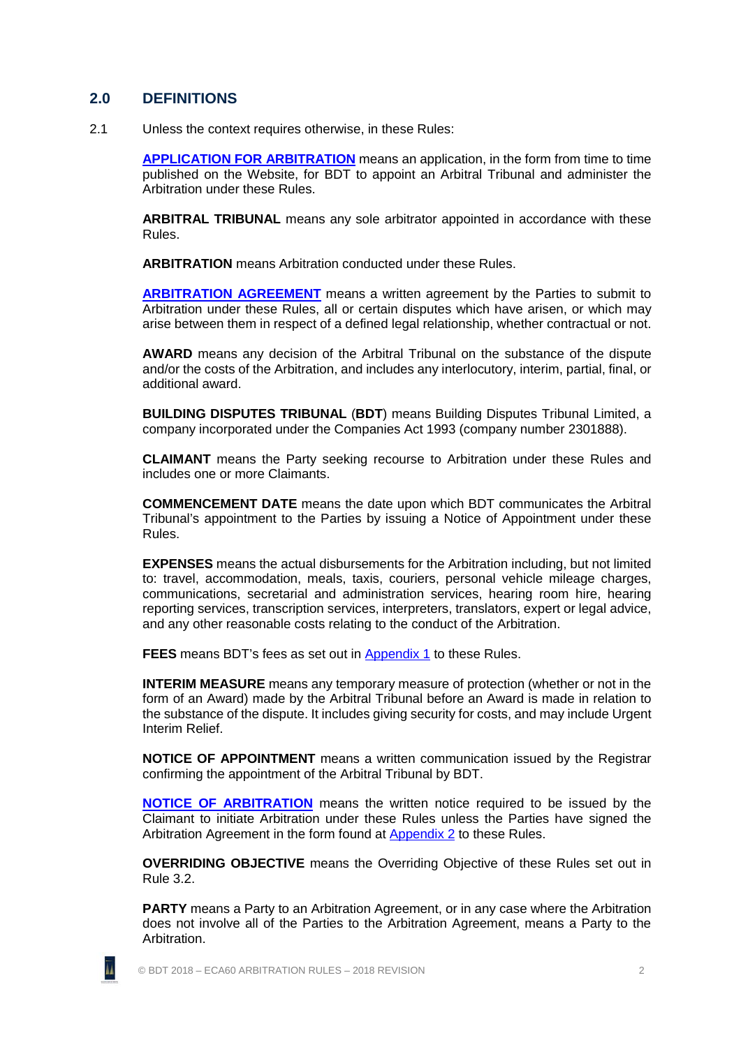## 2.0 DEFINITIONS

2.1 Unless the context requires otherwise, in these Rules:

**APPLICATION FOR ARBITRATION** means an application, in the form from time to time published on the Website, for BDT to appoint an Arbitral Tribunal and administer the Arbitration under these Rules.

**ARBITRAL TRIBUNAL** means any sole arbitrator appointed in accordance with these Rules.

**ARBITRATION** means Arbitration conducted under these Rules.

**ARBITRATION AGREEMENT** means a written agreement by the Parties to submit to Arbitration under these Rules, all or certain disputes which have arisen, or which may arise between them in respect of a defined legal relationship, whether contractual or not.

**AWARD** means any decision of the Arbitral Tribunal on the substance of the dispute and/or the costs of the Arbitration, and includes any interlocutory, interim, partial, final, or additional award.

**BUILDING DISPUTES TRIBUNAL** (**BDT**) means Building Disputes Tribunal Limited, a company incorporated under the Companies Act 1993 (company number 2301888).

**CLAIMANT** means the Party seeking recourse to Arbitration under these Rules and includes one or more Claimants.

**COMMENCEMENT DATE** means the date upon which BDT communicates the Arbitral Tribunal's appointment to the Parties by issuing a Notice of Appointment under these Rules.

**EXPENSES** means the actual disbursements for the Arbitration including, but not limited to: travel, accommodation, meals, taxis, couriers, personal vehicle mileage charges, communications, secretarial and administration services, hearing room hire, hearing reporting services, transcription services, interpreters, translators, expert or legal advice, and any other reasonable costs relating to the conduct of the Arbitration.

**FEES** means BDT's fees as set out in Appendix 1 to these Rules.

**INTERIM MEASURE** means any temporary measure of protection (whether or not in the form of an Award) made by the Arbitral Tribunal before an Award is made in relation to the substance of the dispute. It includes giving security for costs, and may include Urgent Interim Relief.

**NOTICE OF APPOINTMENT** means a written communication issued by the Registrar confirming the appointment of the Arbitral Tribunal by BDT.

**NOTICE OF ARBITRATION** means the written notice required to be issued by the Claimant to initiate Arbitration under these Rules unless the Parties have signed the Arbitration Agreement in the form found at Appendix 2 to these Rules.

**OVERRIDING OBJECTIVE** means the Overriding Objective of these Rules set out in Rule 3.2.

**PARTY** means a Party to an Arbitration Agreement, or in any case where the Arbitration does not involve all of the Parties to the Arbitration Agreement, means a Party to the Arbitration.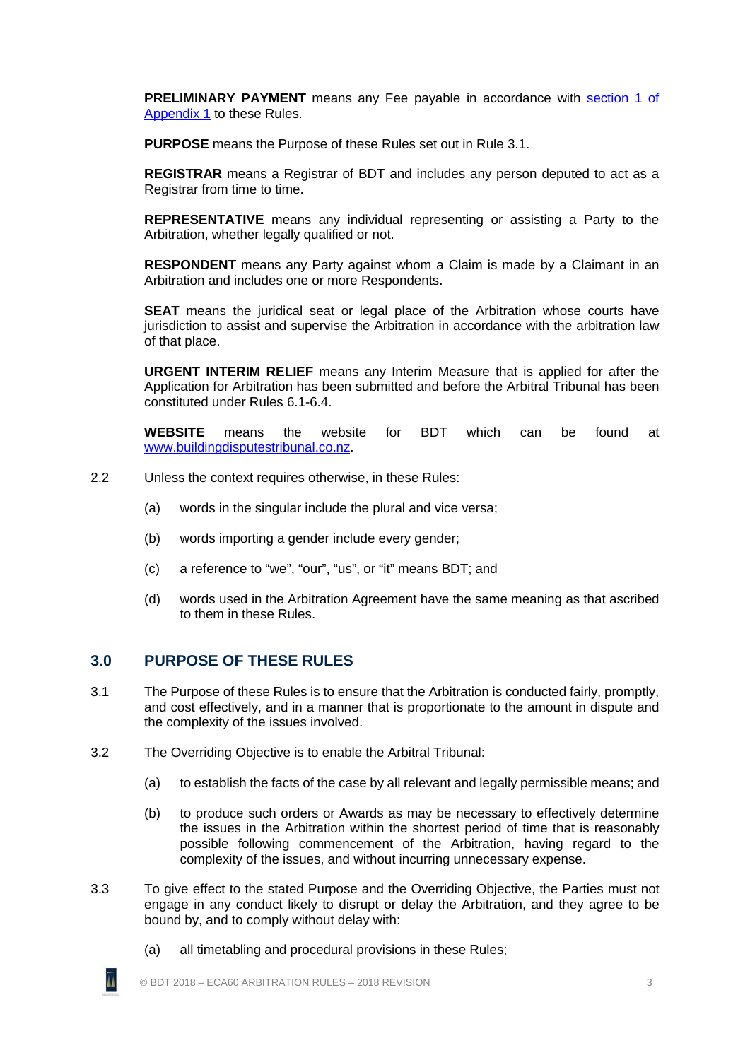**PRELIMINARY PAYMENT** means any Fee payable in accordance with [section 1 of Appendix 1](#) to these Rules.

**PURPOSE** means the Purpose of these Rules set out in Rule 3.1.

**REGISTRAR** means a Registrar of BDT and includes any person deputed to act as a Registrar from time to time.

**REPRESENTATIVE** means any individual representing or assisting a Party to the Arbitration, whether legally qualified or not.

**RESPONDENT** means any Party against whom a Claim is made by a Claimant in an Arbitration and includes one or more Respondents.

**SEAT** means the juridical seat or legal place of the Arbitration whose courts have jurisdiction to assist and supervise the Arbitration in accordance with the arbitration law of that place.

**URGENT INTERIM RELIEF** means any Interim Measure that is applied for after the Application for Arbitration has been submitted and before the Arbitral Tribunal has been constituted under Rules 6.1-6.4.

**WEBSITE** means the website for BDT which can be found at [www.buildingdisputestribunal.co.nz](http://www.buildingdisputestribunal.co.nz).

2.2 Unless the context requires otherwise, in these Rules:

(a) words in the singular include the plural and vice versa;

(b) words importing a gender include every gender;

(c) a reference to "we", "our", "us", or "it" means BDT; and

(d) words used in the Arbitration Agreement have the same meaning as that ascribed to them in these Rules.

## 3.0 PURPOSE OF THESE RULES

3.1 The Purpose of these Rules is to ensure that the Arbitration is conducted fairly, promptly, and cost effectively, and in a manner that is proportionate to the amount in dispute and the complexity of the issues involved.

3.2 The Overriding Objective is to enable the Arbitral Tribunal:

(a) to establish the facts of the case by all relevant and legally permissible means; and

(b) to produce such orders or Awards as may be necessary to effectively determine the issues in the Arbitration within the shortest period of time that is reasonably possible following commencement of the Arbitration, having regard to the complexity of the issues, and without incurring unnecessary expense.

3.3 To give effect to the stated Purpose and the Overriding Objective, the Parties must not engage in any conduct likely to disrupt or delay the Arbitration, and they agree to be bound by, and to comply without delay with:

(a) all timetabling and procedural provisions in these Rules;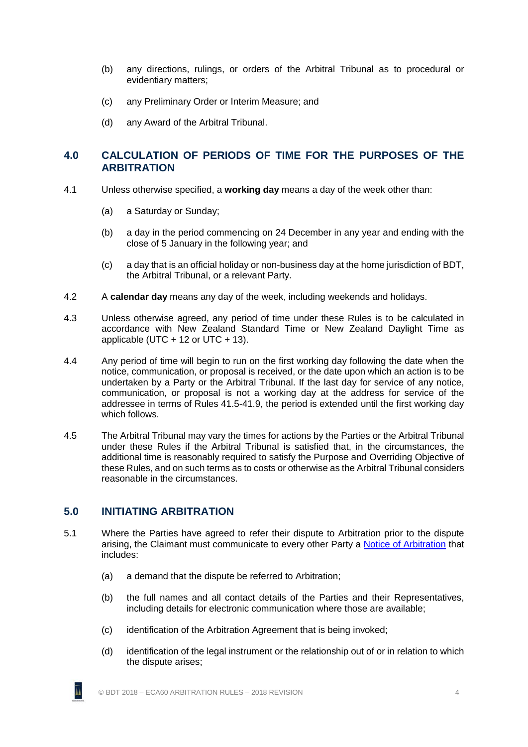(b) any directions, rulings, or orders of the Arbitral Tribunal as to procedural or evidentiary matters;

(c) any Preliminary Order or Interim Measure; and

(d) any Award of the Arbitral Tribunal.

## 4.0 CALCULATION OF PERIODS OF TIME FOR THE PURPOSES OF THE ARBITRATION

4.1 Unless otherwise specified, a **working day** means a day of the week other than:

(a) a Saturday or Sunday;

(b) a day in the period commencing on 24 December in any year and ending with the close of 5 January in the following year; and

(c) a day that is an official holiday or non-business day at the home jurisdiction of BDT, the Arbitral Tribunal, or a relevant Party.

4.2 A **calendar day** means any day of the week, including weekends and holidays.

4.3 Unless otherwise agreed, any period of time under these Rules is to be calculated in accordance with New Zealand Standard Time or New Zealand Daylight Time as applicable (UTC + 12 or UTC + 13).

4.4 Any period of time will begin to run on the first working day following the date when the notice, communication, or proposal is received, or the date upon which an action is to be undertaken by a Party or the Arbitral Tribunal. If the last day for service of any notice, communication, or proposal is not a working day at the address for service of the addressee in terms of Rules 41.5-41.9, the period is extended until the first working day which follows.

4.5 The Arbitral Tribunal may vary the times for actions by the Parties or the Arbitral Tribunal under these Rules if the Arbitral Tribunal is satisfied that, in the circumstances, the additional time is reasonably required to satisfy the Purpose and Overriding Objective of these Rules, and on such terms as to costs or otherwise as the Arbitral Tribunal considers reasonable in the circumstances.

## 5.0 INITIATING ARBITRATION

5.1 Where the Parties have agreed to refer their dispute to Arbitration prior to the dispute arising, the Claimant must communicate to every other Party a Notice of Arbitration that includes:

(a) a demand that the dispute be referred to Arbitration;

(b) the full names and all contact details of the Parties and their Representatives, including details for electronic communication where those are available;

(c) identification of the Arbitration Agreement that is being invoked;

(d) identification of the legal instrument or the relationship out of or in relation to which the dispute arises;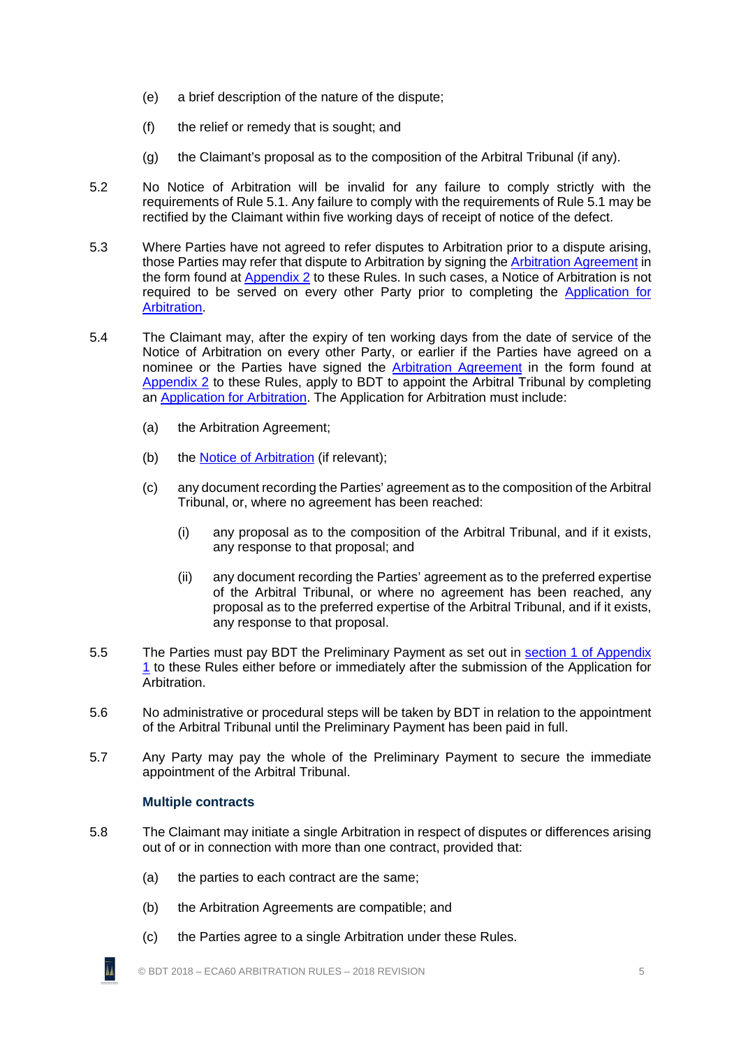(e) a brief description of the nature of the dispute;

(f) the relief or remedy that is sought; and

(g) the Claimant's proposal as to the composition of the Arbitral Tribunal (if any).

5.2 No Notice of Arbitration will be invalid for any failure to comply strictly with the requirements of Rule 5.1. Any failure to comply with the requirements of Rule 5.1 may be rectified by the Claimant within five working days of receipt of notice of the defect.

5.3 Where Parties have not agreed to refer disputes to Arbitration prior to a dispute arising, those Parties may refer that dispute to Arbitration by signing the Arbitration Agreement in the form found at Appendix 2 to these Rules. In such cases, a Notice of Arbitration is not required to be served on every other Party prior to completing the Application for Arbitration.

5.4 The Claimant may, after the expiry of ten working days from the date of service of the Notice of Arbitration on every other Party, or earlier if the Parties have agreed on a nominee or the Parties have signed the Arbitration Agreement in the form found at Appendix 2 to these Rules, apply to BDT to appoint the Arbitral Tribunal by completing an Application for Arbitration. The Application for Arbitration must include:

(a) the Arbitration Agreement;

(b) the Notice of Arbitration (if relevant);

(c) any document recording the Parties' agreement as to the composition of the Arbitral Tribunal, or, where no agreement has been reached:

(i) any proposal as to the composition of the Arbitral Tribunal, and if it exists, any response to that proposal; and

(ii) any document recording the Parties' agreement as to the preferred expertise of the Arbitral Tribunal, or where no agreement has been reached, any proposal as to the preferred expertise of the Arbitral Tribunal, and if it exists, any response to that proposal.

5.5 The Parties must pay BDT the Preliminary Payment as set out in section 1 of Appendix 1 to these Rules either before or immediately after the submission of the Application for Arbitration.

5.6 No administrative or procedural steps will be taken by BDT in relation to the appointment of the Arbitral Tribunal until the Preliminary Payment has been paid in full.

5.7 Any Party may pay the whole of the Preliminary Payment to secure the immediate appointment of the Arbitral Tribunal.

**Multiple contracts**

5.8 The Claimant may initiate a single Arbitration in respect of disputes or differences arising out of or in connection with more than one contract, provided that:

(a) the parties to each contract are the same;

(b) the Arbitration Agreements are compatible; and

(c) the Parties agree to a single Arbitration under these Rules.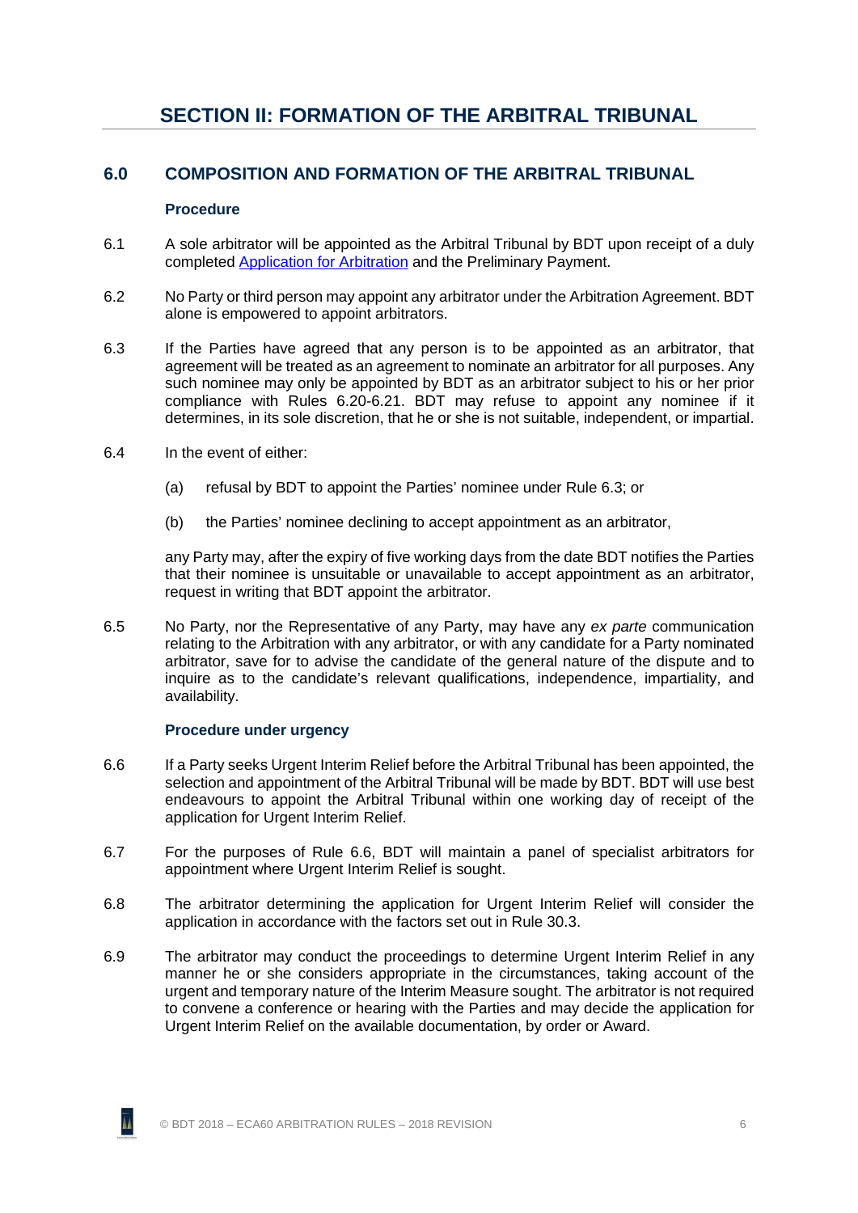# SECTION II: FORMATION OF THE ARBITRAL TRIBUNAL

## 6.0 COMPOSITION AND FORMATION OF THE ARBITRAL TRIBUNAL

### Procedure

6.1 A sole arbitrator will be appointed as the Arbitral Tribunal by BDT upon receipt of a duly completed Application for Arbitration and the Preliminary Payment.

6.2 No Party or third person may appoint any arbitrator under the Arbitration Agreement. BDT alone is empowered to appoint arbitrators.

6.3 If the Parties have agreed that any person is to be appointed as an arbitrator, that agreement will be treated as an agreement to nominate an arbitrator for all purposes. Any such nominee may only be appointed by BDT as an arbitrator subject to his or her prior compliance with Rules 6.20-6.21. BDT may refuse to appoint any nominee if it determines, in its sole discretion, that he or she is not suitable, independent, or impartial.

6.4 In the event of either:

(a) refusal by BDT to appoint the Parties' nominee under Rule 6.3; or

(b) the Parties' nominee declining to accept appointment as an arbitrator,

any Party may, after the expiry of five working days from the date BDT notifies the Parties that their nominee is unsuitable or unavailable to accept appointment as an arbitrator, request in writing that BDT appoint the arbitrator.

6.5 No Party, nor the Representative of any Party, may have any *ex parte* communication relating to the Arbitration with any arbitrator, or with any candidate for a Party nominated arbitrator, save for to advise the candidate of the general nature of the dispute and to inquire as to the candidate's relevant qualifications, independence, impartiality, and availability.

### Procedure under urgency

6.6 If a Party seeks Urgent Interim Relief before the Arbitral Tribunal has been appointed, the selection and appointment of the Arbitral Tribunal will be made by BDT. BDT will use best endeavours to appoint the Arbitral Tribunal within one working day of receipt of the application for Urgent Interim Relief.

6.7 For the purposes of Rule 6.6, BDT will maintain a panel of specialist arbitrators for appointment where Urgent Interim Relief is sought.

6.8 The arbitrator determining the application for Urgent Interim Relief will consider the application in accordance with the factors set out in Rule 30.3.

6.9 The arbitrator may conduct the proceedings to determine Urgent Interim Relief in any manner he or she considers appropriate in the circumstances, taking account of the urgent and temporary nature of the Interim Measure sought. The arbitrator is not required to convene a conference or hearing with the Parties and may decide the application for Urgent Interim Relief on the available documentation, by order or Award.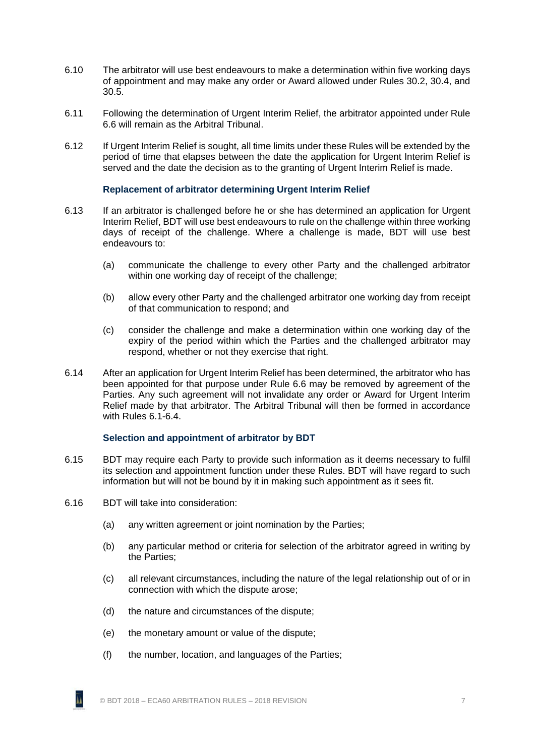6.10 The arbitrator will use best endeavours to make a determination within five working days of appointment and may make any order or Award allowed under Rules 30.2, 30.4, and 30.5.

6.11 Following the determination of Urgent Interim Relief, the arbitrator appointed under Rule 6.6 will remain as the Arbitral Tribunal.

6.12 If Urgent Interim Relief is sought, all time limits under these Rules will be extended by the period of time that elapses between the date the application for Urgent Interim Relief is served and the date the decision as to the granting of Urgent Interim Relief is made.

### Replacement of arbitrator determining Urgent Interim Relief

6.13 If an arbitrator is challenged before he or she has determined an application for Urgent Interim Relief, BDT will use best endeavours to rule on the challenge within three working days of receipt of the challenge. Where a challenge is made, BDT will use best endeavours to:

(a) communicate the challenge to every other Party and the challenged arbitrator within one working day of receipt of the challenge;

(b) allow every other Party and the challenged arbitrator one working day from receipt of that communication to respond; and

(c) consider the challenge and make a determination within one working day of the expiry of the period within which the Parties and the challenged arbitrator may respond, whether or not they exercise that right.

6.14 After an application for Urgent Interim Relief has been determined, the arbitrator who has been appointed for that purpose under Rule 6.6 may be removed by agreement of the Parties. Any such agreement will not invalidate any order or Award for Urgent Interim Relief made by that arbitrator. The Arbitral Tribunal will then be formed in accordance with Rules 6.1-6.4.

### Selection and appointment of arbitrator by BDT

6.15 BDT may require each Party to provide such information as it deems necessary to fulfil its selection and appointment function under these Rules. BDT will have regard to such information but will not be bound by it in making such appointment as it sees fit.

6.16 BDT will take into consideration:

(a) any written agreement or joint nomination by the Parties;

(b) any particular method or criteria for selection of the arbitrator agreed in writing by the Parties;

(c) all relevant circumstances, including the nature of the legal relationship out of or in connection with which the dispute arose;

(d) the nature and circumstances of the dispute;

(e) the monetary amount or value of the dispute;

(f) the number, location, and languages of the Parties;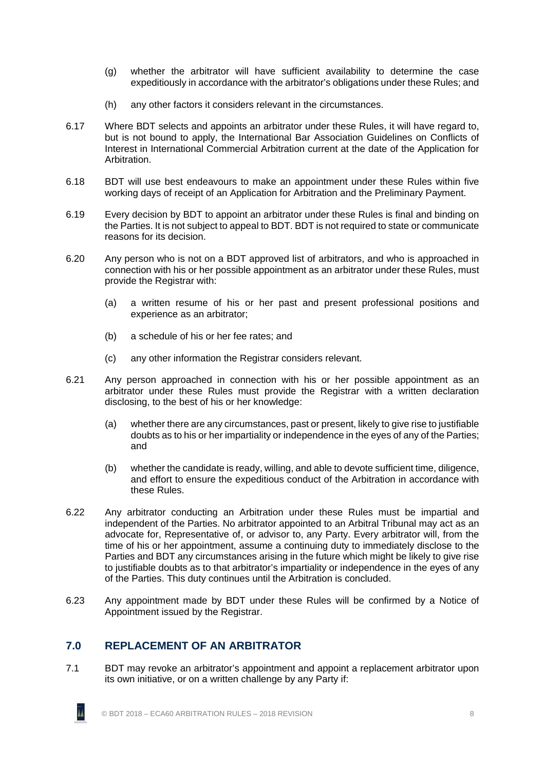(g) whether the arbitrator will have sufficient availability to determine the case expeditiously in accordance with the arbitrator's obligations under these Rules; and

(h) any other factors it considers relevant in the circumstances.

6.17 Where BDT selects and appoints an arbitrator under these Rules, it will have regard to, but is not bound to apply, the International Bar Association Guidelines on Conflicts of Interest in International Commercial Arbitration current at the date of the Application for Arbitration.

6.18 BDT will use best endeavours to make an appointment under these Rules within five working days of receipt of an Application for Arbitration and the Preliminary Payment.

6.19 Every decision by BDT to appoint an arbitrator under these Rules is final and binding on the Parties. It is not subject to appeal to BDT. BDT is not required to state or communicate reasons for its decision.

6.20 Any person who is not on a BDT approved list of arbitrators, and who is approached in connection with his or her possible appointment as an arbitrator under these Rules, must provide the Registrar with:

(a) a written resume of his or her past and present professional positions and experience as an arbitrator;

(b) a schedule of his or her fee rates; and

(c) any other information the Registrar considers relevant.

6.21 Any person approached in connection with his or her possible appointment as an arbitrator under these Rules must provide the Registrar with a written declaration disclosing, to the best of his or her knowledge:

(a) whether there are any circumstances, past or present, likely to give rise to justifiable doubts as to his or her impartiality or independence in the eyes of any of the Parties; and

(b) whether the candidate is ready, willing, and able to devote sufficient time, diligence, and effort to ensure the expeditious conduct of the Arbitration in accordance with these Rules.

6.22 Any arbitrator conducting an Arbitration under these Rules must be impartial and independent of the Parties. No arbitrator appointed to an Arbitral Tribunal may act as an advocate for, Representative of, or advisor to, any Party. Every arbitrator will, from the time of his or her appointment, assume a continuing duty to immediately disclose to the Parties and BDT any circumstances arising in the future which might be likely to give rise to justifiable doubts as to that arbitrator's impartiality or independence in the eyes of any of the Parties. This duty continues until the Arbitration is concluded.

6.23 Any appointment made by BDT under these Rules will be confirmed by a Notice of Appointment issued by the Registrar.

## 7.0 REPLACEMENT OF AN ARBITRATOR

7.1 BDT may revoke an arbitrator's appointment and appoint a replacement arbitrator upon its own initiative, or on a written challenge by any Party if: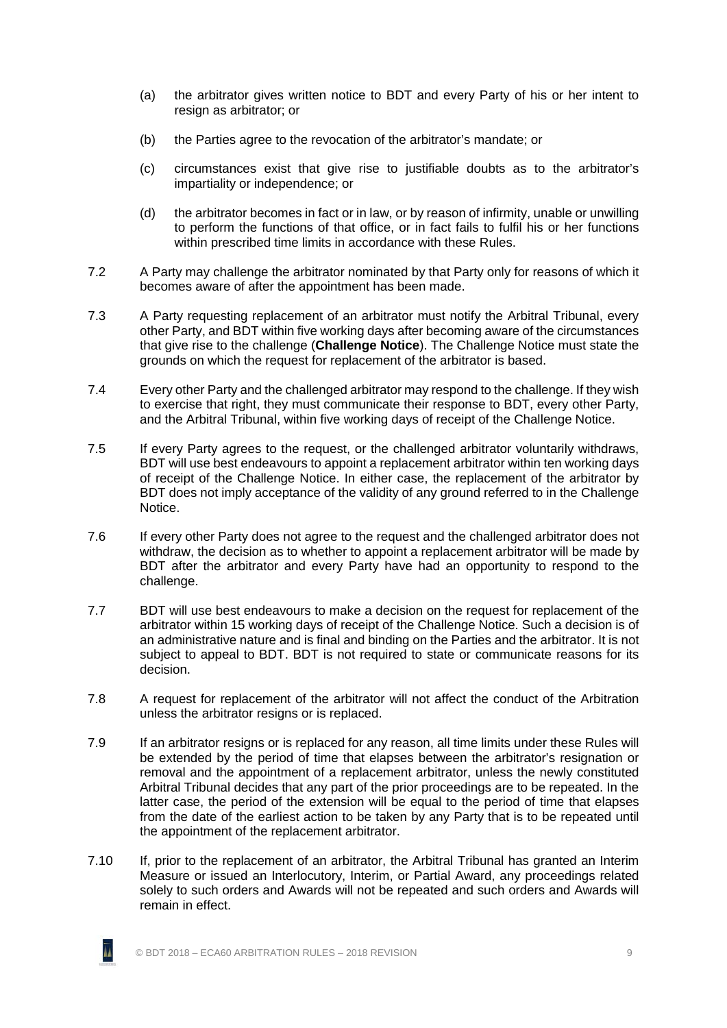(a) the arbitrator gives written notice to BDT and every Party of his or her intent to resign as arbitrator; or

(b) the Parties agree to the revocation of the arbitrator's mandate; or

(c) circumstances exist that give rise to justifiable doubts as to the arbitrator's impartiality or independence; or

(d) the arbitrator becomes in fact or in law, or by reason of infirmity, unable or unwilling to perform the functions of that office, or in fact fails to fulfil his or her functions within prescribed time limits in accordance with these Rules.

7.2 A Party may challenge the arbitrator nominated by that Party only for reasons of which it becomes aware of after the appointment has been made.

7.3 A Party requesting replacement of an arbitrator must notify the Arbitral Tribunal, every other Party, and BDT within five working days after becoming aware of the circumstances that give rise to the challenge (**Challenge Notice**). The Challenge Notice must state the grounds on which the request for replacement of the arbitrator is based.

7.4 Every other Party and the challenged arbitrator may respond to the challenge. If they wish to exercise that right, they must communicate their response to BDT, every other Party, and the Arbitral Tribunal, within five working days of receipt of the Challenge Notice.

7.5 If every Party agrees to the request, or the challenged arbitrator voluntarily withdraws, BDT will use best endeavours to appoint a replacement arbitrator within ten working days of receipt of the Challenge Notice. In either case, the replacement of the arbitrator by BDT does not imply acceptance of the validity of any ground referred to in the Challenge Notice.

7.6 If every other Party does not agree to the request and the challenged arbitrator does not withdraw, the decision as to whether to appoint a replacement arbitrator will be made by BDT after the arbitrator and every Party have had an opportunity to respond to the challenge.

7.7 BDT will use best endeavours to make a decision on the request for replacement of the arbitrator within 15 working days of receipt of the Challenge Notice. Such a decision is of an administrative nature and is final and binding on the Parties and the arbitrator. It is not subject to appeal to BDT. BDT is not required to state or communicate reasons for its decision.

7.8 A request for replacement of the arbitrator will not affect the conduct of the Arbitration unless the arbitrator resigns or is replaced.

7.9 If an arbitrator resigns or is replaced for any reason, all time limits under these Rules will be extended by the period of time that elapses between the arbitrator's resignation or removal and the appointment of a replacement arbitrator, unless the newly constituted Arbitral Tribunal decides that any part of the prior proceedings are to be repeated. In the latter case, the period of the extension will be equal to the period of time that elapses from the date of the earliest action to be taken by any Party that is to be repeated until the appointment of the replacement arbitrator.

7.10 If, prior to the replacement of an arbitrator, the Arbitral Tribunal has granted an Interim Measure or issued an Interlocutory, Interim, or Partial Award, any proceedings related solely to such orders and Awards will not be repeated and such orders and Awards will remain in effect.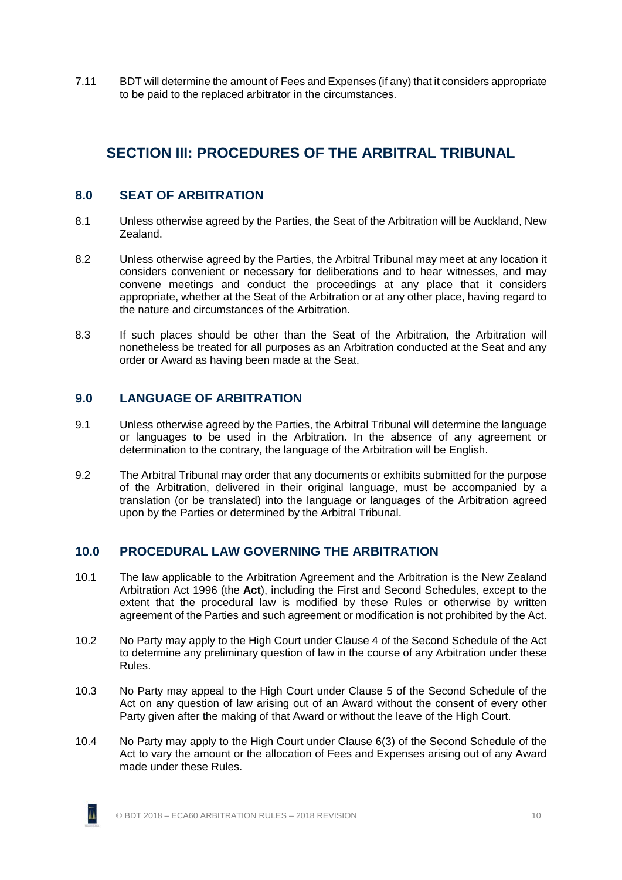7.11 BDT will determine the amount of Fees and Expenses (if any) that it considers appropriate to be paid to the replaced arbitrator in the circumstances.

## SECTION III: PROCEDURES OF THE ARBITRAL TRIBUNAL

### 8.0 SEAT OF ARBITRATION

8.1 Unless otherwise agreed by the Parties, the Seat of the Arbitration will be Auckland, New Zealand.

8.2 Unless otherwise agreed by the Parties, the Arbitral Tribunal may meet at any location it considers convenient or necessary for deliberations and to hear witnesses, and may convene meetings and conduct the proceedings at any place that it considers appropriate, whether at the Seat of the Arbitration or at any other place, having regard to the nature and circumstances of the Arbitration.

8.3 If such places should be other than the Seat of the Arbitration, the Arbitration will nonetheless be treated for all purposes as an Arbitration conducted at the Seat and any order or Award as having been made at the Seat.

### 9.0 LANGUAGE OF ARBITRATION

9.1 Unless otherwise agreed by the Parties, the Arbitral Tribunal will determine the language or languages to be used in the Arbitration. In the absence of any agreement or determination to the contrary, the language of the Arbitration will be English.

9.2 The Arbitral Tribunal may order that any documents or exhibits submitted for the purpose of the Arbitration, delivered in their original language, must be accompanied by a translation (or be translated) into the language or languages of the Arbitration agreed upon by the Parties or determined by the Arbitral Tribunal.

### 10.0 PROCEDURAL LAW GOVERNING THE ARBITRATION

10.1 The law applicable to the Arbitration Agreement and the Arbitration is the New Zealand Arbitration Act 1996 (the **Act**), including the First and Second Schedules, except to the extent that the procedural law is modified by these Rules or otherwise by written agreement of the Parties and such agreement or modification is not prohibited by the Act.

10.2 No Party may apply to the High Court under Clause 4 of the Second Schedule of the Act to determine any preliminary question of law in the course of any Arbitration under these Rules.

10.3 No Party may appeal to the High Court under Clause 5 of the Second Schedule of the Act on any question of law arising out of an Award without the consent of every other Party given after the making of that Award or without the leave of the High Court.

10.4 No Party may apply to the High Court under Clause 6(3) of the Second Schedule of the Act to vary the amount or the allocation of Fees and Expenses arising out of any Award made under these Rules.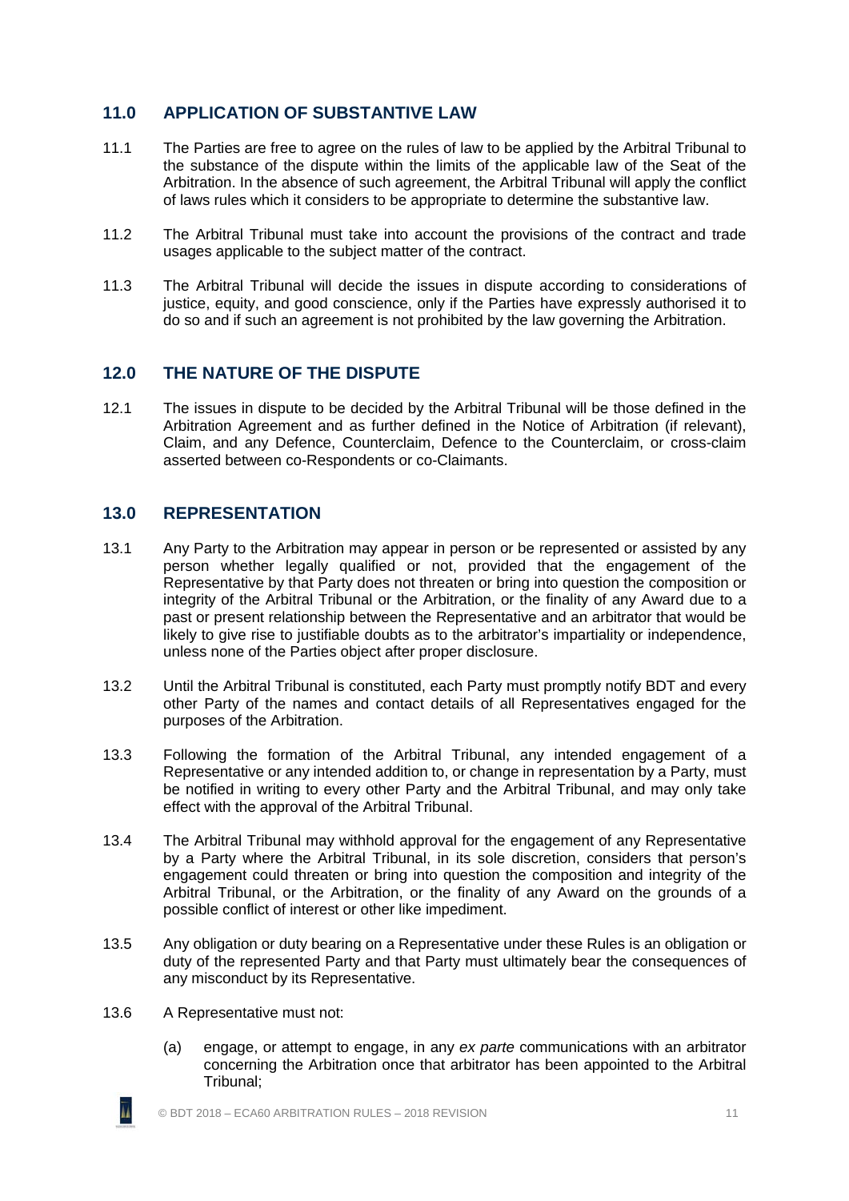## 11.0 APPLICATION OF SUBSTANTIVE LAW

11.1 The Parties are free to agree on the rules of law to be applied by the Arbitral Tribunal to the substance of the dispute within the limits of the applicable law of the Seat of the Arbitration. In the absence of such agreement, the Arbitral Tribunal will apply the conflict of laws rules which it considers to be appropriate to determine the substantive law.

11.2 The Arbitral Tribunal must take into account the provisions of the contract and trade usages applicable to the subject matter of the contract.

11.3 The Arbitral Tribunal will decide the issues in dispute according to considerations of justice, equity, and good conscience, only if the Parties have expressly authorised it to do so and if such an agreement is not prohibited by the law governing the Arbitration.

## 12.0 THE NATURE OF THE DISPUTE

12.1 The issues in dispute to be decided by the Arbitral Tribunal will be those defined in the Arbitration Agreement and as further defined in the Notice of Arbitration (if relevant), Claim, and any Defence, Counterclaim, Defence to the Counterclaim, or cross-claim asserted between co-Respondents or co-Claimants.

## 13.0 REPRESENTATION

13.1 Any Party to the Arbitration may appear in person or be represented or assisted by any person whether legally qualified or not, provided that the engagement of the Representative by that Party does not threaten or bring into question the composition or integrity of the Arbitral Tribunal or the Arbitration, or the finality of any Award due to a past or present relationship between the Representative and an arbitrator that would be likely to give rise to justifiable doubts as to the arbitrator's impartiality or independence, unless none of the Parties object after proper disclosure.

13.2 Until the Arbitral Tribunal is constituted, each Party must promptly notify BDT and every other Party of the names and contact details of all Representatives engaged for the purposes of the Arbitration.

13.3 Following the formation of the Arbitral Tribunal, any intended engagement of a Representative or any intended addition to, or change in representation by a Party, must be notified in writing to every other Party and the Arbitral Tribunal, and may only take effect with the approval of the Arbitral Tribunal.

13.4 The Arbitral Tribunal may withhold approval for the engagement of any Representative by a Party where the Arbitral Tribunal, in its sole discretion, considers that person's engagement could threaten or bring into question the composition and integrity of the Arbitral Tribunal, or the Arbitration, or the finality of any Award on the grounds of a possible conflict of interest or other like impediment.

13.5 Any obligation or duty bearing on a Representative under these Rules is an obligation or duty of the represented Party and that Party must ultimately bear the consequences of any misconduct by its Representative.

13.6 A Representative must not:

(a) engage, or attempt to engage, in any *ex parte* communications with an arbitrator concerning the Arbitration once that arbitrator has been appointed to the Arbitral Tribunal;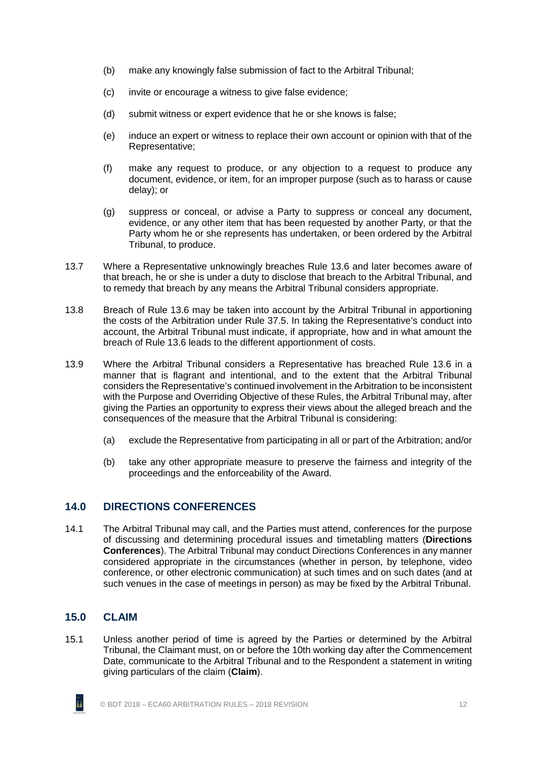(b) make any knowingly false submission of fact to the Arbitral Tribunal;

(c) invite or encourage a witness to give false evidence;

(d) submit witness or expert evidence that he or she knows is false;

(e) induce an expert or witness to replace their own account or opinion with that of the Representative;

(f) make any request to produce, or any objection to a request to produce any document, evidence, or item, for an improper purpose (such as to harass or cause delay); or

(g) suppress or conceal, or advise a Party to suppress or conceal any document, evidence, or any other item that has been requested by another Party, or that the Party whom he or she represents has undertaken, or been ordered by the Arbitral Tribunal, to produce.

13.7 Where a Representative unknowingly breaches Rule 13.6 and later becomes aware of that breach, he or she is under a duty to disclose that breach to the Arbitral Tribunal, and to remedy that breach by any means the Arbitral Tribunal considers appropriate.

13.8 Breach of Rule 13.6 may be taken into account by the Arbitral Tribunal in apportioning the costs of the Arbitration under Rule 37.5. In taking the Representative's conduct into account, the Arbitral Tribunal must indicate, if appropriate, how and in what amount the breach of Rule 13.6 leads to the different apportionment of costs.

13.9 Where the Arbitral Tribunal considers a Representative has breached Rule 13.6 in a manner that is flagrant and intentional, and to the extent that the Arbitral Tribunal considers the Representative's continued involvement in the Arbitration to be inconsistent with the Purpose and Overriding Objective of these Rules, the Arbitral Tribunal may, after giving the Parties an opportunity to express their views about the alleged breach and the consequences of the measure that the Arbitral Tribunal is considering:

(a) exclude the Representative from participating in all or part of the Arbitration; and/or

(b) take any other appropriate measure to preserve the fairness and integrity of the proceedings and the enforceability of the Award.

## 14.0 DIRECTIONS CONFERENCES

14.1 The Arbitral Tribunal may call, and the Parties must attend, conferences for the purpose of discussing and determining procedural issues and timetabling matters (**Directions Conferences**). The Arbitral Tribunal may conduct Directions Conferences in any manner considered appropriate in the circumstances (whether in person, by telephone, video conference, or other electronic communication) at such times and on such dates (and at such venues in the case of meetings in person) as may be fixed by the Arbitral Tribunal.

## 15.0 CLAIM

15.1 Unless another period of time is agreed by the Parties or determined by the Arbitral Tribunal, the Claimant must, on or before the 10th working day after the Commencement Date, communicate to the Arbitral Tribunal and to the Respondent a statement in writing giving particulars of the claim (**Claim**).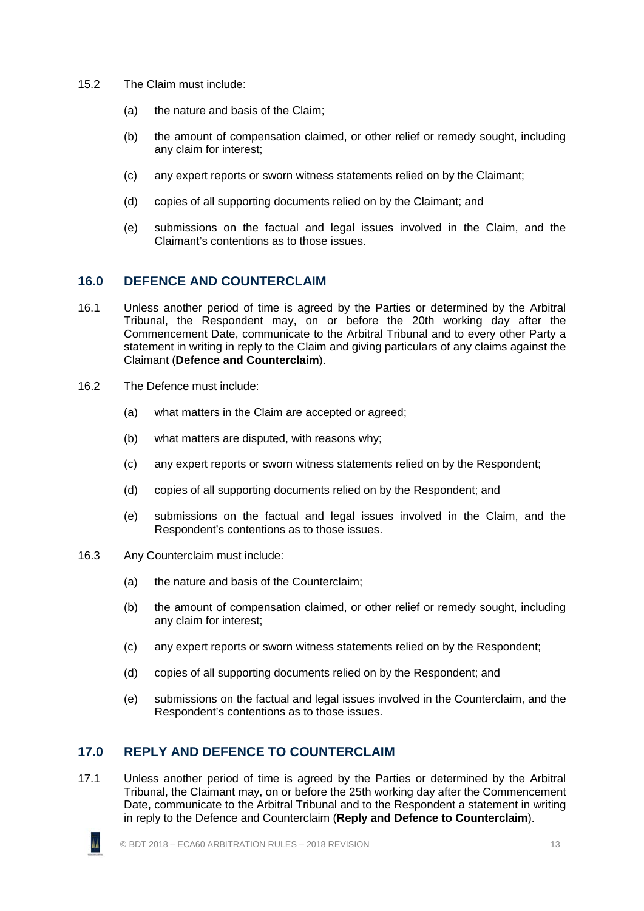15.2 The Claim must include:

(a) the nature and basis of the Claim;

(b) the amount of compensation claimed, or other relief or remedy sought, including any claim for interest;

(c) any expert reports or sworn witness statements relied on by the Claimant;

(d) copies of all supporting documents relied on by the Claimant; and

(e) submissions on the factual and legal issues involved in the Claim, and the Claimant's contentions as to those issues.

## 16.0 DEFENCE AND COUNTERCLAIM

16.1 Unless another period of time is agreed by the Parties or determined by the Arbitral Tribunal, the Respondent may, on or before the 20th working day after the Commencement Date, communicate to the Arbitral Tribunal and to every other Party a statement in writing in reply to the Claim and giving particulars of any claims against the Claimant (**Defence and Counterclaim**).

16.2 The Defence must include:

(a) what matters in the Claim are accepted or agreed;

(b) what matters are disputed, with reasons why;

(c) any expert reports or sworn witness statements relied on by the Respondent;

(d) copies of all supporting documents relied on by the Respondent; and

(e) submissions on the factual and legal issues involved in the Claim, and the Respondent's contentions as to those issues.

16.3 Any Counterclaim must include:

(a) the nature and basis of the Counterclaim;

(b) the amount of compensation claimed, or other relief or remedy sought, including any claim for interest;

(c) any expert reports or sworn witness statements relied on by the Respondent;

(d) copies of all supporting documents relied on by the Respondent; and

(e) submissions on the factual and legal issues involved in the Counterclaim, and the Respondent's contentions as to those issues.

## 17.0 REPLY AND DEFENCE TO COUNTERCLAIM

17.1 Unless another period of time is agreed by the Parties or determined by the Arbitral Tribunal, the Claimant may, on or before the 25th working day after the Commencement Date, communicate to the Arbitral Tribunal and to the Respondent a statement in writing in reply to the Defence and Counterclaim (**Reply and Defence to Counterclaim**).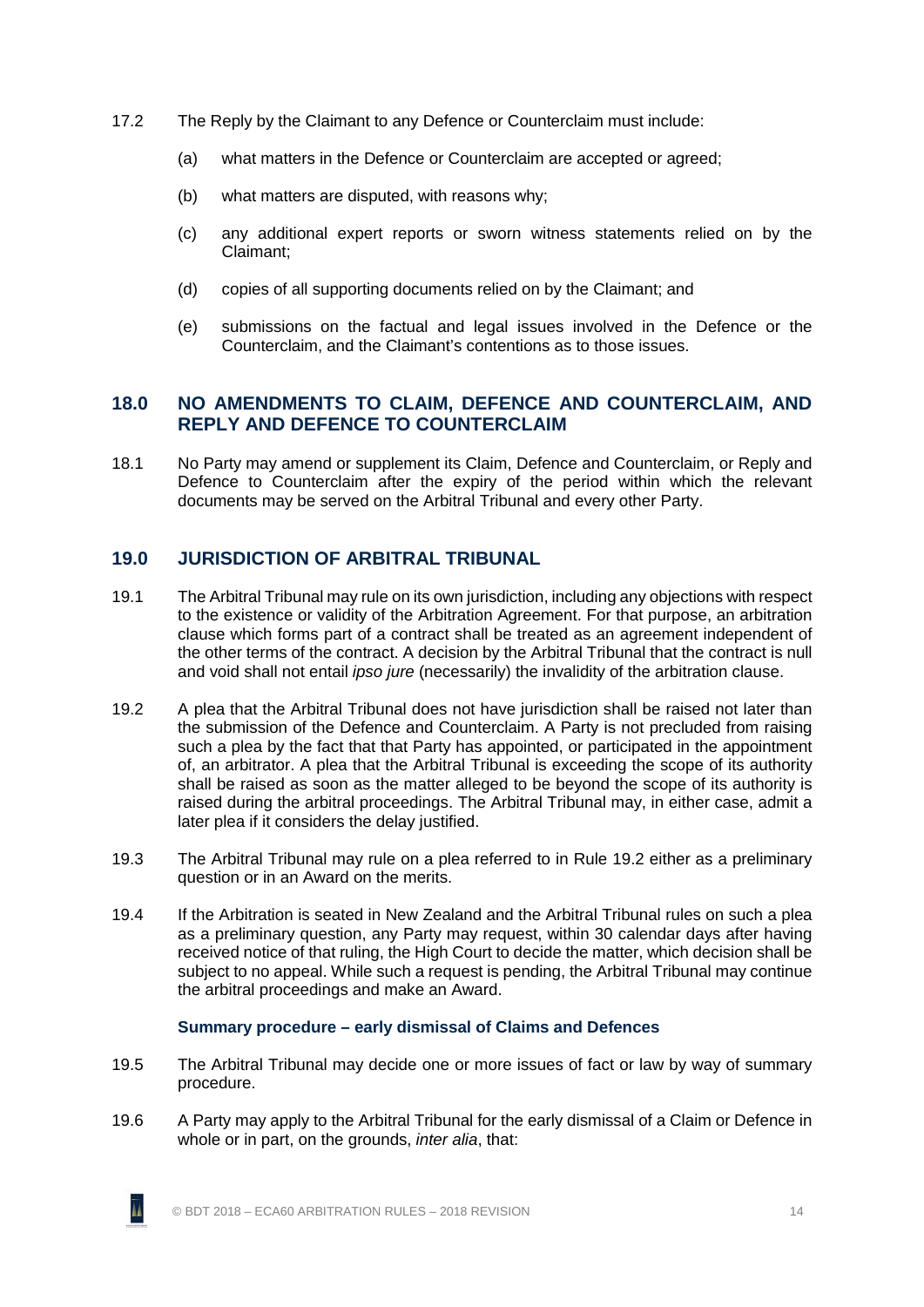17.2 The Reply by the Claimant to any Defence or Counterclaim must include:

(a) what matters in the Defence or Counterclaim are accepted or agreed;

(b) what matters are disputed, with reasons why;

(c) any additional expert reports or sworn witness statements relied on by the Claimant;

(d) copies of all supporting documents relied on by the Claimant; and

(e) submissions on the factual and legal issues involved in the Defence or the Counterclaim, and the Claimant's contentions as to those issues.

## 18.0 NO AMENDMENTS TO CLAIM, DEFENCE AND COUNTERCLAIM, AND REPLY AND DEFENCE TO COUNTERCLAIM

18.1 No Party may amend or supplement its Claim, Defence and Counterclaim, or Reply and Defence to Counterclaim after the expiry of the period within which the relevant documents may be served on the Arbitral Tribunal and every other Party.

## 19.0 JURISDICTION OF ARBITRAL TRIBUNAL

19.1 The Arbitral Tribunal may rule on its own jurisdiction, including any objections with respect to the existence or validity of the Arbitration Agreement. For that purpose, an arbitration clause which forms part of a contract shall be treated as an agreement independent of the other terms of the contract. A decision by the Arbitral Tribunal that the contract is null and void shall not entail *ipso jure* (necessarily) the invalidity of the arbitration clause.

19.2 A plea that the Arbitral Tribunal does not have jurisdiction shall be raised not later than the submission of the Defence and Counterclaim. A Party is not precluded from raising such a plea by the fact that that Party has appointed, or participated in the appointment of, an arbitrator. A plea that the Arbitral Tribunal is exceeding the scope of its authority shall be raised as soon as the matter alleged to be beyond the scope of its authority is raised during the arbitral proceedings. The Arbitral Tribunal may, in either case, admit a later plea if it considers the delay justified.

19.3 The Arbitral Tribunal may rule on a plea referred to in Rule 19.2 either as a preliminary question or in an Award on the merits.

19.4 If the Arbitration is seated in New Zealand and the Arbitral Tribunal rules on such a plea as a preliminary question, any Party may request, within 30 calendar days after having received notice of that ruling, the High Court to decide the matter, which decision shall be subject to no appeal. While such a request is pending, the Arbitral Tribunal may continue the arbitral proceedings and make an Award.

### Summary procedure – early dismissal of Claims and Defences

19.5 The Arbitral Tribunal may decide one or more issues of fact or law by way of summary procedure.

19.6 A Party may apply to the Arbitral Tribunal for the early dismissal of a Claim or Defence in whole or in part, on the grounds, *inter alia*, that: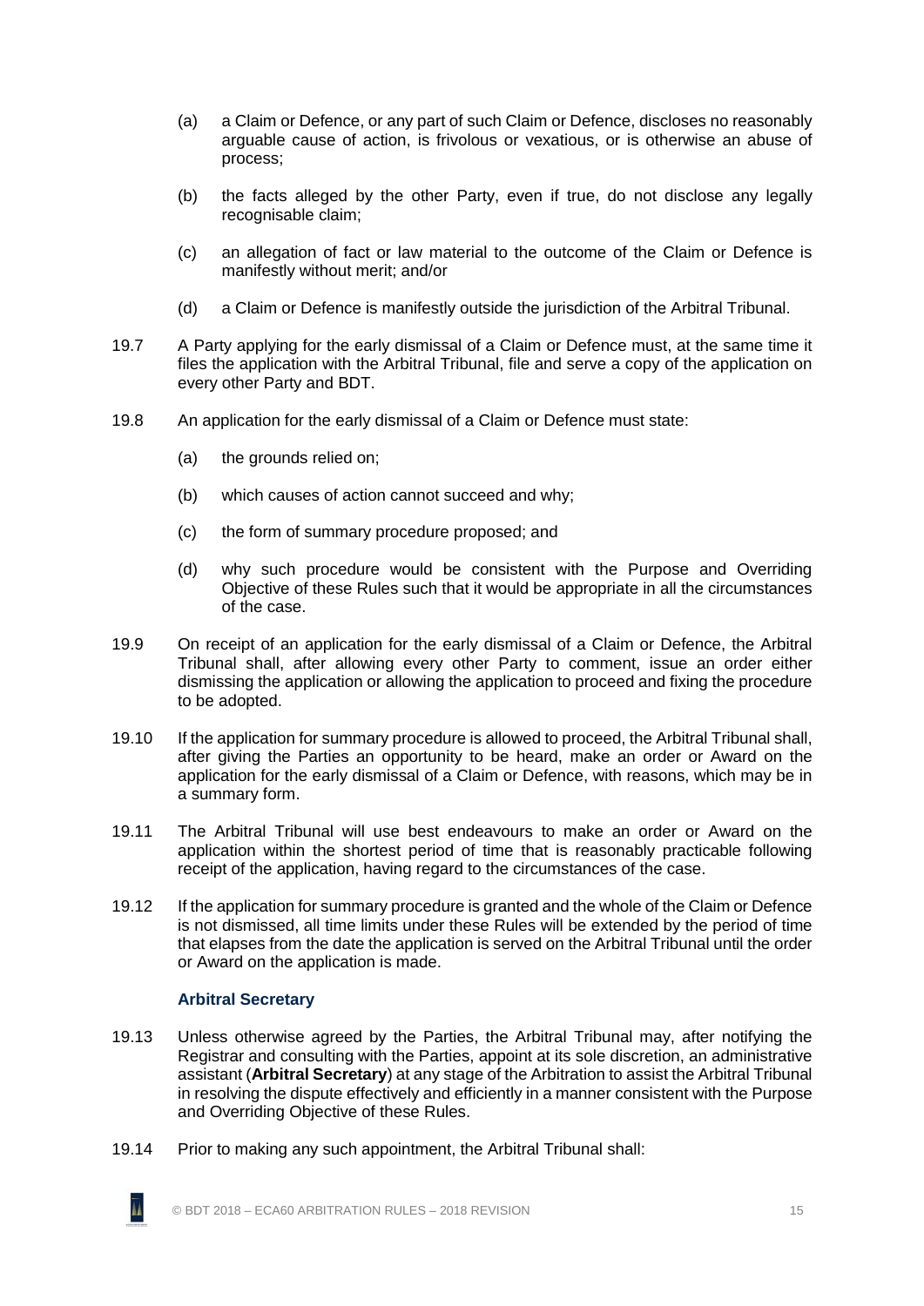(a) a Claim or Defence, or any part of such Claim or Defence, discloses no reasonably arguable cause of action, is frivolous or vexatious, or is otherwise an abuse of process;

(b) the facts alleged by the other Party, even if true, do not disclose any legally recognisable claim;

(c) an allegation of fact or law material to the outcome of the Claim or Defence is manifestly without merit; and/or

(d) a Claim or Defence is manifestly outside the jurisdiction of the Arbitral Tribunal.

19.7 A Party applying for the early dismissal of a Claim or Defence must, at the same time it files the application with the Arbitral Tribunal, file and serve a copy of the application on every other Party and BDT.

19.8 An application for the early dismissal of a Claim or Defence must state:

(a) the grounds relied on;

(b) which causes of action cannot succeed and why;

(c) the form of summary procedure proposed; and

(d) why such procedure would be consistent with the Purpose and Overriding Objective of these Rules such that it would be appropriate in all the circumstances of the case.

19.9 On receipt of an application for the early dismissal of a Claim or Defence, the Arbitral Tribunal shall, after allowing every other Party to comment, issue an order either dismissing the application or allowing the application to proceed and fixing the procedure to be adopted.

19.10 If the application for summary procedure is allowed to proceed, the Arbitral Tribunal shall, after giving the Parties an opportunity to be heard, make an order or Award on the application for the early dismissal of a Claim or Defence, with reasons, which may be in a summary form.

19.11 The Arbitral Tribunal will use best endeavours to make an order or Award on the application within the shortest period of time that is reasonably practicable following receipt of the application, having regard to the circumstances of the case.

19.12 If the application for summary procedure is granted and the whole of the Claim or Defence is not dismissed, all time limits under these Rules will be extended by the period of time that elapses from the date the application is served on the Arbitral Tribunal until the order or Award on the application is made.

### Arbitral Secretary

19.13 Unless otherwise agreed by the Parties, the Arbitral Tribunal may, after notifying the Registrar and consulting with the Parties, appoint at its sole discretion, an administrative assistant (**Arbitral Secretary**) at any stage of the Arbitration to assist the Arbitral Tribunal in resolving the dispute effectively and efficiently in a manner consistent with the Purpose and Overriding Objective of these Rules.

19.14 Prior to making any such appointment, the Arbitral Tribunal shall: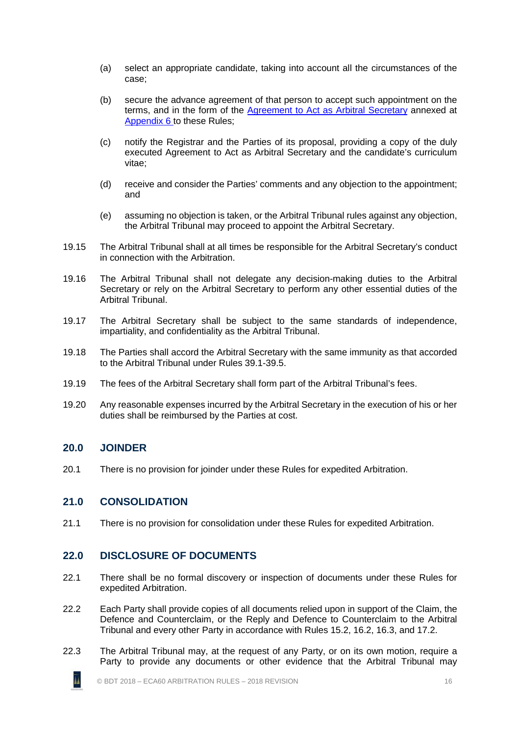(a) select an appropriate candidate, taking into account all the circumstances of the case;

(b) secure the advance agreement of that person to accept such appointment on the terms, and in the form of the Agreement to Act as Arbitral Secretary annexed at Appendix 6 to these Rules;

(c) notify the Registrar and the Parties of its proposal, providing a copy of the duly executed Agreement to Act as Arbitral Secretary and the candidate's curriculum vitae;

(d) receive and consider the Parties' comments and any objection to the appointment; and

(e) assuming no objection is taken, or the Arbitral Tribunal rules against any objection, the Arbitral Tribunal may proceed to appoint the Arbitral Secretary.

19.15 The Arbitral Tribunal shall at all times be responsible for the Arbitral Secretary's conduct in connection with the Arbitration.

19.16 The Arbitral Tribunal shall not delegate any decision-making duties to the Arbitral Secretary or rely on the Arbitral Secretary to perform any other essential duties of the Arbitral Tribunal.

19.17 The Arbitral Secretary shall be subject to the same standards of independence, impartiality, and confidentiality as the Arbitral Tribunal.

19.18 The Parties shall accord the Arbitral Secretary with the same immunity as that accorded to the Arbitral Tribunal under Rules 39.1-39.5.

19.19 The fees of the Arbitral Secretary shall form part of the Arbitral Tribunal's fees.

19.20 Any reasonable expenses incurred by the Arbitral Secretary in the execution of his or her duties shall be reimbursed by the Parties at cost.

## 20.0 JOINDER

20.1 There is no provision for joinder under these Rules for expedited Arbitration.

## 21.0 CONSOLIDATION

21.1 There is no provision for consolidation under these Rules for expedited Arbitration.

## 22.0 DISCLOSURE OF DOCUMENTS

22.1 There shall be no formal discovery or inspection of documents under these Rules for expedited Arbitration.

22.2 Each Party shall provide copies of all documents relied upon in support of the Claim, the Defence and Counterclaim, or the Reply and Defence to Counterclaim to the Arbitral Tribunal and every other Party in accordance with Rules 15.2, 16.2, 16.3, and 17.2.

22.3 The Arbitral Tribunal may, at the request of any Party, or on its own motion, require a Party to provide any documents or other evidence that the Arbitral Tribunal may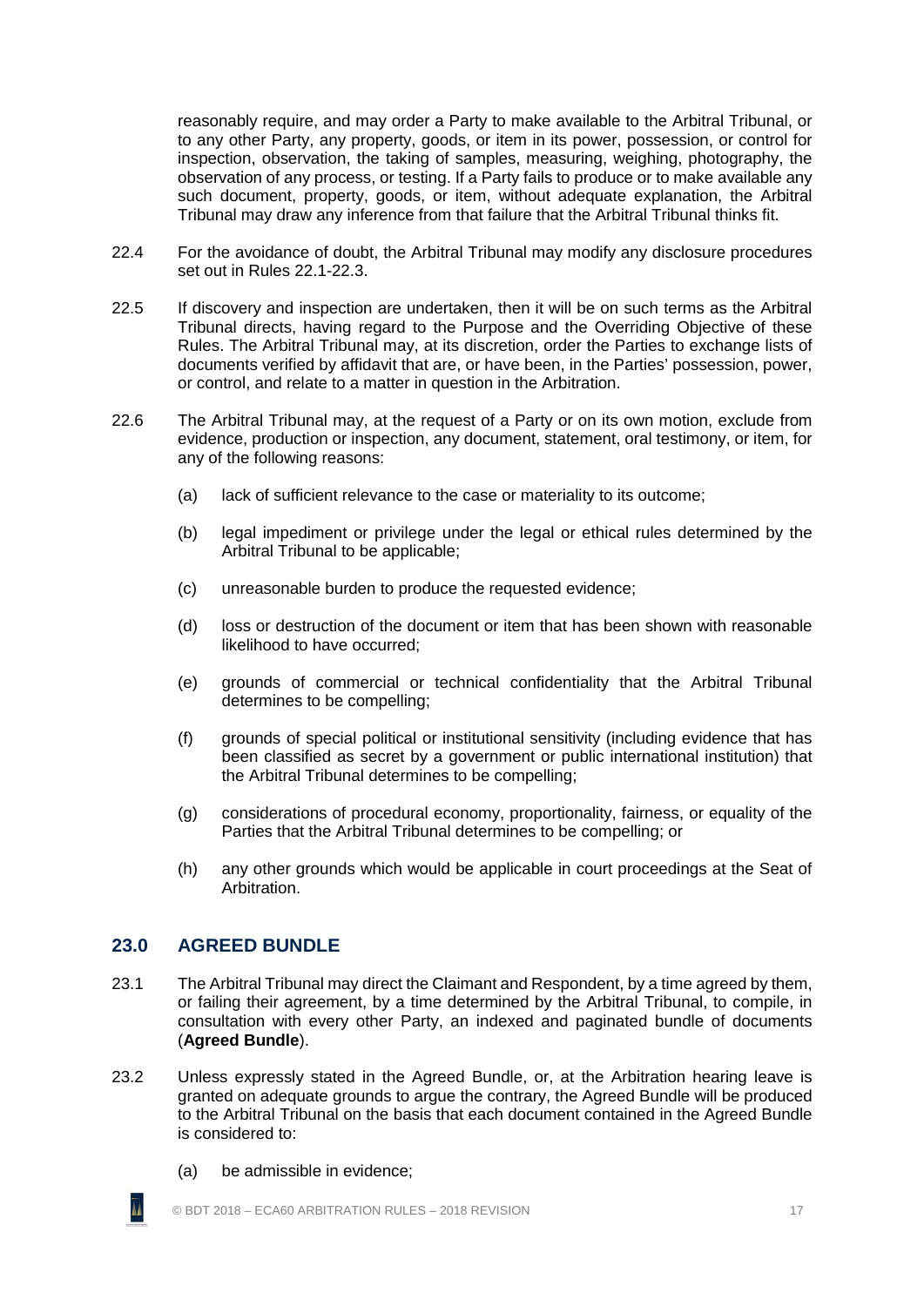reasonably require, and may order a Party to make available to the Arbitral Tribunal, or to any other Party, any property, goods, or item in its power, possession, or control for inspection, observation, the taking of samples, measuring, weighing, photography, the observation of any process, or testing. If a Party fails to produce or to make available any such document, property, goods, or item, without adequate explanation, the Arbitral Tribunal may draw any inference from that failure that the Arbitral Tribunal thinks fit.

22.4 For the avoidance of doubt, the Arbitral Tribunal may modify any disclosure procedures set out in Rules 22.1-22.3.

22.5 If discovery and inspection are undertaken, then it will be on such terms as the Arbitral Tribunal directs, having regard to the Purpose and the Overriding Objective of these Rules. The Arbitral Tribunal may, at its discretion, order the Parties to exchange lists of documents verified by affidavit that are, or have been, in the Parties' possession, power, or control, and relate to a matter in question in the Arbitration.

22.6 The Arbitral Tribunal may, at the request of a Party or on its own motion, exclude from evidence, production or inspection, any document, statement, oral testimony, or item, for any of the following reasons:

(a) lack of sufficient relevance to the case or materiality to its outcome;

(b) legal impediment or privilege under the legal or ethical rules determined by the Arbitral Tribunal to be applicable;

(c) unreasonable burden to produce the requested evidence;

(d) loss or destruction of the document or item that has been shown with reasonable likelihood to have occurred;

(e) grounds of commercial or technical confidentiality that the Arbitral Tribunal determines to be compelling;

(f) grounds of special political or institutional sensitivity (including evidence that has been classified as secret by a government or public international institution) that the Arbitral Tribunal determines to be compelling;

(g) considerations of procedural economy, proportionality, fairness, or equality of the Parties that the Arbitral Tribunal determines to be compelling; or

(h) any other grounds which would be applicable in court proceedings at the Seat of Arbitration.

## 23.0 AGREED BUNDLE

23.1 The Arbitral Tribunal may direct the Claimant and Respondent, by a time agreed by them, or failing their agreement, by a time determined by the Arbitral Tribunal, to compile, in consultation with every other Party, an indexed and paginated bundle of documents (**Agreed Bundle**).

23.2 Unless expressly stated in the Agreed Bundle, or, at the Arbitration hearing leave is granted on adequate grounds to argue the contrary, the Agreed Bundle will be produced to the Arbitral Tribunal on the basis that each document contained in the Agreed Bundle is considered to:

(a) be admissible in evidence;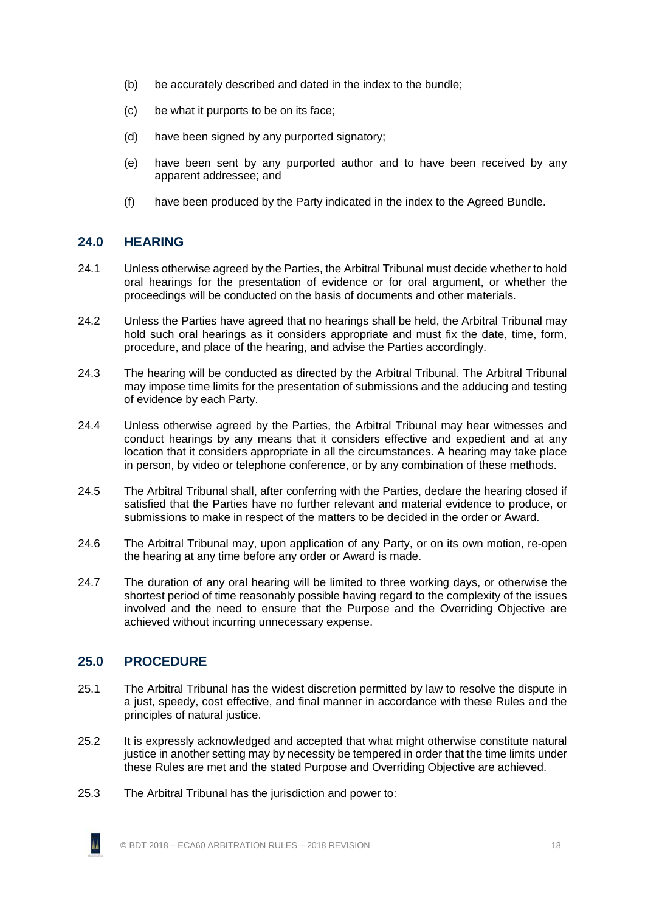(b) be accurately described and dated in the index to the bundle;

(c) be what it purports to be on its face;

(d) have been signed by any purported signatory;

(e) have been sent by any purported author and to have been received by any apparent addressee; and

(f) have been produced by the Party indicated in the index to the Agreed Bundle.

## 24.0 HEARING

24.1 Unless otherwise agreed by the Parties, the Arbitral Tribunal must decide whether to hold oral hearings for the presentation of evidence or for oral argument, or whether the proceedings will be conducted on the basis of documents and other materials.

24.2 Unless the Parties have agreed that no hearings shall be held, the Arbitral Tribunal may hold such oral hearings as it considers appropriate and must fix the date, time, form, procedure, and place of the hearing, and advise the Parties accordingly.

24.3 The hearing will be conducted as directed by the Arbitral Tribunal. The Arbitral Tribunal may impose time limits for the presentation of submissions and the adducing and testing of evidence by each Party.

24.4 Unless otherwise agreed by the Parties, the Arbitral Tribunal may hear witnesses and conduct hearings by any means that it considers effective and expedient and at any location that it considers appropriate in all the circumstances. A hearing may take place in person, by video or telephone conference, or by any combination of these methods.

24.5 The Arbitral Tribunal shall, after conferring with the Parties, declare the hearing closed if satisfied that the Parties have no further relevant and material evidence to produce, or submissions to make in respect of the matters to be decided in the order or Award.

24.6 The Arbitral Tribunal may, upon application of any Party, or on its own motion, re-open the hearing at any time before any order or Award is made.

24.7 The duration of any oral hearing will be limited to three working days, or otherwise the shortest period of time reasonably possible having regard to the complexity of the issues involved and the need to ensure that the Purpose and the Overriding Objective are achieved without incurring unnecessary expense.

## 25.0 PROCEDURE

25.1 The Arbitral Tribunal has the widest discretion permitted by law to resolve the dispute in a just, speedy, cost effective, and final manner in accordance with these Rules and the principles of natural justice.

25.2 It is expressly acknowledged and accepted that what might otherwise constitute natural justice in another setting may by necessity be tempered in order that the time limits under these Rules are met and the stated Purpose and Overriding Objective are achieved.

25.3 The Arbitral Tribunal has the jurisdiction and power to: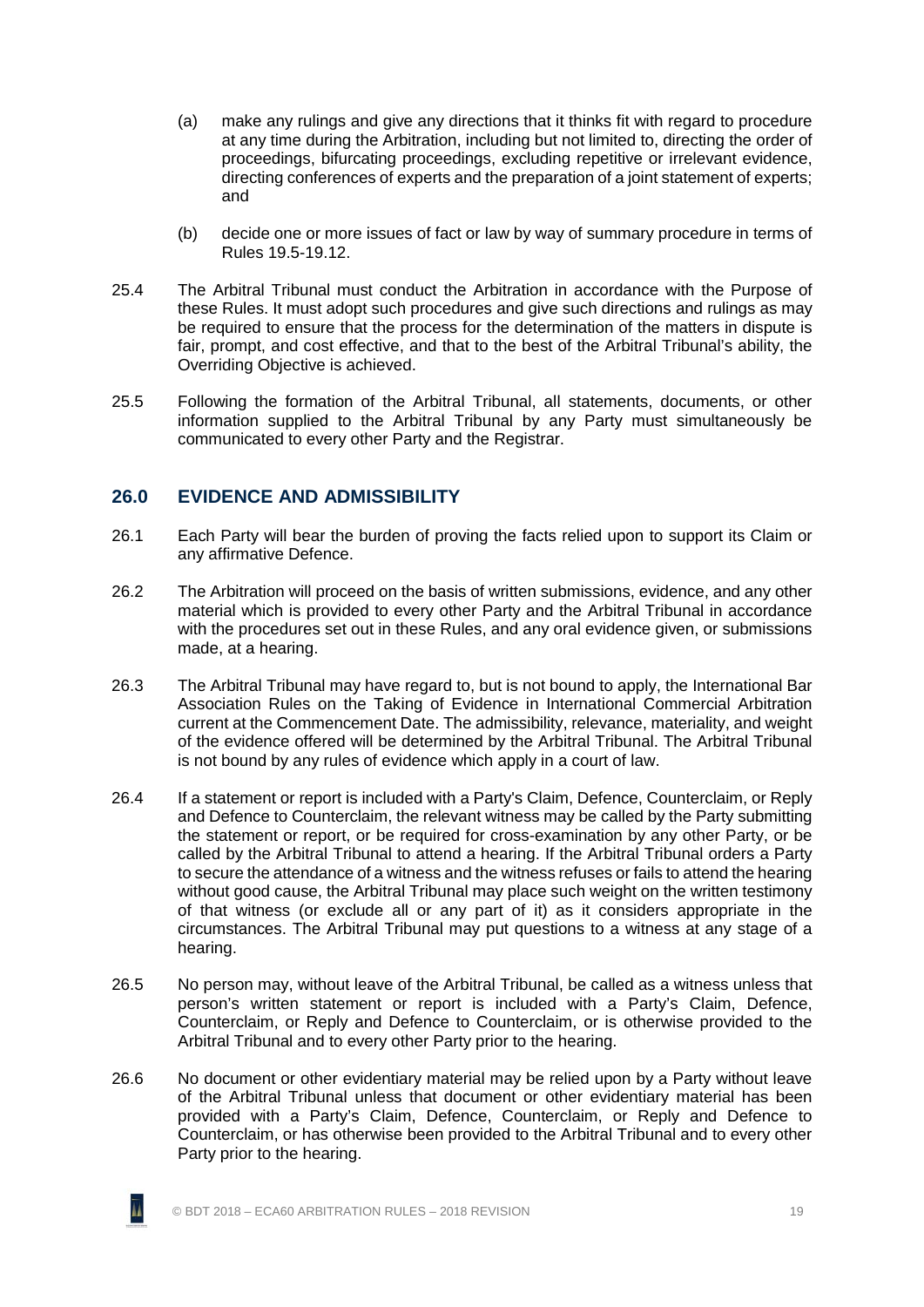(a) make any rulings and give any directions that it thinks fit with regard to procedure at any time during the Arbitration, including but not limited to, directing the order of proceedings, bifurcating proceedings, excluding repetitive or irrelevant evidence, directing conferences of experts and the preparation of a joint statement of experts; and

(b) decide one or more issues of fact or law by way of summary procedure in terms of Rules 19.5-19.12.

25.4 The Arbitral Tribunal must conduct the Arbitration in accordance with the Purpose of these Rules. It must adopt such procedures and give such directions and rulings as may be required to ensure that the process for the determination of the matters in dispute is fair, prompt, and cost effective, and that to the best of the Arbitral Tribunal's ability, the Overriding Objective is achieved.

25.5 Following the formation of the Arbitral Tribunal, all statements, documents, or other information supplied to the Arbitral Tribunal by any Party must simultaneously be communicated to every other Party and the Registrar.

## 26.0 EVIDENCE AND ADMISSIBILITY

26.1 Each Party will bear the burden of proving the facts relied upon to support its Claim or any affirmative Defence.

26.2 The Arbitration will proceed on the basis of written submissions, evidence, and any other material which is provided to every other Party and the Arbitral Tribunal in accordance with the procedures set out in these Rules, and any oral evidence given, or submissions made, at a hearing.

26.3 The Arbitral Tribunal may have regard to, but is not bound to apply, the International Bar Association Rules on the Taking of Evidence in International Commercial Arbitration current at the Commencement Date. The admissibility, relevance, materiality, and weight of the evidence offered will be determined by the Arbitral Tribunal. The Arbitral Tribunal is not bound by any rules of evidence which apply in a court of law.

26.4 If a statement or report is included with a Party's Claim, Defence, Counterclaim, or Reply and Defence to Counterclaim, the relevant witness may be called by the Party submitting the statement or report, or be required for cross-examination by any other Party, or be called by the Arbitral Tribunal to attend a hearing. If the Arbitral Tribunal orders a Party to secure the attendance of a witness and the witness refuses or fails to attend the hearing without good cause, the Arbitral Tribunal may place such weight on the written testimony of that witness (or exclude all or any part of it) as it considers appropriate in the circumstances. The Arbitral Tribunal may put questions to a witness at any stage of a hearing.

26.5 No person may, without leave of the Arbitral Tribunal, be called as a witness unless that person's written statement or report is included with a Party's Claim, Defence, Counterclaim, or Reply and Defence to Counterclaim, or is otherwise provided to the Arbitral Tribunal and to every other Party prior to the hearing.

26.6 No document or other evidentiary material may be relied upon by a Party without leave of the Arbitral Tribunal unless that document or other evidentiary material has been provided with a Party's Claim, Defence, Counterclaim, or Reply and Defence to Counterclaim, or has otherwise been provided to the Arbitral Tribunal and to every other Party prior to the hearing.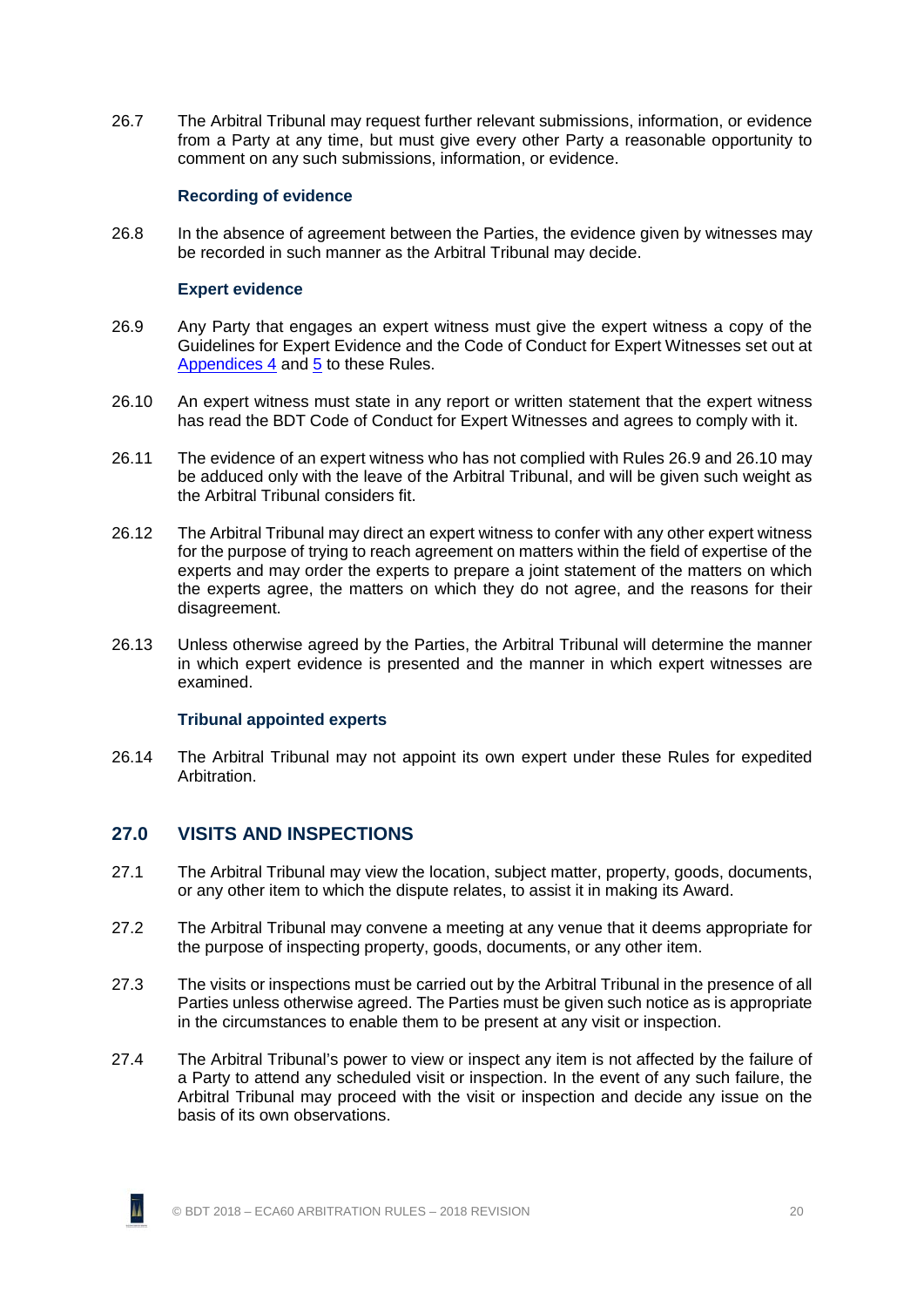26.7 The Arbitral Tribunal may request further relevant submissions, information, or evidence from a Party at any time, but must give every other Party a reasonable opportunity to comment on any such submissions, information, or evidence.

**Recording of evidence**

26.8 In the absence of agreement between the Parties, the evidence given by witnesses may be recorded in such manner as the Arbitral Tribunal may decide.

**Expert evidence**

26.9 Any Party that engages an expert witness must give the expert witness a copy of the Guidelines for Expert Evidence and the Code of Conduct for Expert Witnesses set out at Appendices 4 and 5 to these Rules.

26.10 An expert witness must state in any report or written statement that the expert witness has read the BDT Code of Conduct for Expert Witnesses and agrees to comply with it.

26.11 The evidence of an expert witness who has not complied with Rules 26.9 and 26.10 may be adduced only with the leave of the Arbitral Tribunal, and will be given such weight as the Arbitral Tribunal considers fit.

26.12 The Arbitral Tribunal may direct an expert witness to confer with any other expert witness for the purpose of trying to reach agreement on matters within the field of expertise of the experts and may order the experts to prepare a joint statement of the matters on which the experts agree, the matters on which they do not agree, and the reasons for their disagreement.

26.13 Unless otherwise agreed by the Parties, the Arbitral Tribunal will determine the manner in which expert evidence is presented and the manner in which expert witnesses are examined.

**Tribunal appointed experts**

26.14 The Arbitral Tribunal may not appoint its own expert under these Rules for expedited Arbitration.

## 27.0 VISITS AND INSPECTIONS

27.1 The Arbitral Tribunal may view the location, subject matter, property, goods, documents, or any other item to which the dispute relates, to assist it in making its Award.

27.2 The Arbitral Tribunal may convene a meeting at any venue that it deems appropriate for the purpose of inspecting property, goods, documents, or any other item.

27.3 The visits or inspections must be carried out by the Arbitral Tribunal in the presence of all Parties unless otherwise agreed. The Parties must be given such notice as is appropriate in the circumstances to enable them to be present at any visit or inspection.

27.4 The Arbitral Tribunal's power to view or inspect any item is not affected by the failure of a Party to attend any scheduled visit or inspection. In the event of any such failure, the Arbitral Tribunal may proceed with the visit or inspection and decide any issue on the basis of its own observations.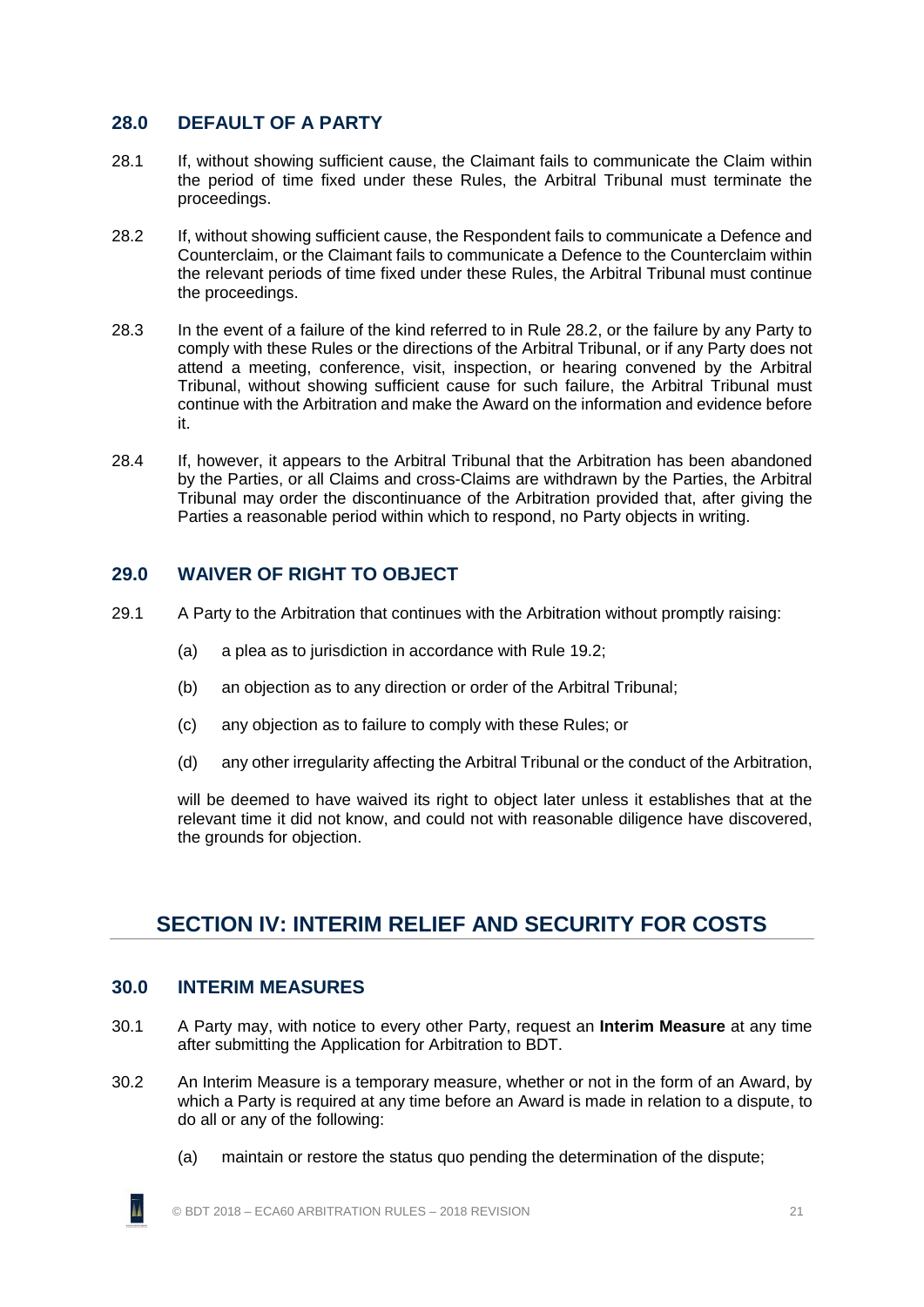## 28.0 DEFAULT OF A PARTY

28.1 If, without showing sufficient cause, the Claimant fails to communicate the Claim within the period of time fixed under these Rules, the Arbitral Tribunal must terminate the proceedings.

28.2 If, without showing sufficient cause, the Respondent fails to communicate a Defence and Counterclaim, or the Claimant fails to communicate a Defence to the Counterclaim within the relevant periods of time fixed under these Rules, the Arbitral Tribunal must continue the proceedings.

28.3 In the event of a failure of the kind referred to in Rule 28.2, or the failure by any Party to comply with these Rules or the directions of the Arbitral Tribunal, or if any Party does not attend a meeting, conference, visit, inspection, or hearing convened by the Arbitral Tribunal, without showing sufficient cause for such failure, the Arbitral Tribunal must continue with the Arbitration and make the Award on the information and evidence before it.

28.4 If, however, it appears to the Arbitral Tribunal that the Arbitration has been abandoned by the Parties, or all Claims and cross-Claims are withdrawn by the Parties, the Arbitral Tribunal may order the discontinuance of the Arbitration provided that, after giving the Parties a reasonable period within which to respond, no Party objects in writing.

## 29.0 WAIVER OF RIGHT TO OBJECT

29.1 A Party to the Arbitration that continues with the Arbitration without promptly raising:

(a) a plea as to jurisdiction in accordance with Rule 19.2;

(b) an objection as to any direction or order of the Arbitral Tribunal;

(c) any objection as to failure to comply with these Rules; or

(d) any other irregularity affecting the Arbitral Tribunal or the conduct of the Arbitration,

will be deemed to have waived its right to object later unless it establishes that at the relevant time it did not know, and could not with reasonable diligence have discovered, the grounds for objection.

# SECTION IV: INTERIM RELIEF AND SECURITY FOR COSTS

## 30.0 INTERIM MEASURES

30.1 A Party may, with notice to every other Party, request an **Interim Measure** at any time after submitting the Application for Arbitration to BDT.

30.2 An Interim Measure is a temporary measure, whether or not in the form of an Award, by which a Party is required at any time before an Award is made in relation to a dispute, to do all or any of the following:

(a) maintain or restore the status quo pending the determination of the dispute;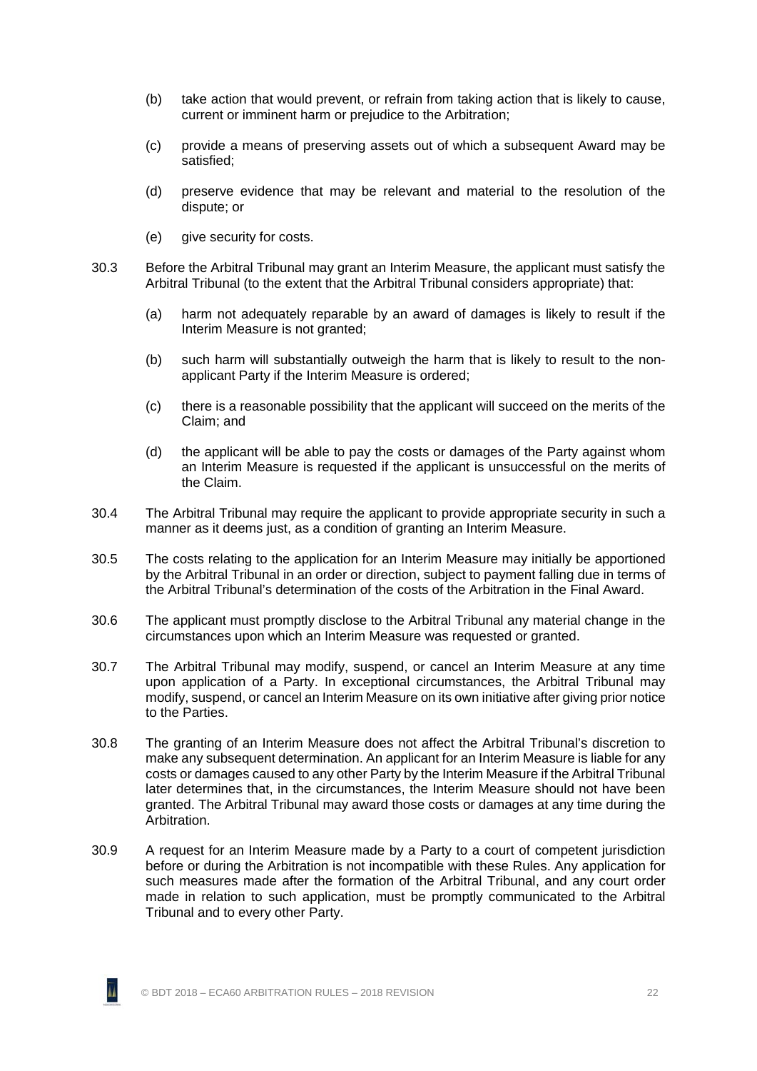(b) take action that would prevent, or refrain from taking action that is likely to cause, current or imminent harm or prejudice to the Arbitration;

(c) provide a means of preserving assets out of which a subsequent Award may be satisfied;

(d) preserve evidence that may be relevant and material to the resolution of the dispute; or

(e) give security for costs.

30.3 Before the Arbitral Tribunal may grant an Interim Measure, the applicant must satisfy the Arbitral Tribunal (to the extent that the Arbitral Tribunal considers appropriate) that:

(a) harm not adequately reparable by an award of damages is likely to result if the Interim Measure is not granted;

(b) such harm will substantially outweigh the harm that is likely to result to the non-applicant Party if the Interim Measure is ordered;

(c) there is a reasonable possibility that the applicant will succeed on the merits of the Claim; and

(d) the applicant will be able to pay the costs or damages of the Party against whom an Interim Measure is requested if the applicant is unsuccessful on the merits of the Claim.

30.4 The Arbitral Tribunal may require the applicant to provide appropriate security in such a manner as it deems just, as a condition of granting an Interim Measure.

30.5 The costs relating to the application for an Interim Measure may initially be apportioned by the Arbitral Tribunal in an order or direction, subject to payment falling due in terms of the Arbitral Tribunal's determination of the costs of the Arbitration in the Final Award.

30.6 The applicant must promptly disclose to the Arbitral Tribunal any material change in the circumstances upon which an Interim Measure was requested or granted.

30.7 The Arbitral Tribunal may modify, suspend, or cancel an Interim Measure at any time upon application of a Party. In exceptional circumstances, the Arbitral Tribunal may modify, suspend, or cancel an Interim Measure on its own initiative after giving prior notice to the Parties.

30.8 The granting of an Interim Measure does not affect the Arbitral Tribunal's discretion to make any subsequent determination. An applicant for an Interim Measure is liable for any costs or damages caused to any other Party by the Interim Measure if the Arbitral Tribunal later determines that, in the circumstances, the Interim Measure should not have been granted. The Arbitral Tribunal may award those costs or damages at any time during the Arbitration.

30.9 A request for an Interim Measure made by a Party to a court of competent jurisdiction before or during the Arbitration is not incompatible with these Rules. Any application for such measures made after the formation of the Arbitral Tribunal, and any court order made in relation to such application, must be promptly communicated to the Arbitral Tribunal and to every other Party.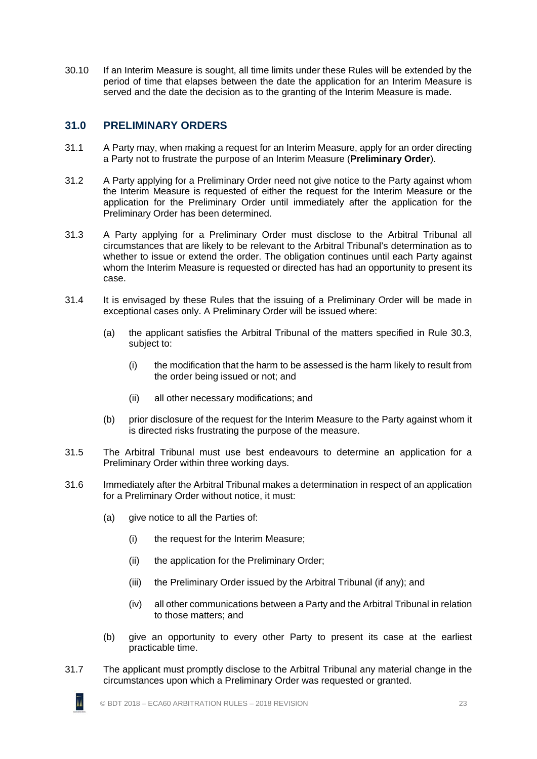30.10 If an Interim Measure is sought, all time limits under these Rules will be extended by the period of time that elapses between the date the application for an Interim Measure is served and the date the decision as to the granting of the Interim Measure is made.

## 31.0 PRELIMINARY ORDERS

31.1 A Party may, when making a request for an Interim Measure, apply for an order directing a Party not to frustrate the purpose of an Interim Measure (**Preliminary Order**).

31.2 A Party applying for a Preliminary Order need not give notice to the Party against whom the Interim Measure is requested of either the request for the Interim Measure or the application for the Preliminary Order until immediately after the application for the Preliminary Order has been determined.

31.3 A Party applying for a Preliminary Order must disclose to the Arbitral Tribunal all circumstances that are likely to be relevant to the Arbitral Tribunal's determination as to whether to issue or extend the order. The obligation continues until each Party against whom the Interim Measure is requested or directed has had an opportunity to present its case.

31.4 It is envisaged by these Rules that the issuing of a Preliminary Order will be made in exceptional cases only. A Preliminary Order will be issued where:

- (a) the applicant satisfies the Arbitral Tribunal of the matters specified in Rule 30.3, subject to:
  - (i) the modification that the harm to be assessed is the harm likely to result from the order being issued or not; and
  - (ii) all other necessary modifications; and
- (b) prior disclosure of the request for the Interim Measure to the Party against whom it is directed risks frustrating the purpose of the measure.

31.5 The Arbitral Tribunal must use best endeavours to determine an application for a Preliminary Order within three working days.

31.6 Immediately after the Arbitral Tribunal makes a determination in respect of an application for a Preliminary Order without notice, it must:

- (a) give notice to all the Parties of:
  - (i) the request for the Interim Measure;
  - (ii) the application for the Preliminary Order;
  - (iii) the Preliminary Order issued by the Arbitral Tribunal (if any); and
  - (iv) all other communications between a Party and the Arbitral Tribunal in relation to those matters; and
- (b) give an opportunity to every other Party to present its case at the earliest practicable time.

31.7 The applicant must promptly disclose to the Arbitral Tribunal any material change in the circumstances upon which a Preliminary Order was requested or granted.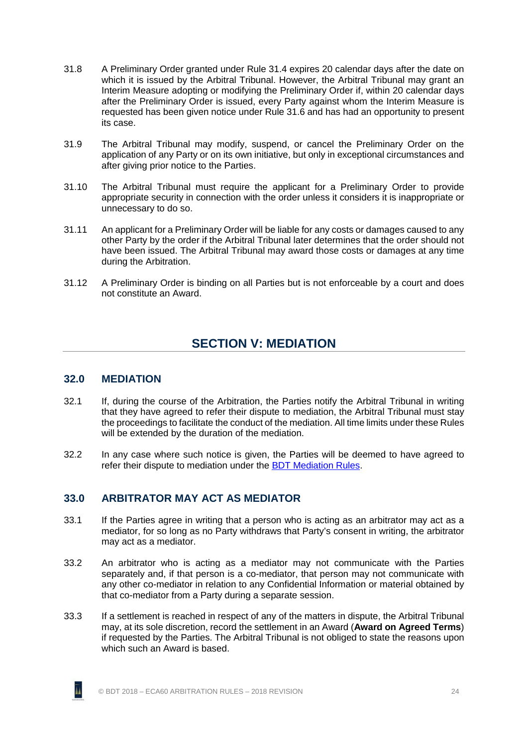31.8 A Preliminary Order granted under Rule 31.4 expires 20 calendar days after the date on which it is issued by the Arbitral Tribunal. However, the Arbitral Tribunal may grant an Interim Measure adopting or modifying the Preliminary Order if, within 20 calendar days after the Preliminary Order is issued, every Party against whom the Interim Measure is requested has been given notice under Rule 31.6 and has had an opportunity to present its case.

31.9 The Arbitral Tribunal may modify, suspend, or cancel the Preliminary Order on the application of any Party or on its own initiative, but only in exceptional circumstances and after giving prior notice to the Parties.

31.10 The Arbitral Tribunal must require the applicant for a Preliminary Order to provide appropriate security in connection with the order unless it considers it is inappropriate or unnecessary to do so.

31.11 An applicant for a Preliminary Order will be liable for any costs or damages caused to any other Party by the order if the Arbitral Tribunal later determines that the order should not have been issued. The Arbitral Tribunal may award those costs or damages at any time during the Arbitration.

31.12 A Preliminary Order is binding on all Parties but is not enforceable by a court and does not constitute an Award.

# SECTION V: MEDIATION

## 32.0 MEDIATION

32.1 If, during the course of the Arbitration, the Parties notify the Arbitral Tribunal in writing that they have agreed to refer their dispute to mediation, the Arbitral Tribunal must stay the proceedings to facilitate the conduct of the mediation. All time limits under these Rules will be extended by the duration of the mediation.

32.2 In any case where such notice is given, the Parties will be deemed to have agreed to refer their dispute to mediation under the BDT Mediation Rules.

## 33.0 ARBITRATOR MAY ACT AS MEDIATOR

33.1 If the Parties agree in writing that a person who is acting as an arbitrator may act as a mediator, for so long as no Party withdraws that Party's consent in writing, the arbitrator may act as a mediator.

33.2 An arbitrator who is acting as a mediator may not communicate with the Parties separately and, if that person is a co-mediator, that person may not communicate with any other co-mediator in relation to any Confidential Information or material obtained by that co-mediator from a Party during a separate session.

33.3 If a settlement is reached in respect of any of the matters in dispute, the Arbitral Tribunal may, at its sole discretion, record the settlement in an Award (**Award on Agreed Terms**) if requested by the Parties. The Arbitral Tribunal is not obliged to state the reasons upon which such an Award is based.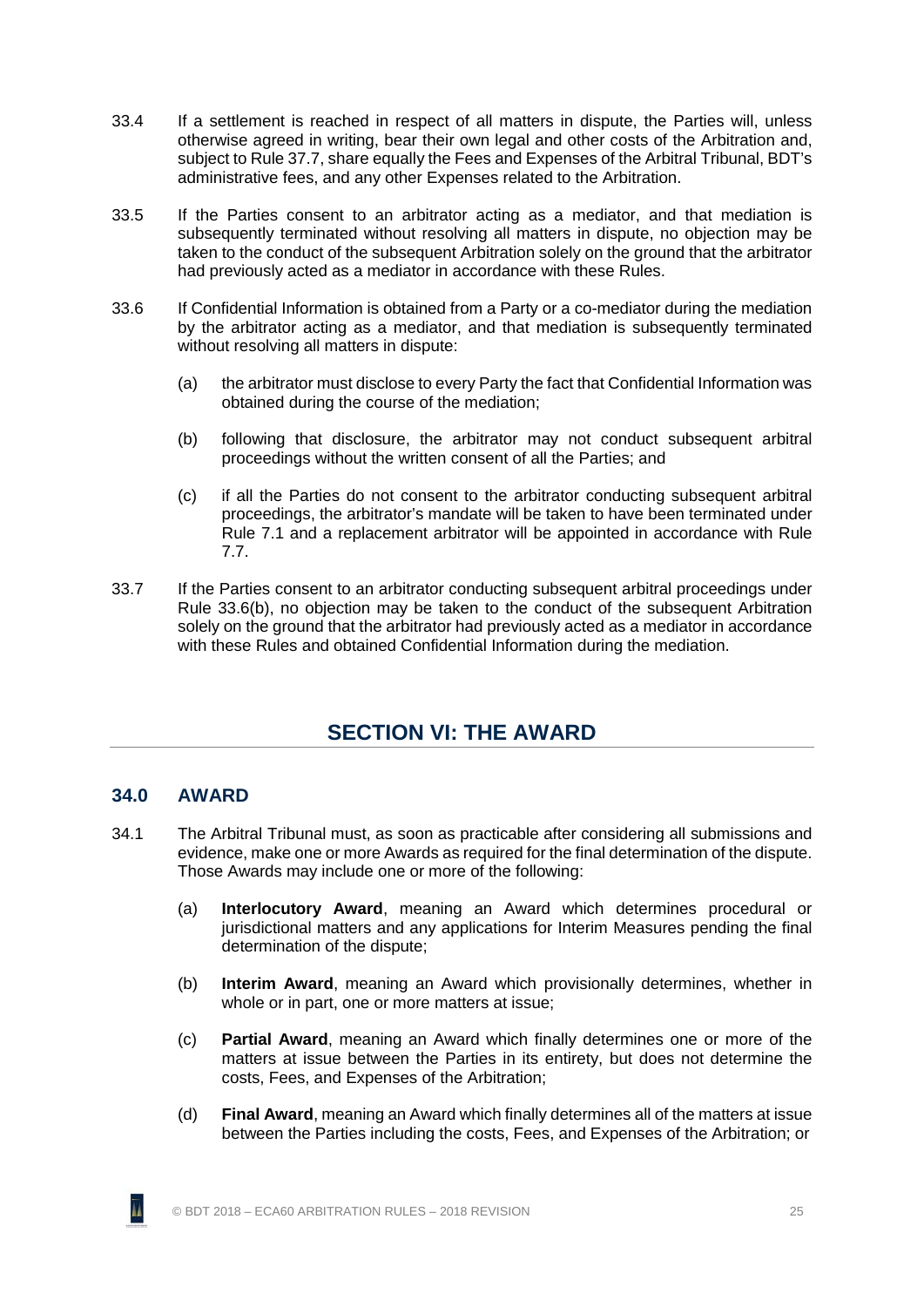33.4 If a settlement is reached in respect of all matters in dispute, the Parties will, unless otherwise agreed in writing, bear their own legal and other costs of the Arbitration and, subject to Rule 37.7, share equally the Fees and Expenses of the Arbitral Tribunal, BDT's administrative fees, and any other Expenses related to the Arbitration.

33.5 If the Parties consent to an arbitrator acting as a mediator, and that mediation is subsequently terminated without resolving all matters in dispute, no objection may be taken to the conduct of the subsequent Arbitration solely on the ground that the arbitrator had previously acted as a mediator in accordance with these Rules.

33.6 If Confidential Information is obtained from a Party or a co-mediator during the mediation by the arbitrator acting as a mediator, and that mediation is subsequently terminated without resolving all matters in dispute:

(a) the arbitrator must disclose to every Party the fact that Confidential Information was obtained during the course of the mediation;

(b) following that disclosure, the arbitrator may not conduct subsequent arbitral proceedings without the written consent of all the Parties; and

(c) if all the Parties do not consent to the arbitrator conducting subsequent arbitral proceedings, the arbitrator's mandate will be taken to have been terminated under Rule 7.1 and a replacement arbitrator will be appointed in accordance with Rule 7.7.

33.7 If the Parties consent to an arbitrator conducting subsequent arbitral proceedings under Rule 33.6(b), no objection may be taken to the conduct of the subsequent Arbitration solely on the ground that the arbitrator had previously acted as a mediator in accordance with these Rules and obtained Confidential Information during the mediation.

# SECTION VI: THE AWARD

## 34.0 AWARD

34.1 The Arbitral Tribunal must, as soon as practicable after considering all submissions and evidence, make one or more Awards as required for the final determination of the dispute. Those Awards may include one or more of the following:

(a) **Interlocutory Award**, meaning an Award which determines procedural or jurisdictional matters and any applications for Interim Measures pending the final determination of the dispute;

(b) **Interim Award**, meaning an Award which provisionally determines, whether in whole or in part, one or more matters at issue;

(c) **Partial Award**, meaning an Award which finally determines one or more of the matters at issue between the Parties in its entirety, but does not determine the costs, Fees, and Expenses of the Arbitration;

(d) **Final Award**, meaning an Award which finally determines all of the matters at issue between the Parties including the costs, Fees, and Expenses of the Arbitration; or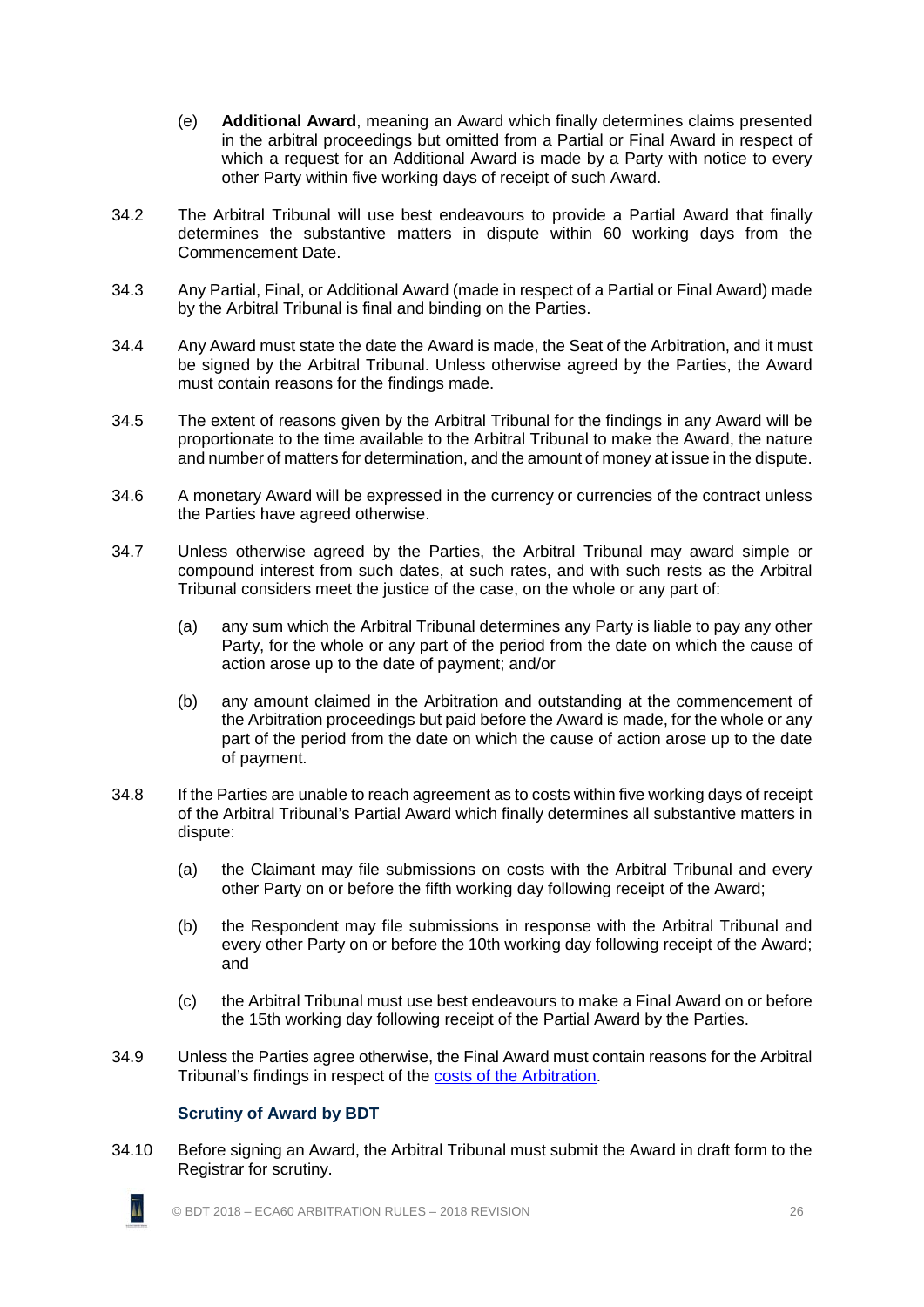(e) **Additional Award**, meaning an Award which finally determines claims presented in the arbitral proceedings but omitted from a Partial or Final Award in respect of which a request for an Additional Award is made by a Party with notice to every other Party within five working days of receipt of such Award.

34.2 The Arbitral Tribunal will use best endeavours to provide a Partial Award that finally determines the substantive matters in dispute within 60 working days from the Commencement Date.

34.3 Any Partial, Final, or Additional Award (made in respect of a Partial or Final Award) made by the Arbitral Tribunal is final and binding on the Parties.

34.4 Any Award must state the date the Award is made, the Seat of the Arbitration, and it must be signed by the Arbitral Tribunal. Unless otherwise agreed by the Parties, the Award must contain reasons for the findings made.

34.5 The extent of reasons given by the Arbitral Tribunal for the findings in any Award will be proportionate to the time available to the Arbitral Tribunal to make the Award, the nature and number of matters for determination, and the amount of money at issue in the dispute.

34.6 A monetary Award will be expressed in the currency or currencies of the contract unless the Parties have agreed otherwise.

34.7 Unless otherwise agreed by the Parties, the Arbitral Tribunal may award simple or compound interest from such dates, at such rates, and with such rests as the Arbitral Tribunal considers meet the justice of the case, on the whole or any part of:

(a) any sum which the Arbitral Tribunal determines any Party is liable to pay any other Party, for the whole or any part of the period from the date on which the cause of action arose up to the date of payment; and/or

(b) any amount claimed in the Arbitration and outstanding at the commencement of the Arbitration proceedings but paid before the Award is made, for the whole or any part of the period from the date on which the cause of action arose up to the date of payment.

34.8 If the Parties are unable to reach agreement as to costs within five working days of receipt of the Arbitral Tribunal's Partial Award which finally determines all substantive matters in dispute:

(a) the Claimant may file submissions on costs with the Arbitral Tribunal and every other Party on or before the fifth working day following receipt of the Award;

(b) the Respondent may file submissions in response with the Arbitral Tribunal and every other Party on or before the 10th working day following receipt of the Award; and

(c) the Arbitral Tribunal must use best endeavours to make a Final Award on or before the 15th working day following receipt of the Partial Award by the Parties.

34.9 Unless the Parties agree otherwise, the Final Award must contain reasons for the Arbitral Tribunal's findings in respect of the costs of the Arbitration.

### Scrutiny of Award by BDT

34.10 Before signing an Award, the Arbitral Tribunal must submit the Award in draft form to the Registrar for scrutiny.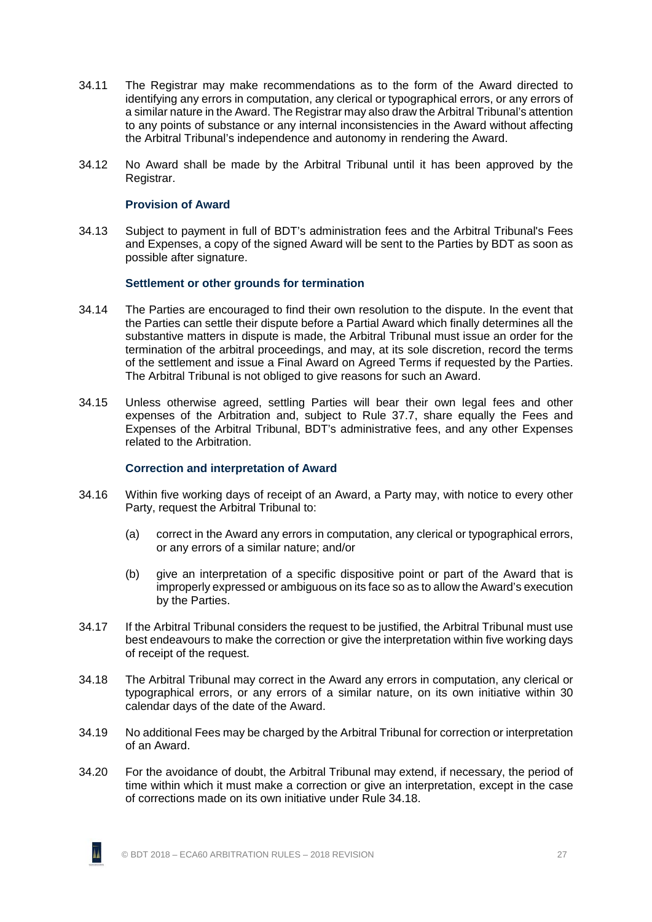34.11 The Registrar may make recommendations as to the form of the Award directed to identifying any errors in computation, any clerical or typographical errors, or any errors of a similar nature in the Award. The Registrar may also draw the Arbitral Tribunal's attention to any points of substance or any internal inconsistencies in the Award without affecting the Arbitral Tribunal's independence and autonomy in rendering the Award.

34.12 No Award shall be made by the Arbitral Tribunal until it has been approved by the Registrar.

**Provision of Award**

34.13 Subject to payment in full of BDT's administration fees and the Arbitral Tribunal's Fees and Expenses, a copy of the signed Award will be sent to the Parties by BDT as soon as possible after signature.

**Settlement or other grounds for termination**

34.14 The Parties are encouraged to find their own resolution to the dispute. In the event that the Parties can settle their dispute before a Partial Award which finally determines all the substantive matters in dispute is made, the Arbitral Tribunal must issue an order for the termination of the arbitral proceedings, and may, at its sole discretion, record the terms of the settlement and issue a Final Award on Agreed Terms if requested by the Parties. The Arbitral Tribunal is not obliged to give reasons for such an Award.

34.15 Unless otherwise agreed, settling Parties will bear their own legal fees and other expenses of the Arbitration and, subject to Rule 37.7, share equally the Fees and Expenses of the Arbitral Tribunal, BDT's administrative fees, and any other Expenses related to the Arbitration.

**Correction and interpretation of Award**

34.16 Within five working days of receipt of an Award, a Party may, with notice to every other Party, request the Arbitral Tribunal to:

(a) correct in the Award any errors in computation, any clerical or typographical errors, or any errors of a similar nature; and/or

(b) give an interpretation of a specific dispositive point or part of the Award that is improperly expressed or ambiguous on its face so as to allow the Award's execution by the Parties.

34.17 If the Arbitral Tribunal considers the request to be justified, the Arbitral Tribunal must use best endeavours to make the correction or give the interpretation within five working days of receipt of the request.

34.18 The Arbitral Tribunal may correct in the Award any errors in computation, any clerical or typographical errors, or any errors of a similar nature, on its own initiative within 30 calendar days of the date of the Award.

34.19 No additional Fees may be charged by the Arbitral Tribunal for correction or interpretation of an Award.

34.20 For the avoidance of doubt, the Arbitral Tribunal may extend, if necessary, the period of time within which it must make a correction or give an interpretation, except in the case of corrections made on its own initiative under Rule 34.18.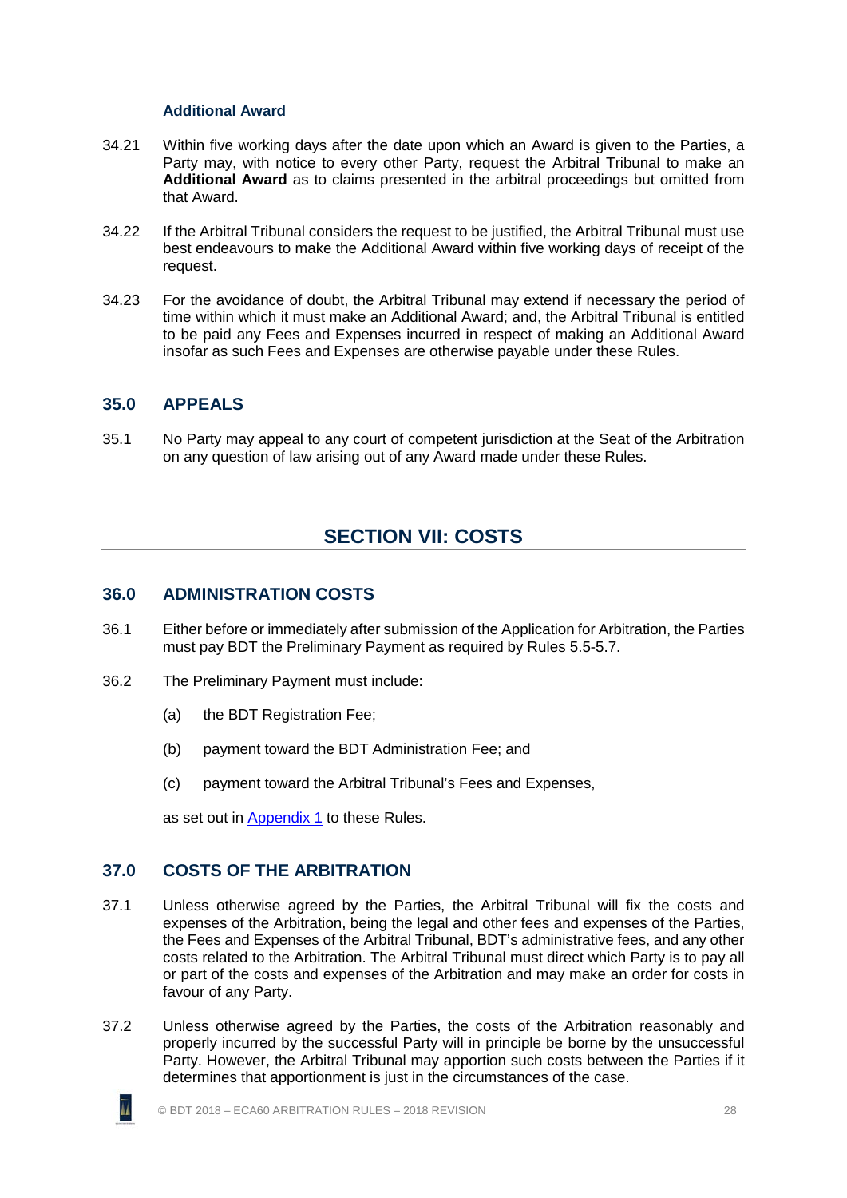### Additional Award

34.21 Within five working days after the date upon which an Award is given to the Parties, a Party may, with notice to every other Party, request the Arbitral Tribunal to make an **Additional Award** as to claims presented in the arbitral proceedings but omitted from that Award.

34.22 If the Arbitral Tribunal considers the request to be justified, the Arbitral Tribunal must use best endeavours to make the Additional Award within five working days of receipt of the request.

34.23 For the avoidance of doubt, the Arbitral Tribunal may extend if necessary the period of time within which it must make an Additional Award; and, the Arbitral Tribunal is entitled to be paid any Fees and Expenses incurred in respect of making an Additional Award insofar as such Fees and Expenses are otherwise payable under these Rules.

## 35.0 APPEALS

35.1 No Party may appeal to any court of competent jurisdiction at the Seat of the Arbitration on any question of law arising out of any Award made under these Rules.

# SECTION VII: COSTS

## 36.0 ADMINISTRATION COSTS

36.1 Either before or immediately after submission of the Application for Arbitration, the Parties must pay BDT the Preliminary Payment as required by Rules 5.5-5.7.

36.2 The Preliminary Payment must include:

(a) the BDT Registration Fee;

(b) payment toward the BDT Administration Fee; and

(c) payment toward the Arbitral Tribunal's Fees and Expenses,

as set out in Appendix 1 to these Rules.

## 37.0 COSTS OF THE ARBITRATION

37.1 Unless otherwise agreed by the Parties, the Arbitral Tribunal will fix the costs and expenses of the Arbitration, being the legal and other fees and expenses of the Parties, the Fees and Expenses of the Arbitral Tribunal, BDT's administrative fees, and any other costs related to the Arbitration. The Arbitral Tribunal must direct which Party is to pay all or part of the costs and expenses of the Arbitration and may make an order for costs in favour of any Party.

37.2 Unless otherwise agreed by the Parties, the costs of the Arbitration reasonably and properly incurred by the successful Party will in principle be borne by the unsuccessful Party. However, the Arbitral Tribunal may apportion such costs between the Parties if it determines that apportionment is just in the circumstances of the case.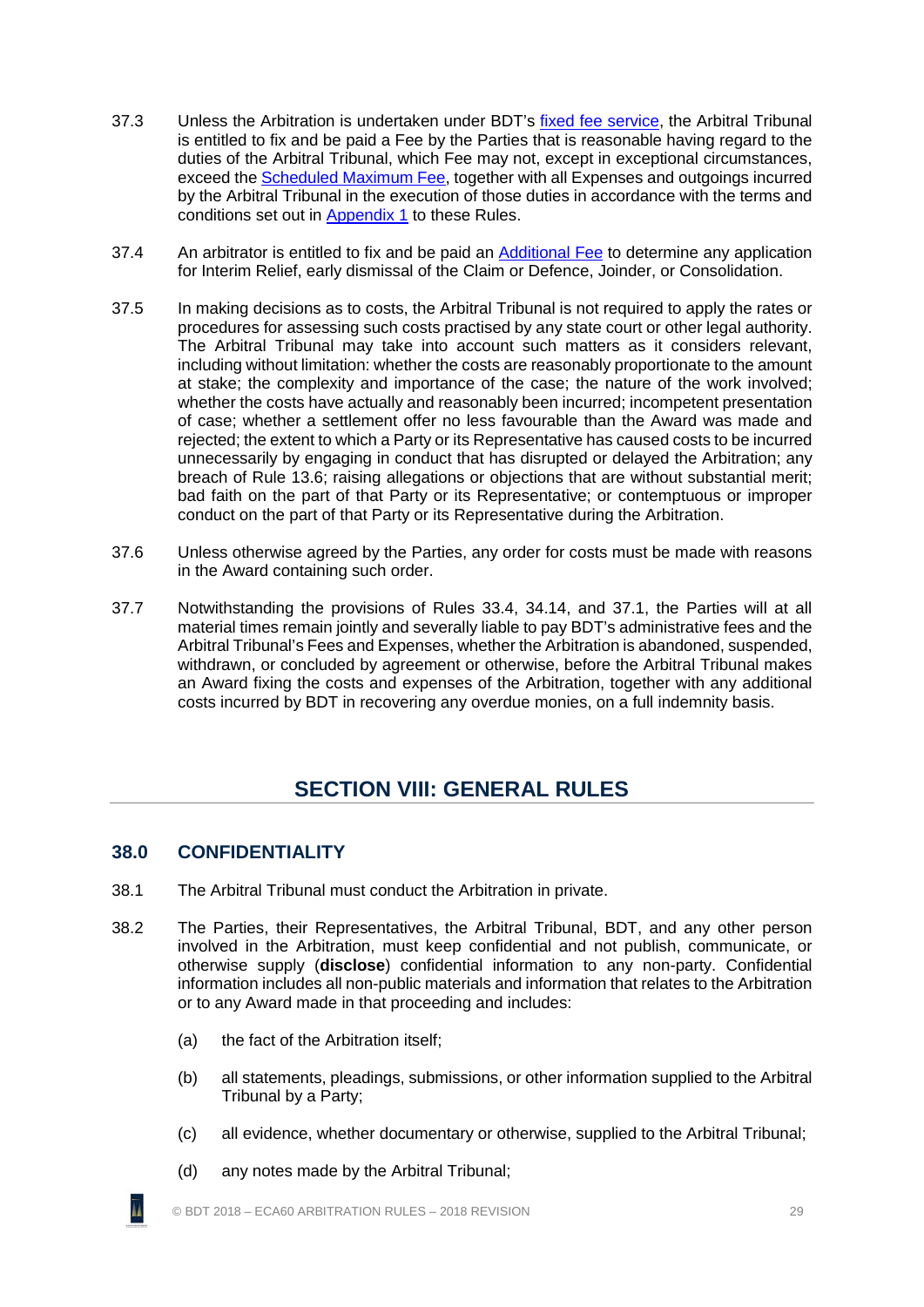37.3 Unless the Arbitration is undertaken under BDT's fixed fee service, the Arbitral Tribunal is entitled to fix and be paid a Fee by the Parties that is reasonable having regard to the duties of the Arbitral Tribunal, which Fee may not, except in exceptional circumstances, exceed the Scheduled Maximum Fee, together with all Expenses and outgoings incurred by the Arbitral Tribunal in the execution of those duties in accordance with the terms and conditions set out in Appendix 1 to these Rules.

37.4 An arbitrator is entitled to fix and be paid an Additional Fee to determine any application for Interim Relief, early dismissal of the Claim or Defence, Joinder, or Consolidation.

37.5 In making decisions as to costs, the Arbitral Tribunal is not required to apply the rates or procedures for assessing such costs practised by any state court or other legal authority. The Arbitral Tribunal may take into account such matters as it considers relevant, including without limitation: whether the costs are reasonably proportionate to the amount at stake; the complexity and importance of the case; the nature of the work involved; whether the costs have actually and reasonably been incurred; incompetent presentation of case; whether a settlement offer no less favourable than the Award was made and rejected; the extent to which a Party or its Representative has caused costs to be incurred unnecessarily by engaging in conduct that has disrupted or delayed the Arbitration; any breach of Rule 13.6; raising allegations or objections that are without substantial merit; bad faith on the part of that Party or its Representative; or contemptuous or improper conduct on the part of that Party or its Representative during the Arbitration.

37.6 Unless otherwise agreed by the Parties, any order for costs must be made with reasons in the Award containing such order.

37.7 Notwithstanding the provisions of Rules 33.4, 34.14, and 37.1, the Parties will at all material times remain jointly and severally liable to pay BDT's administrative fees and the Arbitral Tribunal's Fees and Expenses, whether the Arbitration is abandoned, suspended, withdrawn, or concluded by agreement or otherwise, before the Arbitral Tribunal makes an Award fixing the costs and expenses of the Arbitration, together with any additional costs incurred by BDT in recovering any overdue monies, on a full indemnity basis.

## SECTION VIII: GENERAL RULES

### 38.0 CONFIDENTIALITY

38.1 The Arbitral Tribunal must conduct the Arbitration in private.

38.2 The Parties, their Representatives, the Arbitral Tribunal, BDT, and any other person involved in the Arbitration, must keep confidential and not publish, communicate, or otherwise supply (**disclose**) confidential information to any non-party. Confidential information includes all non-public materials and information that relates to the Arbitration or to any Award made in that proceeding and includes:

(a) the fact of the Arbitration itself;

(b) all statements, pleadings, submissions, or other information supplied to the Arbitral Tribunal by a Party;

(c) all evidence, whether documentary or otherwise, supplied to the Arbitral Tribunal;

(d) any notes made by the Arbitral Tribunal;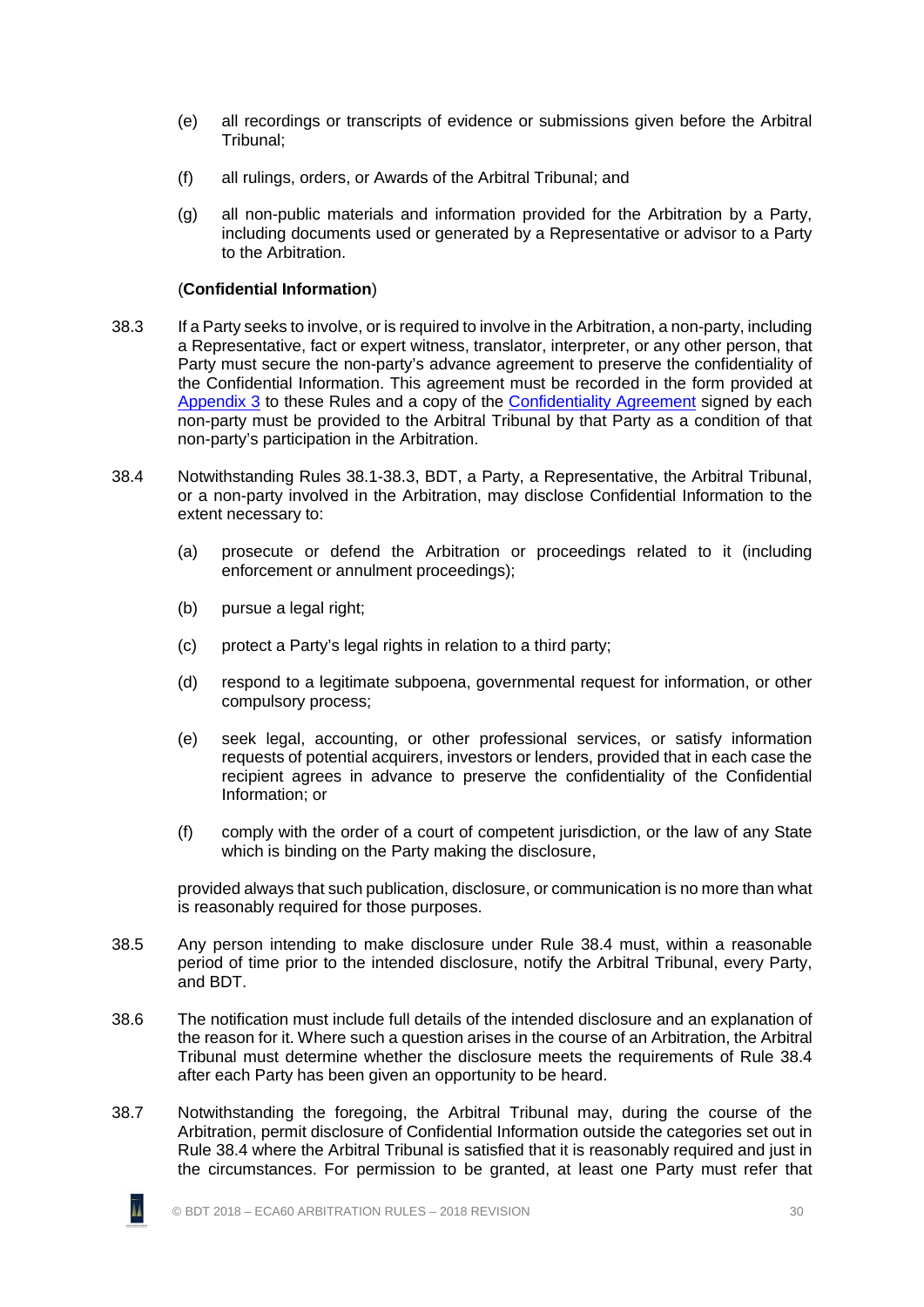(e) all recordings or transcripts of evidence or submissions given before the Arbitral Tribunal;

(f) all rulings, orders, or Awards of the Arbitral Tribunal; and

(g) all non-public materials and information provided for the Arbitration by a Party, including documents used or generated by a Representative or advisor to a Party to the Arbitration.

(**Confidential Information**)

38.3 If a Party seeks to involve, or is required to involve in the Arbitration, a non-party, including a Representative, fact or expert witness, translator, interpreter, or any other person, that Party must secure the non-party's advance agreement to preserve the confidentiality of the Confidential Information. This agreement must be recorded in the form provided at Appendix 3 to these Rules and a copy of the Confidentiality Agreement signed by each non-party must be provided to the Arbitral Tribunal by that Party as a condition of that non-party's participation in the Arbitration.

38.4 Notwithstanding Rules 38.1-38.3, BDT, a Party, a Representative, the Arbitral Tribunal, or a non-party involved in the Arbitration, may disclose Confidential Information to the extent necessary to:

(a) prosecute or defend the Arbitration or proceedings related to it (including enforcement or annulment proceedings);

(b) pursue a legal right;

(c) protect a Party's legal rights in relation to a third party;

(d) respond to a legitimate subpoena, governmental request for information, or other compulsory process;

(e) seek legal, accounting, or other professional services, or satisfy information requests of potential acquirers, investors or lenders, provided that in each case the recipient agrees in advance to preserve the confidentiality of the Confidential Information; or

(f) comply with the order of a court of competent jurisdiction, or the law of any State which is binding on the Party making the disclosure,

provided always that such publication, disclosure, or communication is no more than what is reasonably required for those purposes.

38.5 Any person intending to make disclosure under Rule 38.4 must, within a reasonable period of time prior to the intended disclosure, notify the Arbitral Tribunal, every Party, and BDT.

38.6 The notification must include full details of the intended disclosure and an explanation of the reason for it. Where such a question arises in the course of an Arbitration, the Arbitral Tribunal must determine whether the disclosure meets the requirements of Rule 38.4 after each Party has been given an opportunity to be heard.

38.7 Notwithstanding the foregoing, the Arbitral Tribunal may, during the course of the Arbitration, permit disclosure of Confidential Information outside the categories set out in Rule 38.4 where the Arbitral Tribunal is satisfied that it is reasonably required and just in the circumstances. For permission to be granted, at least one Party must refer that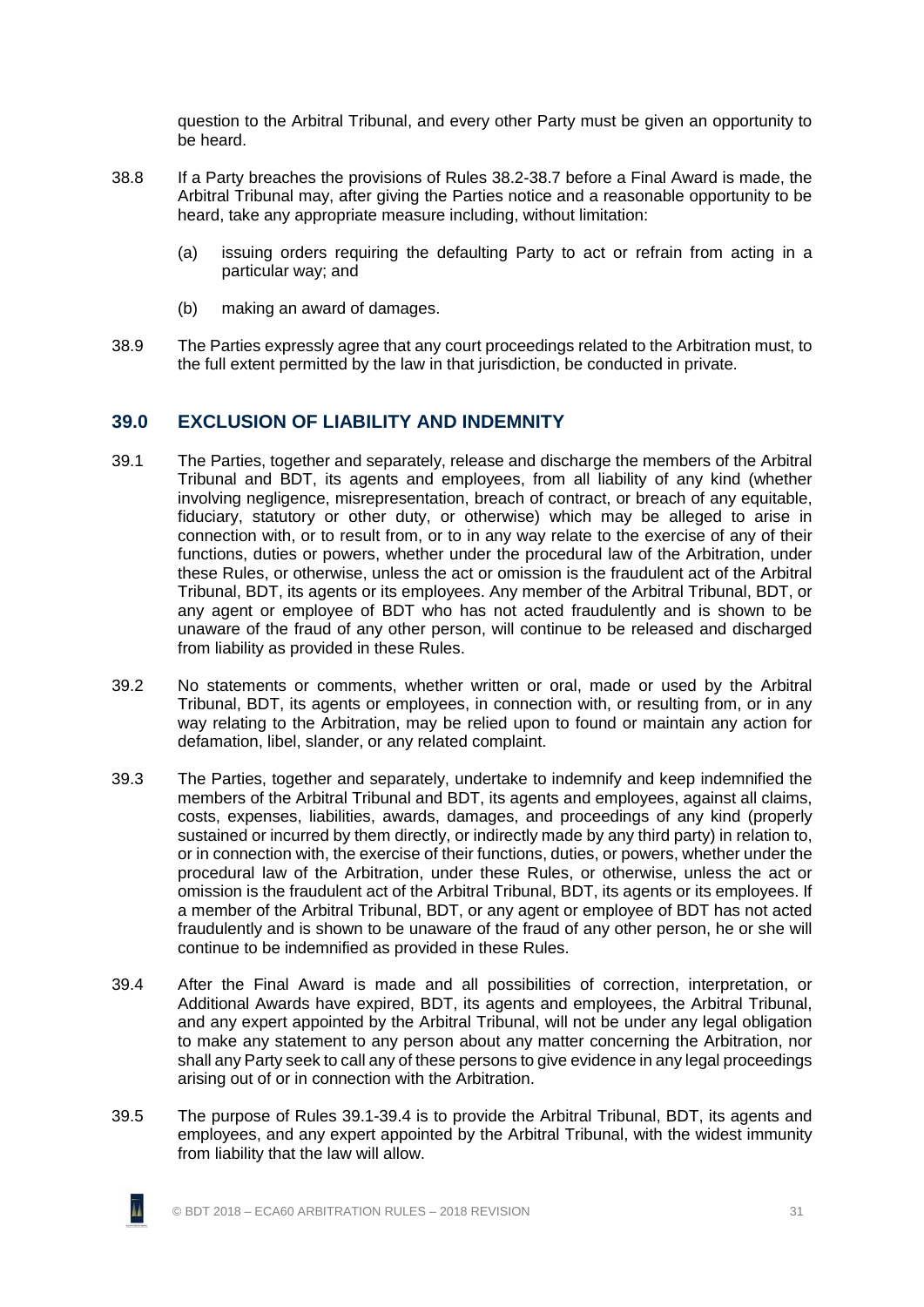question to the Arbitral Tribunal, and every other Party must be given an opportunity to be heard.

38.8 If a Party breaches the provisions of Rules 38.2-38.7 before a Final Award is made, the Arbitral Tribunal may, after giving the Parties notice and a reasonable opportunity to be heard, take any appropriate measure including, without limitation:

(a) issuing orders requiring the defaulting Party to act or refrain from acting in a particular way; and

(b) making an award of damages.

38.9 The Parties expressly agree that any court proceedings related to the Arbitration must, to the full extent permitted by the law in that jurisdiction, be conducted in private.

## 39.0 EXCLUSION OF LIABILITY AND INDEMNITY

39.1 The Parties, together and separately, release and discharge the members of the Arbitral Tribunal and BDT, its agents and employees, from all liability of any kind (whether involving negligence, misrepresentation, breach of contract, or breach of any equitable, fiduciary, statutory or other duty, or otherwise) which may be alleged to arise in connection with, or to result from, or to in any way relate to the exercise of any of their functions, duties or powers, whether under the procedural law of the Arbitration, under these Rules, or otherwise, unless the act or omission is the fraudulent act of the Arbitral Tribunal, BDT, its agents or its employees. Any member of the Arbitral Tribunal, BDT, or any agent or employee of BDT who has not acted fraudulently and is shown to be unaware of the fraud of any other person, will continue to be released and discharged from liability as provided in these Rules.

39.2 No statements or comments, whether written or oral, made or used by the Arbitral Tribunal, BDT, its agents or employees, in connection with, or resulting from, or in any way relating to the Arbitration, may be relied upon to found or maintain any action for defamation, libel, slander, or any related complaint.

39.3 The Parties, together and separately, undertake to indemnify and keep indemnified the members of the Arbitral Tribunal and BDT, its agents and employees, against all claims, costs, expenses, liabilities, awards, damages, and proceedings of any kind (properly sustained or incurred by them directly, or indirectly made by any third party) in relation to, or in connection with, the exercise of their functions, duties, or powers, whether under the procedural law of the Arbitration, under these Rules, or otherwise, unless the act or omission is the fraudulent act of the Arbitral Tribunal, BDT, its agents or its employees. If a member of the Arbitral Tribunal, BDT, or any agent or employee of BDT has not acted fraudulently and is shown to be unaware of the fraud of any other person, he or she will continue to be indemnified as provided in these Rules.

39.4 After the Final Award is made and all possibilities of correction, interpretation, or Additional Awards have expired, BDT, its agents and employees, the Arbitral Tribunal, and any expert appointed by the Arbitral Tribunal, will not be under any legal obligation to make any statement to any person about any matter concerning the Arbitration, nor shall any Party seek to call any of these persons to give evidence in any legal proceedings arising out of or in connection with the Arbitration.

39.5 The purpose of Rules 39.1-39.4 is to provide the Arbitral Tribunal, BDT, its agents and employees, and any expert appointed by the Arbitral Tribunal, with the widest immunity from liability that the law will allow.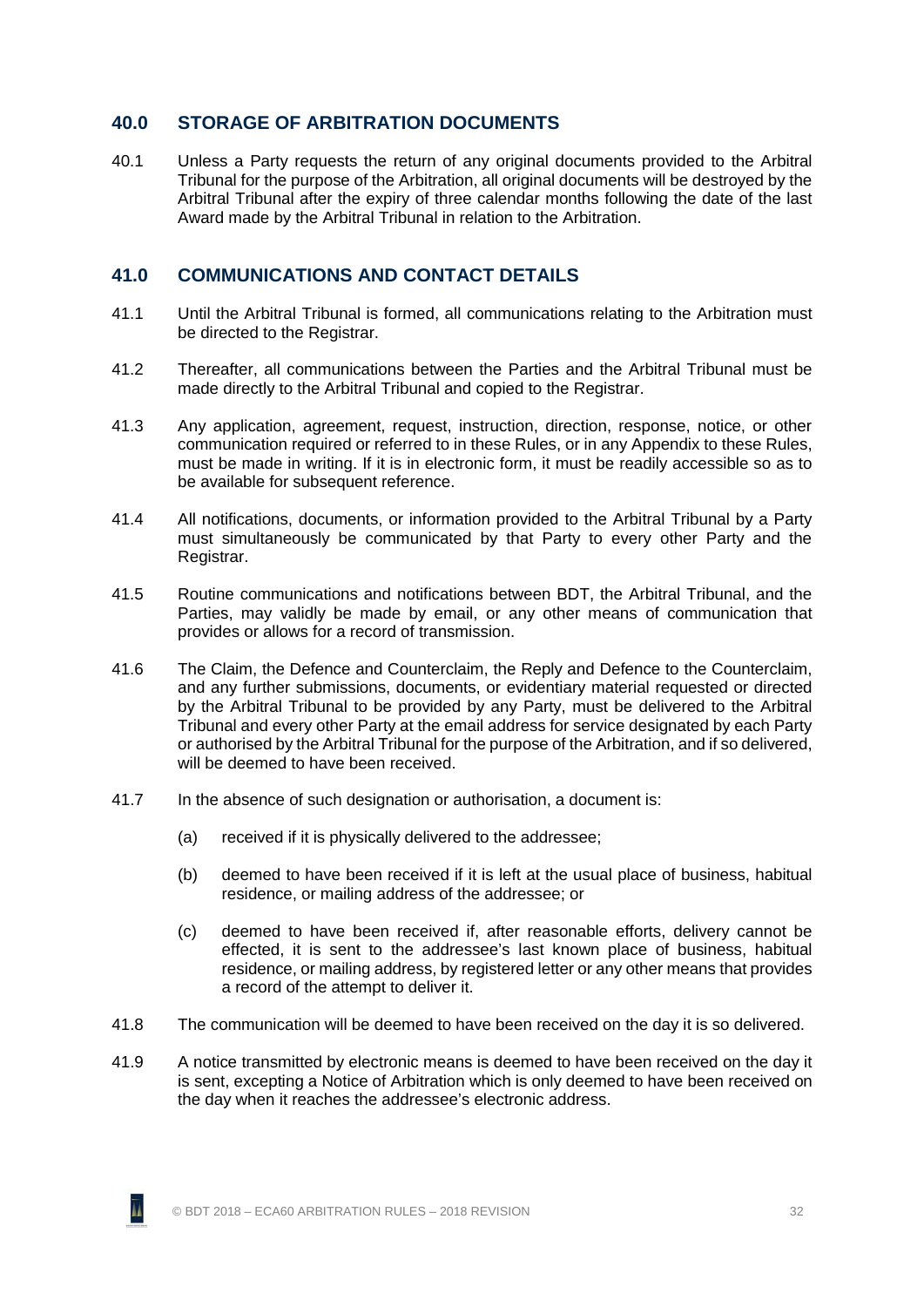## 40.0 STORAGE OF ARBITRATION DOCUMENTS

40.1 Unless a Party requests the return of any original documents provided to the Arbitral Tribunal for the purpose of the Arbitration, all original documents will be destroyed by the Arbitral Tribunal after the expiry of three calendar months following the date of the last Award made by the Arbitral Tribunal in relation to the Arbitration.

## 41.0 COMMUNICATIONS AND CONTACT DETAILS

41.1 Until the Arbitral Tribunal is formed, all communications relating to the Arbitration must be directed to the Registrar.

41.2 Thereafter, all communications between the Parties and the Arbitral Tribunal must be made directly to the Arbitral Tribunal and copied to the Registrar.

41.3 Any application, agreement, request, instruction, direction, response, notice, or other communication required or referred to in these Rules, or in any Appendix to these Rules, must be made in writing. If it is in electronic form, it must be readily accessible so as to be available for subsequent reference.

41.4 All notifications, documents, or information provided to the Arbitral Tribunal by a Party must simultaneously be communicated by that Party to every other Party and the Registrar.

41.5 Routine communications and notifications between BDT, the Arbitral Tribunal, and the Parties, may validly be made by email, or any other means of communication that provides or allows for a record of transmission.

41.6 The Claim, the Defence and Counterclaim, the Reply and Defence to the Counterclaim, and any further submissions, documents, or evidentiary material requested or directed by the Arbitral Tribunal to be provided by any Party, must be delivered to the Arbitral Tribunal and every other Party at the email address for service designated by each Party or authorised by the Arbitral Tribunal for the purpose of the Arbitration, and if so delivered, will be deemed to have been received.

41.7 In the absence of such designation or authorisation, a document is:

(a) received if it is physically delivered to the addressee;

(b) deemed to have been received if it is left at the usual place of business, habitual residence, or mailing address of the addressee; or

(c) deemed to have been received if, after reasonable efforts, delivery cannot be effected, it is sent to the addressee's last known place of business, habitual residence, or mailing address, by registered letter or any other means that provides a record of the attempt to deliver it.

41.8 The communication will be deemed to have been received on the day it is so delivered.

41.9 A notice transmitted by electronic means is deemed to have been received on the day it is sent, excepting a Notice of Arbitration which is only deemed to have been received on the day when it reaches the addressee's electronic address.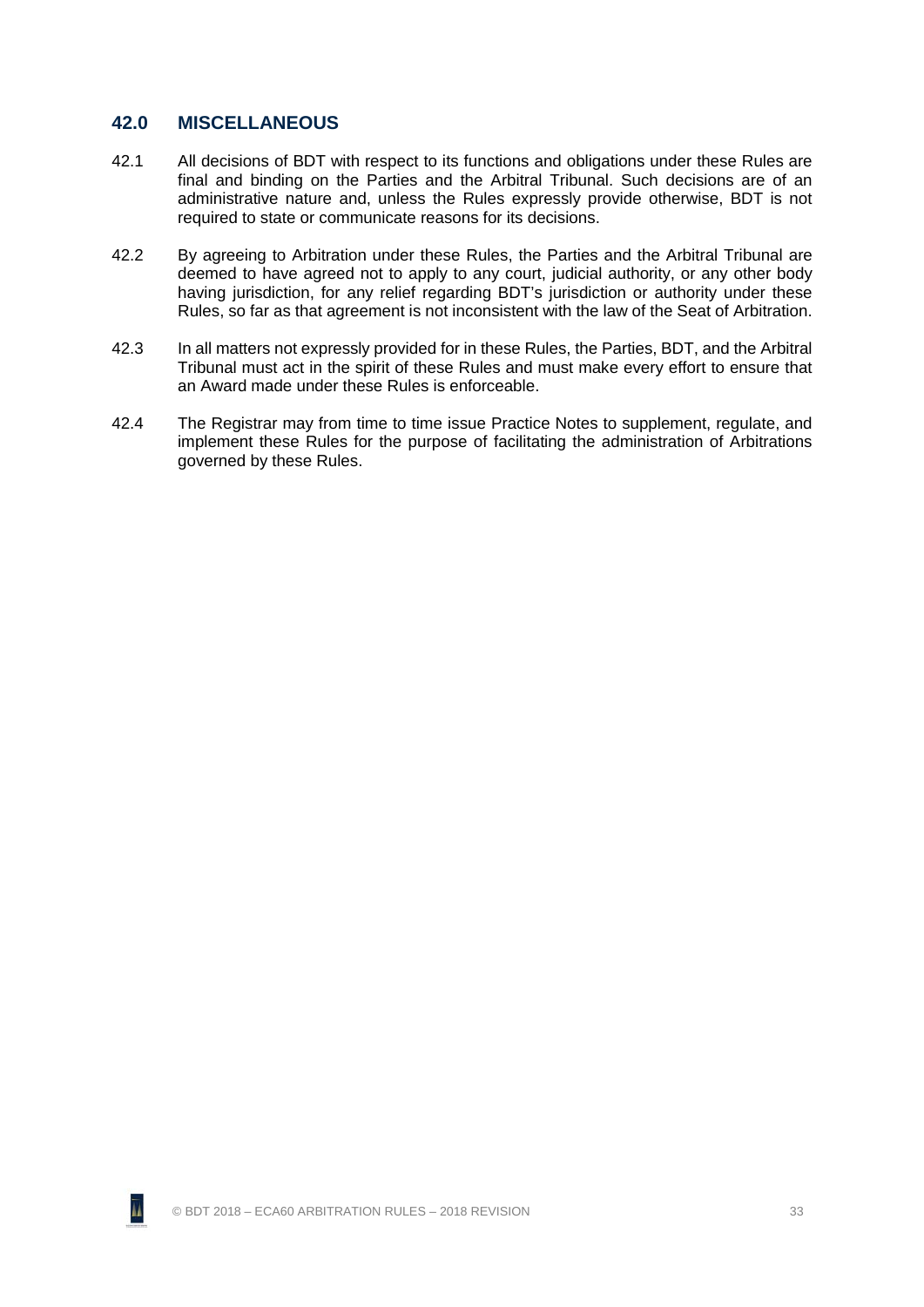## 42.0 MISCELLANEOUS

42.1 All decisions of BDT with respect to its functions and obligations under these Rules are final and binding on the Parties and the Arbitral Tribunal. Such decisions are of an administrative nature and, unless the Rules expressly provide otherwise, BDT is not required to state or communicate reasons for its decisions.

42.2 By agreeing to Arbitration under these Rules, the Parties and the Arbitral Tribunal are deemed to have agreed not to apply to any court, judicial authority, or any other body having jurisdiction, for any relief regarding BDT's jurisdiction or authority under these Rules, so far as that agreement is not inconsistent with the law of the Seat of Arbitration.

42.3 In all matters not expressly provided for in these Rules, the Parties, BDT, and the Arbitral Tribunal must act in the spirit of these Rules and must make every effort to ensure that an Award made under these Rules is enforceable.

42.4 The Registrar may from time to time issue Practice Notes to supplement, regulate, and implement these Rules for the purpose of facilitating the administration of Arbitrations governed by these Rules.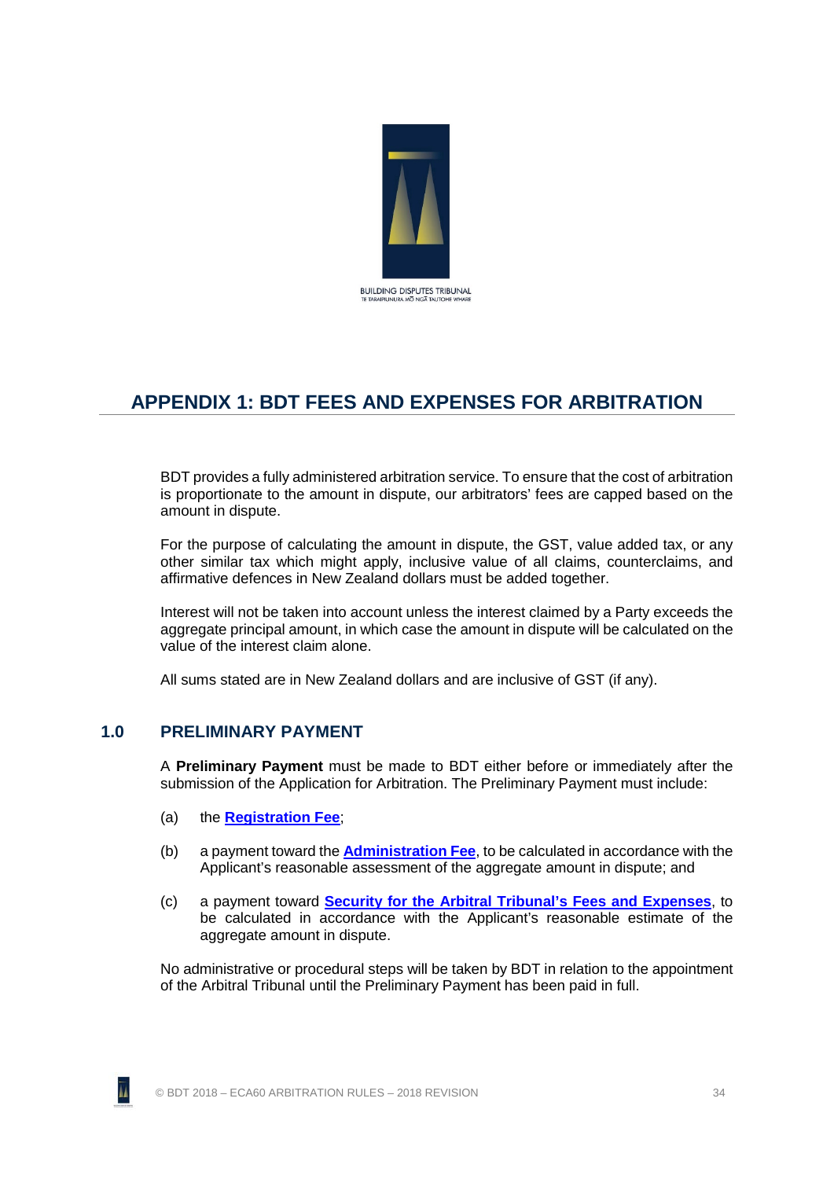BUILDING DISPUTES TRIBUNAL
TE TARAIPIUNURA MŌ NGĀ TAUTOHE WHARE

# APPENDIX 1: BDT FEES AND EXPENSES FOR ARBITRATION

BDT provides a fully administered arbitration service. To ensure that the cost of arbitration is proportionate to the amount in dispute, our arbitrators' fees are capped based on the amount in dispute.

For the purpose of calculating the amount in dispute, the GST, value added tax, or any other similar tax which might apply, inclusive value of all claims, counterclaims, and affirmative defences in New Zealand dollars must be added together.

Interest will not be taken into account unless the interest claimed by a Party exceeds the aggregate principal amount, in which case the amount in dispute will be calculated on the value of the interest claim alone.

All sums stated are in New Zealand dollars and are inclusive of GST (if any).

## 1.0 PRELIMINARY PAYMENT

A **Preliminary Payment** must be made to BDT either before or immediately after the submission of the Application for Arbitration. The Preliminary Payment must include:

(a) the **Registration Fee**;

(b) a payment toward the **Administration Fee**, to be calculated in accordance with the Applicant's reasonable assessment of the aggregate amount in dispute; and

(c) a payment toward **Security for the Arbitral Tribunal's Fees and Expenses**, to be calculated in accordance with the Applicant's reasonable estimate of the aggregate amount in dispute.

No administrative or procedural steps will be taken by BDT in relation to the appointment of the Arbitral Tribunal until the Preliminary Payment has been paid in full.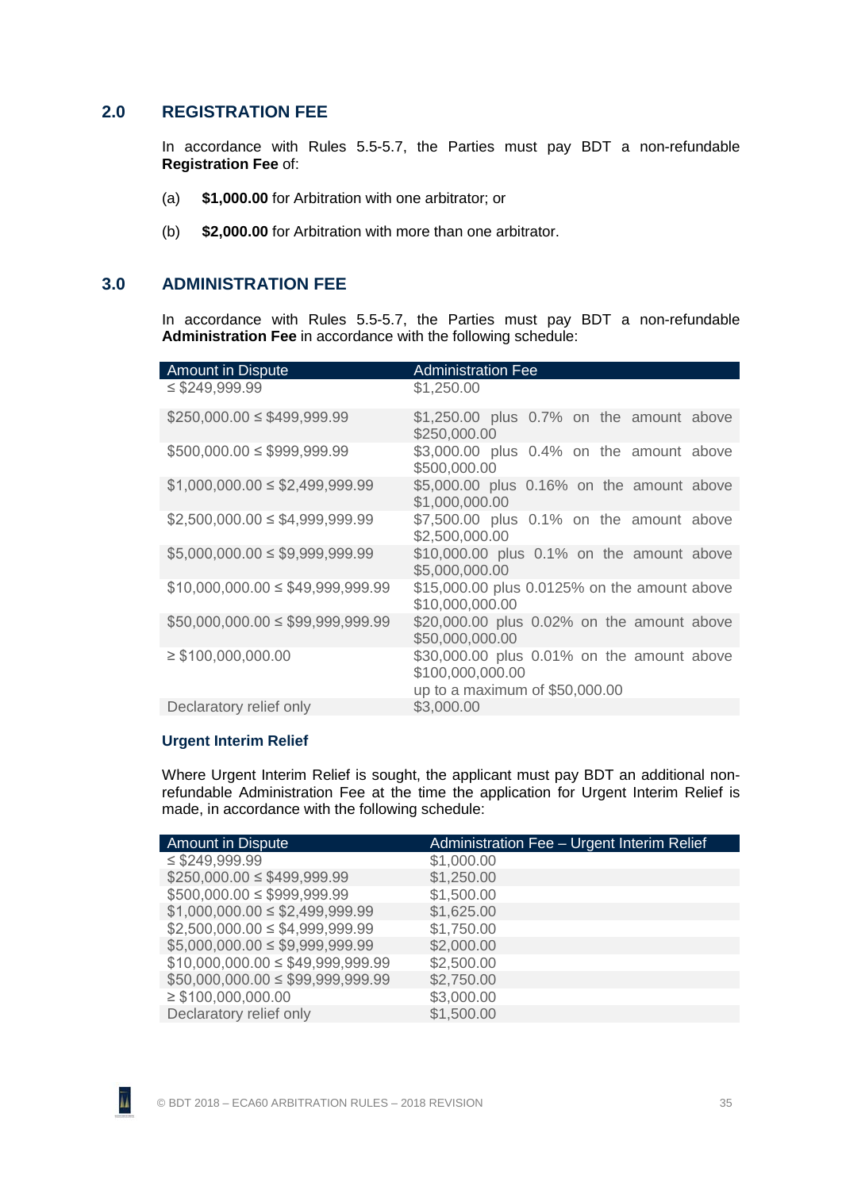## 2.0 REGISTRATION FEE

In accordance with Rules 5.5-5.7, the Parties must pay BDT a non-refundable **Registration Fee** of:

(a) **$1,000.00** for Arbitration with one arbitrator; or

(b) **$2,000.00** for Arbitration with more than one arbitrator.

## 3.0 ADMINISTRATION FEE

In accordance with Rules 5.5-5.7, the Parties must pay BDT a non-refundable **Administration Fee** in accordance with the following schedule:

| Amount in Dispute | Administration Fee |
|---|---|
| ≤ $249,999.99 | $1,250.00 |
| $250,000.00 ≤ $499,999.99 | $1,250.00 plus 0.7% on the amount above $250,000.00 |
| $500,000.00 ≤ $999,999.99 | $3,000.00 plus 0.4% on the amount above $500,000.00 |
| $1,000,000.00 ≤ $2,499,999.99 | $5,000.00 plus 0.16% on the amount above $1,000,000.00 |
| $2,500,000.00 ≤ $4,999,999.99 | $7,500.00 plus 0.1% on the amount above $2,500,000.00 |
| $5,000,000.00 ≤ $9,999,999.99 | $10,000.00 plus 0.1% on the amount above $5,000,000.00 |
| $10,000,000.00 ≤ $49,999,999.99 | $15,000.00 plus 0.0125% on the amount above $10,000,000.00 |
| $50,000,000.00 ≤ $99,999,999.99 | $20,000.00 plus 0.02% on the amount above $50,000,000.00 |
| ≥ $100,000,000.00 | $30,000.00 plus 0.01% on the amount above $100,000,000.00 up to a maximum of $50,000.00 |
| Declaratory relief only | $3,000.00 |

### Urgent Interim Relief

Where Urgent Interim Relief is sought, the applicant must pay BDT an additional non-refundable Administration Fee at the time the application for Urgent Interim Relief is made, in accordance with the following schedule:

| Amount in Dispute | Administration Fee – Urgent Interim Relief |
|---|---|
| ≤ $249,999.99 | $1,000.00 |
| $250,000.00 ≤ $499,999.99 | $1,250.00 |
| $500,000.00 ≤ $999,999.99 | $1,500.00 |
| $1,000,000.00 ≤ $2,499,999.99 | $1,625.00 |
| $2,500,000.00 ≤ $4,999,999.99 | $1,750.00 |
| $5,000,000.00 ≤ $9,999,999.99 | $2,000.00 |
| $10,000,000.00 ≤ $49,999,999.99 | $2,500.00 |
| $50,000,000.00 ≤ $99,999,999.99 | $2,750.00 |
| ≥ $100,000,000.00 | $3,000.00 |
| Declaratory relief only | $1,500.00 |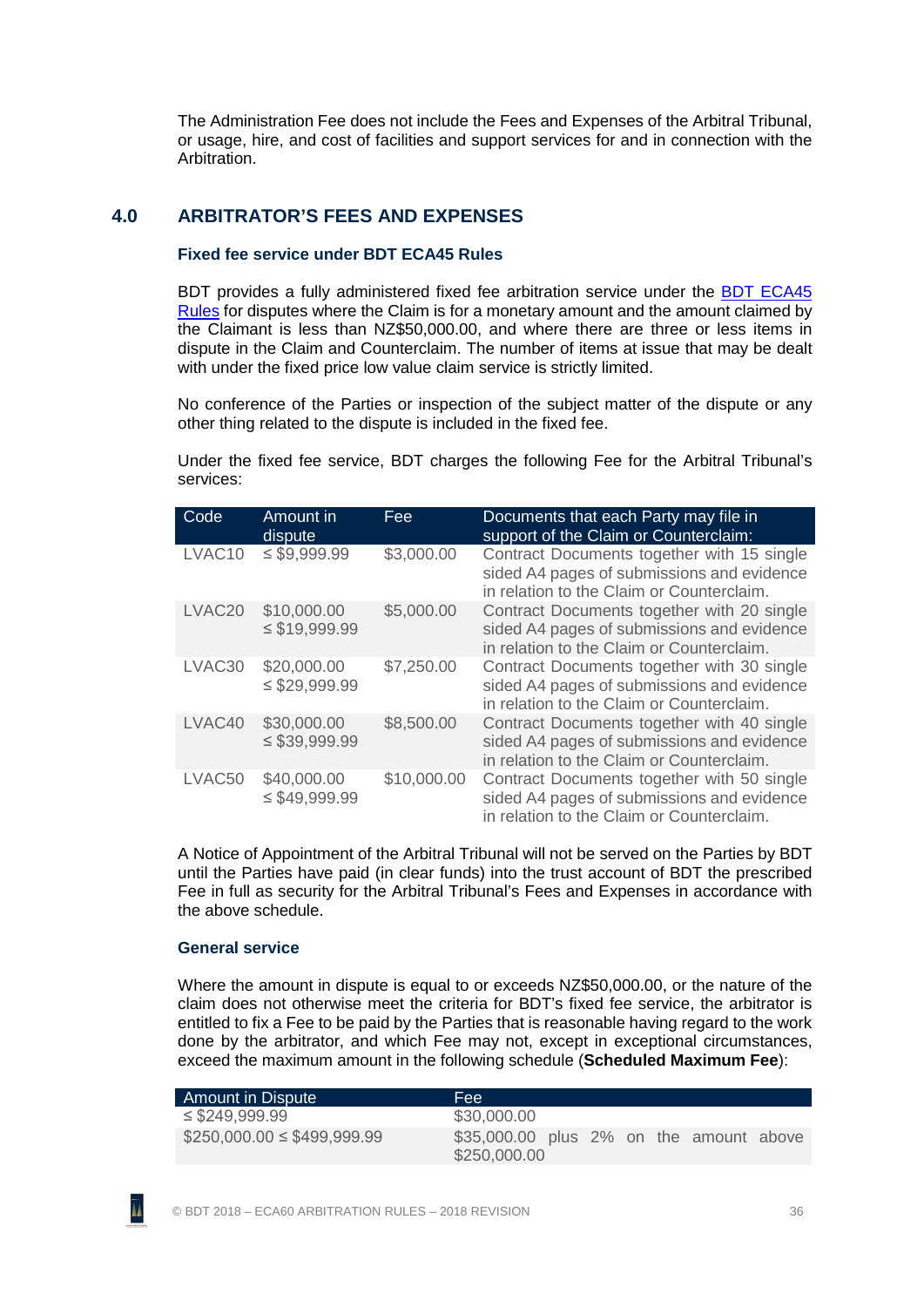The Administration Fee does not include the Fees and Expenses of the Arbitral Tribunal, or usage, hire, and cost of facilities and support services for and in connection with the Arbitration.

## 4.0 ARBITRATOR'S FEES AND EXPENSES

### Fixed fee service under BDT ECA45 Rules

BDT provides a fully administered fixed fee arbitration service under the BDT ECA45 Rules for disputes where the Claim is for a monetary amount and the amount claimed by the Claimant is less than NZ$50,000.00, and where there are three or less items in dispute in the Claim and Counterclaim. The number of items at issue that may be dealt with under the fixed price low value claim service is strictly limited.

No conference of the Parties or inspection of the subject matter of the dispute or any other thing related to the dispute is included in the fixed fee.

Under the fixed fee service, BDT charges the following Fee for the Arbitral Tribunal's services:

| Code | Amount in dispute | Fee | Documents that each Party may file in support of the Claim or Counterclaim: |
|---|---|---|---|
| LVAC10 | ≤ $9,999.99 | $3,000.00 | Contract Documents together with 15 single sided A4 pages of submissions and evidence in relation to the Claim or Counterclaim. |
| LVAC20 | $10,000.00 ≤ $19,999.99 | $5,000.00 | Contract Documents together with 20 single sided A4 pages of submissions and evidence in relation to the Claim or Counterclaim. |
| LVAC30 | $20,000.00 ≤ $29,999.99 | $7,250.00 | Contract Documents together with 30 single sided A4 pages of submissions and evidence in relation to the Claim or Counterclaim. |
| LVAC40 | $30,000.00 ≤ $39,999.99 | $8,500.00 | Contract Documents together with 40 single sided A4 pages of submissions and evidence in relation to the Claim or Counterclaim. |
| LVAC50 | $40,000.00 ≤ $49,999.99 | $10,000.00 | Contract Documents together with 50 single sided A4 pages of submissions and evidence in relation to the Claim or Counterclaim. |

A Notice of Appointment of the Arbitral Tribunal will not be served on the Parties by BDT until the Parties have paid (in clear funds) into the trust account of BDT the prescribed Fee in full as security for the Arbitral Tribunal's Fees and Expenses in accordance with the above schedule.

### General service

Where the amount in dispute is equal to or exceeds NZ$50,000.00, or the nature of the claim does not otherwise meet the criteria for BDT's fixed fee service, the arbitrator is entitled to fix a Fee to be paid by the Parties that is reasonable having regard to the work done by the arbitrator, and which Fee may not, except in exceptional circumstances, exceed the maximum amount in the following schedule (**Scheduled Maximum Fee**):

| Amount in Dispute | Fee |
|---|---|
| ≤ $249,999.99 | $30,000.00 |
| $250,000.00 ≤ $499,999.99 | $35,000.00 plus 2% on the amount above $250,000.00 |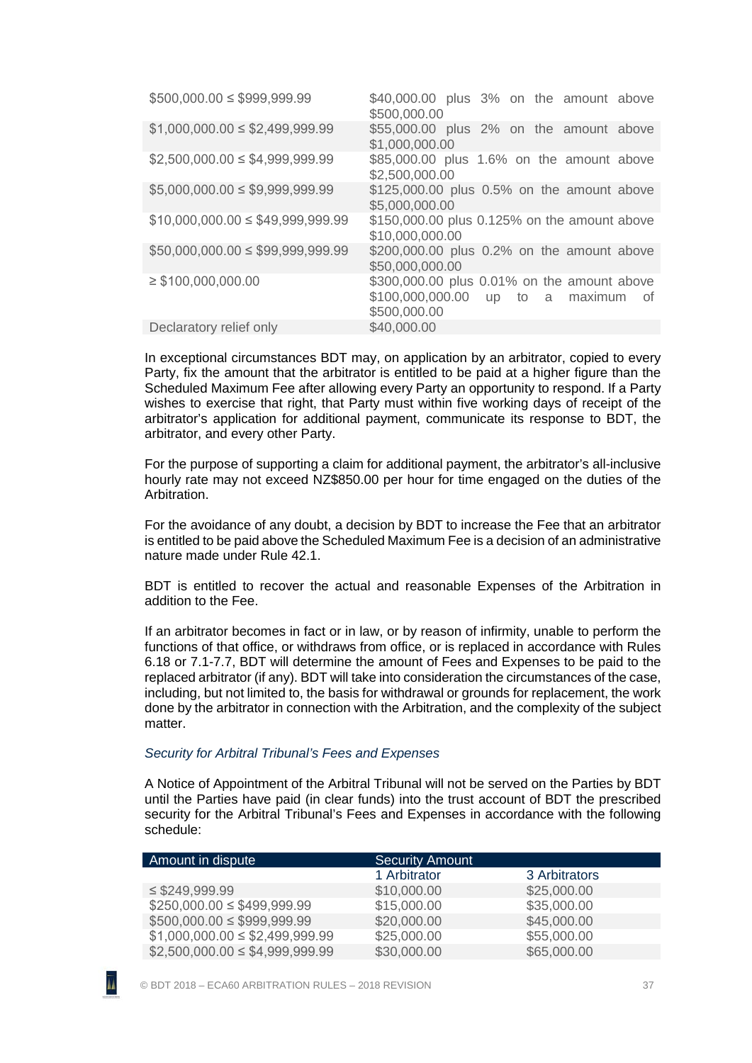| | |
|---|---|
| $500,000.00 ≤ $999,999.99 | $40,000.00 plus 3% on the amount above $500,000.00 |
| $1,000,000.00 ≤ $2,499,999.99 | $55,000.00 plus 2% on the amount above $1,000,000.00 |
| $2,500,000.00 ≤ $4,999,999.99 | $85,000.00 plus 1.6% on the amount above $2,500,000.00 |
| $5,000,000.00 ≤ $9,999,999.99 | $125,000.00 plus 0.5% on the amount above $5,000,000.00 |
| $10,000,000.00 ≤ $49,999,999.99 | $150,000.00 plus 0.125% on the amount above $10,000,000.00 |
| $50,000,000.00 ≤ $99,999,999.99 | $200,000.00 plus 0.2% on the amount above $50,000,000.00 |
| ≥ $100,000,000.00 | $300,000.00 plus 0.01% on the amount above $100,000,000.00 up to a maximum of $500,000.00 |
| Declaratory relief only | $40,000.00 |

In exceptional circumstances BDT may, on application by an arbitrator, copied to every Party, fix the amount that the arbitrator is entitled to be paid at a higher figure than the Scheduled Maximum Fee after allowing every Party an opportunity to respond. If a Party wishes to exercise that right, that Party must within five working days of receipt of the arbitrator's application for additional payment, communicate its response to BDT, the arbitrator, and every other Party.

For the purpose of supporting a claim for additional payment, the arbitrator's all-inclusive hourly rate may not exceed NZ$850.00 per hour for time engaged on the duties of the Arbitration.

For the avoidance of any doubt, a decision by BDT to increase the Fee that an arbitrator is entitled to be paid above the Scheduled Maximum Fee is a decision of an administrative nature made under Rule 42.1.

BDT is entitled to recover the actual and reasonable Expenses of the Arbitration in addition to the Fee.

If an arbitrator becomes in fact or in law, or by reason of infirmity, unable to perform the functions of that office, or withdraws from office, or is replaced in accordance with Rules 6.18 or 7.1-7.7, BDT will determine the amount of Fees and Expenses to be paid to the replaced arbitrator (if any). BDT will take into consideration the circumstances of the case, including, but not limited to, the basis for withdrawal or grounds for replacement, the work done by the arbitrator in connection with the Arbitration, and the complexity of the subject matter.

*Security for Arbitral Tribunal's Fees and Expenses*

A Notice of Appointment of the Arbitral Tribunal will not be served on the Parties by BDT until the Parties have paid (in clear funds) into the trust account of BDT the prescribed security for the Arbitral Tribunal's Fees and Expenses in accordance with the following schedule:

| Amount in dispute | Security Amount | |
|---|---|---|
| | 1 Arbitrator | 3 Arbitrators |
| ≤ $249,999.99 | $10,000.00 | $25,000.00 |
| $250,000.00 ≤ $499,999.99 | $15,000.00 | $35,000.00 |
| $500,000.00 ≤ $999,999.99 | $20,000.00 | $45,000.00 |
| $1,000,000.00 ≤ $2,499,999.99 | $25,000.00 | $55,000.00 |
| $2,500,000.00 ≤ $4,999,999.99 | $30,000.00 | $65,000.00 |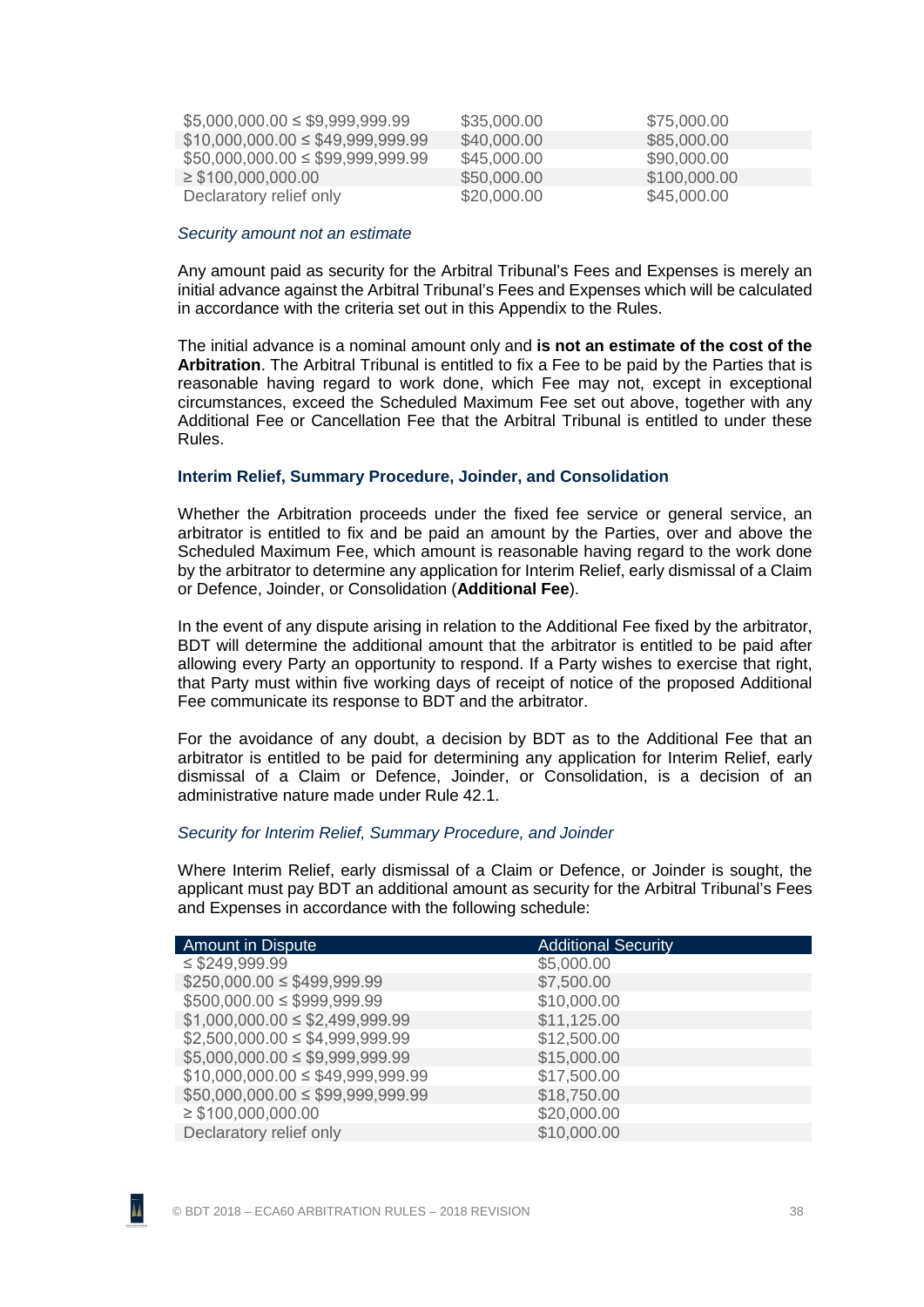| | | |
|---|---|---|
| $5,000,000.00 ≤ $9,999,999.99 | $35,000.00 | $75,000.00 |
| $10,000,000.00 ≤ $49,999,999.99 | $40,000.00 | $85,000.00 |
| $50,000,000.00 ≤ $99,999,999.99 | $45,000.00 | $90,000.00 |
| ≥ $100,000,000.00 | $50,000.00 | $100,000.00 |
| Declaratory relief only | $20,000.00 | $45,000.00 |

*Security amount not an estimate*

Any amount paid as security for the Arbitral Tribunal's Fees and Expenses is merely an initial advance against the Arbitral Tribunal's Fees and Expenses which will be calculated in accordance with the criteria set out in this Appendix to the Rules.

The initial advance is a nominal amount only and **is not an estimate of the cost of the Arbitration**. The Arbitral Tribunal is entitled to fix a Fee to be paid by the Parties that is reasonable having regard to work done, which Fee may not, except in exceptional circumstances, exceed the Scheduled Maximum Fee set out above, together with any Additional Fee or Cancellation Fee that the Arbitral Tribunal is entitled to under these Rules.

**Interim Relief, Summary Procedure, Joinder, and Consolidation**

Whether the Arbitration proceeds under the fixed fee service or general service, an arbitrator is entitled to fix and be paid an amount by the Parties, over and above the Scheduled Maximum Fee, which amount is reasonable having regard to the work done by the arbitrator to determine any application for Interim Relief, early dismissal of a Claim or Defence, Joinder, or Consolidation (**Additional Fee**).

In the event of any dispute arising in relation to the Additional Fee fixed by the arbitrator, BDT will determine the additional amount that the arbitrator is entitled to be paid after allowing every Party an opportunity to respond. If a Party wishes to exercise that right, that Party must within five working days of receipt of notice of the proposed Additional Fee communicate its response to BDT and the arbitrator.

For the avoidance of any doubt, a decision by BDT as to the Additional Fee that an arbitrator is entitled to be paid for determining any application for Interim Relief, early dismissal of a Claim or Defence, Joinder, or Consolidation, is a decision of an administrative nature made under Rule 42.1.

*Security for Interim Relief, Summary Procedure, and Joinder*

Where Interim Relief, early dismissal of a Claim or Defence, or Joinder is sought, the applicant must pay BDT an additional amount as security for the Arbitral Tribunal's Fees and Expenses in accordance with the following schedule:

| Amount in Dispute | Additional Security |
|---|---|
| ≤ $249,999.99 | $5,000.00 |
| $250,000.00 ≤ $499,999.99 | $7,500.00 |
| $500,000.00 ≤ $999,999.99 | $10,000.00 |
| $1,000,000.00 ≤ $2,499,999.99 | $11,125.00 |
| $2,500,000.00 ≤ $4,999,999.99 | $12,500.00 |
| $5,000,000.00 ≤ $9,999,999.99 | $15,000.00 |
| $10,000,000.00 ≤ $49,999,999.99 | $17,500.00 |
| $50,000,000.00 ≤ $99,999,999.99 | $18,750.00 |
| ≥ $100,000,000.00 | $20,000.00 |
| Declaratory relief only | $10,000.00 |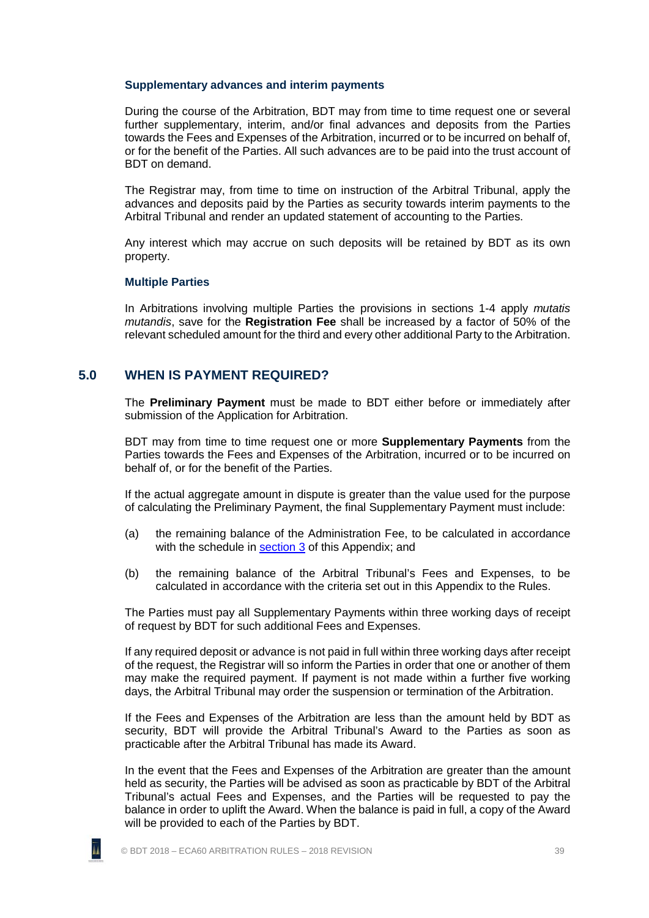### Supplementary advances and interim payments

During the course of the Arbitration, BDT may from time to time request one or several further supplementary, interim, and/or final advances and deposits from the Parties towards the Fees and Expenses of the Arbitration, incurred or to be incurred on behalf of, or for the benefit of the Parties. All such advances are to be paid into the trust account of BDT on demand.

The Registrar may, from time to time on instruction of the Arbitral Tribunal, apply the advances and deposits paid by the Parties as security towards interim payments to the Arbitral Tribunal and render an updated statement of accounting to the Parties.

Any interest which may accrue on such deposits will be retained by BDT as its own property.

### Multiple Parties

In Arbitrations involving multiple Parties the provisions in sections 1-4 apply *mutatis mutandis*, save for the **Registration Fee** shall be increased by a factor of 50% of the relevant scheduled amount for the third and every other additional Party to the Arbitration.

## 5.0 WHEN IS PAYMENT REQUIRED?

The **Preliminary Payment** must be made to BDT either before or immediately after submission of the Application for Arbitration.

BDT may from time to time request one or more **Supplementary Payments** from the Parties towards the Fees and Expenses of the Arbitration, incurred or to be incurred on behalf of, or for the benefit of the Parties.

If the actual aggregate amount in dispute is greater than the value used for the purpose of calculating the Preliminary Payment, the final Supplementary Payment must include:

(a) the remaining balance of the Administration Fee, to be calculated in accordance with the schedule in section 3 of this Appendix; and

(b) the remaining balance of the Arbitral Tribunal's Fees and Expenses, to be calculated in accordance with the criteria set out in this Appendix to the Rules.

The Parties must pay all Supplementary Payments within three working days of receipt of request by BDT for such additional Fees and Expenses.

If any required deposit or advance is not paid in full within three working days after receipt of the request, the Registrar will so inform the Parties in order that one or another of them may make the required payment. If payment is not made within a further five working days, the Arbitral Tribunal may order the suspension or termination of the Arbitration.

If the Fees and Expenses of the Arbitration are less than the amount held by BDT as security, BDT will provide the Arbitral Tribunal's Award to the Parties as soon as practicable after the Arbitral Tribunal has made its Award.

In the event that the Fees and Expenses of the Arbitration are greater than the amount held as security, the Parties will be advised as soon as practicable by BDT of the Arbitral Tribunal's actual Fees and Expenses, and the Parties will be requested to pay the balance in order to uplift the Award. When the balance is paid in full, a copy of the Award will be provided to each of the Parties by BDT.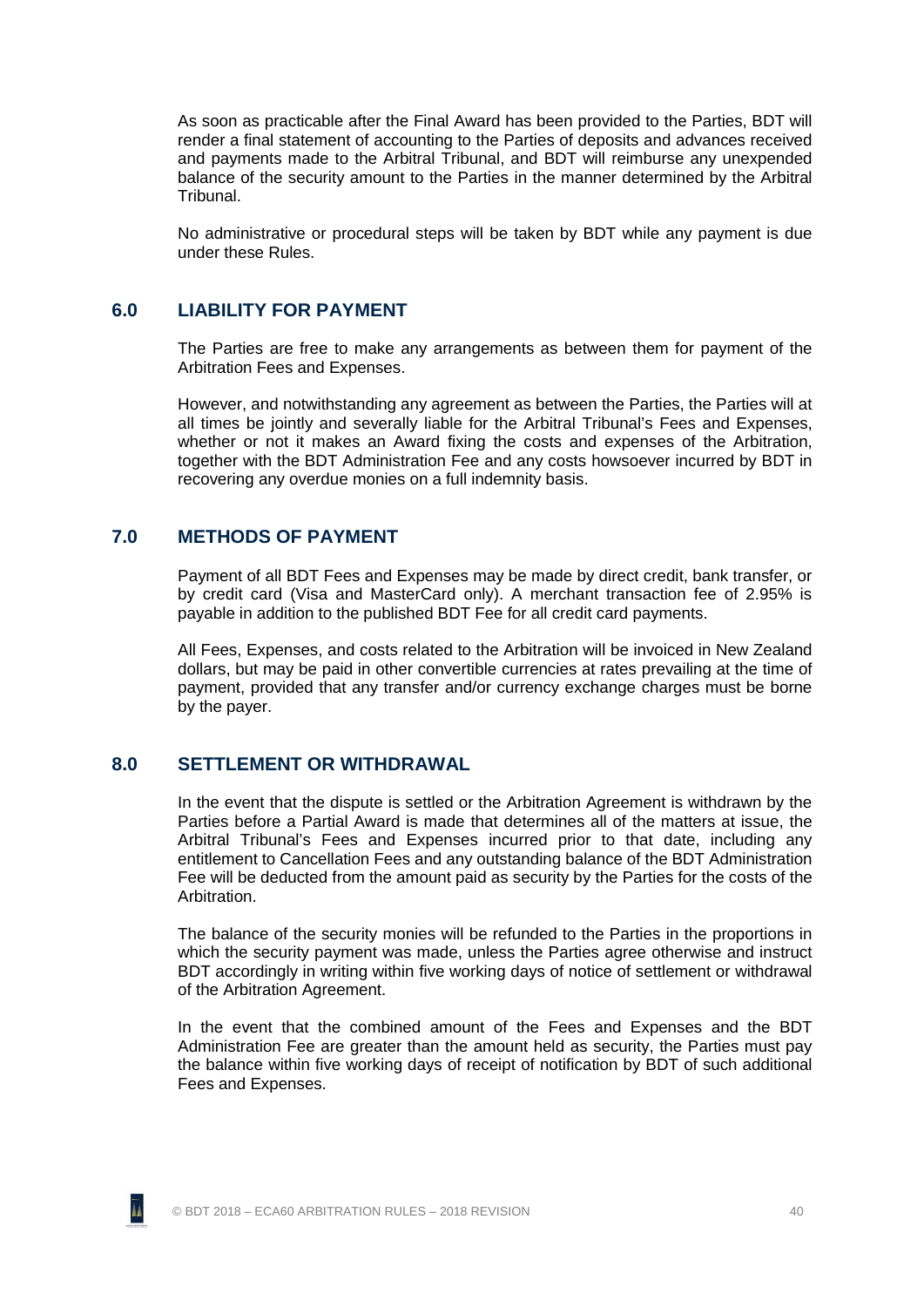As soon as practicable after the Final Award has been provided to the Parties, BDT will render a final statement of accounting to the Parties of deposits and advances received and payments made to the Arbitral Tribunal, and BDT will reimburse any unexpended balance of the security amount to the Parties in the manner determined by the Arbitral Tribunal.

No administrative or procedural steps will be taken by BDT while any payment is due under these Rules.

## 6.0 LIABILITY FOR PAYMENT

The Parties are free to make any arrangements as between them for payment of the Arbitration Fees and Expenses.

However, and notwithstanding any agreement as between the Parties, the Parties will at all times be jointly and severally liable for the Arbitral Tribunal's Fees and Expenses, whether or not it makes an Award fixing the costs and expenses of the Arbitration, together with the BDT Administration Fee and any costs howsoever incurred by BDT in recovering any overdue monies on a full indemnity basis.

## 7.0 METHODS OF PAYMENT

Payment of all BDT Fees and Expenses may be made by direct credit, bank transfer, or by credit card (Visa and MasterCard only). A merchant transaction fee of 2.95% is payable in addition to the published BDT Fee for all credit card payments.

All Fees, Expenses, and costs related to the Arbitration will be invoiced in New Zealand dollars, but may be paid in other convertible currencies at rates prevailing at the time of payment, provided that any transfer and/or currency exchange charges must be borne by the payer.

## 8.0 SETTLEMENT OR WITHDRAWAL

In the event that the dispute is settled or the Arbitration Agreement is withdrawn by the Parties before a Partial Award is made that determines all of the matters at issue, the Arbitral Tribunal's Fees and Expenses incurred prior to that date, including any entitlement to Cancellation Fees and any outstanding balance of the BDT Administration Fee will be deducted from the amount paid as security by the Parties for the costs of the Arbitration.

The balance of the security monies will be refunded to the Parties in the proportions in which the security payment was made, unless the Parties agree otherwise and instruct BDT accordingly in writing within five working days of notice of settlement or withdrawal of the Arbitration Agreement.

In the event that the combined amount of the Fees and Expenses and the BDT Administration Fee are greater than the amount held as security, the Parties must pay the balance within five working days of receipt of notification by BDT of such additional Fees and Expenses.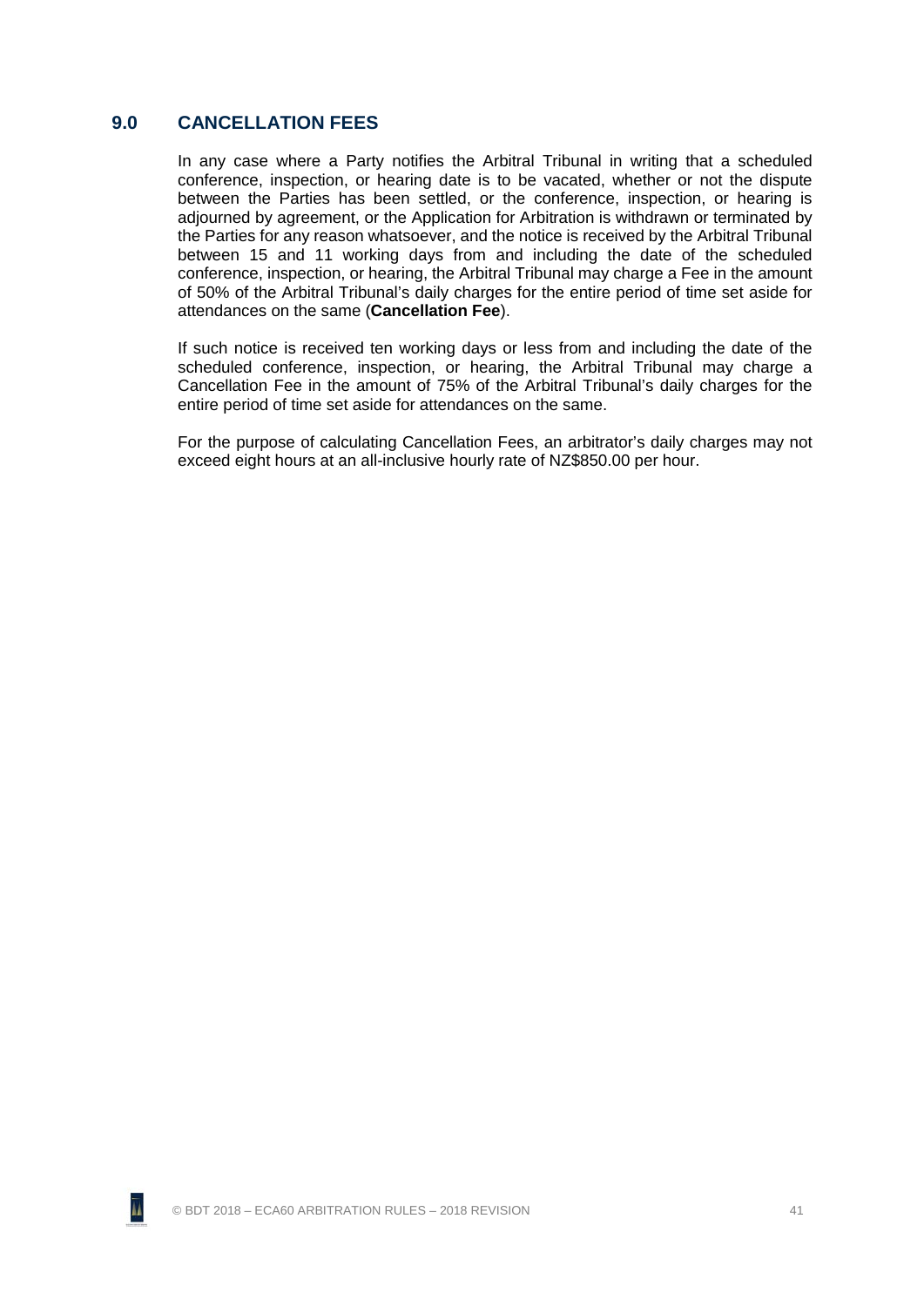## 9.0 CANCELLATION FEES

In any case where a Party notifies the Arbitral Tribunal in writing that a scheduled conference, inspection, or hearing date is to be vacated, whether or not the dispute between the Parties has been settled, or the conference, inspection, or hearing is adjourned by agreement, or the Application for Arbitration is withdrawn or terminated by the Parties for any reason whatsoever, and the notice is received by the Arbitral Tribunal between 15 and 11 working days from and including the date of the scheduled conference, inspection, or hearing, the Arbitral Tribunal may charge a Fee in the amount of 50% of the Arbitral Tribunal's daily charges for the entire period of time set aside for attendances on the same (**Cancellation Fee**).

If such notice is received ten working days or less from and including the date of the scheduled conference, inspection, or hearing, the Arbitral Tribunal may charge a Cancellation Fee in the amount of 75% of the Arbitral Tribunal's daily charges for the entire period of time set aside for attendances on the same.

For the purpose of calculating Cancellation Fees, an arbitrator's daily charges may not exceed eight hours at an all-inclusive hourly rate of NZ$850.00 per hour.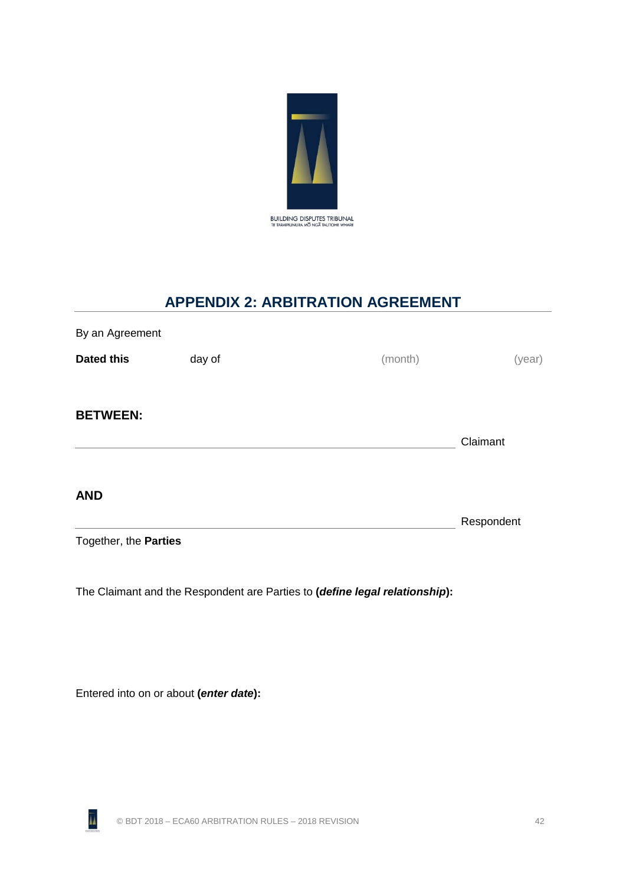BUILDING DISPUTES TRIBUNAL
TE TARAIPIUNURA MŌ NGĀ TAUTOHE WHARE

## APPENDIX 2: ARBITRATION AGREEMENT

By an Agreement

**Dated this** day of (month) (year)

**BETWEEN:**

\_\_\_\_\_\_\_\_\_\_\_\_\_\_\_\_\_\_\_\_\_\_\_\_\_\_\_\_\_\_\_\_\_\_\_\_\_\_\_\_\_\_\_\_\_\_\_\_\_\_\_\_ Claimant

**AND**

\_\_\_\_\_\_\_\_\_\_\_\_\_\_\_\_\_\_\_\_\_\_\_\_\_\_\_\_\_\_\_\_\_\_\_\_\_\_\_\_\_\_\_\_\_\_\_\_\_\_\_\_ Respondent

Together, the **Parties**

The Claimant and the Respondent are Parties to **(*define legal relationship*):**

Entered into on or about **(*enter date*):**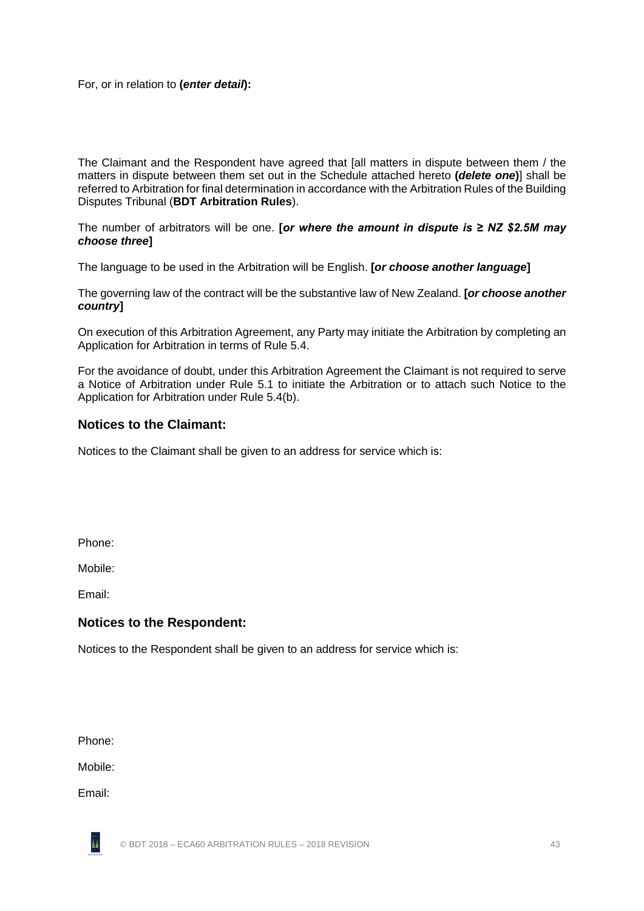For, or in relation to **(*enter detail*):**

The Claimant and the Respondent have agreed that [all matters in dispute between them / the matters in dispute between them set out in the Schedule attached hereto **(*delete one*)**] shall be referred to Arbitration for final determination in accordance with the Arbitration Rules of the Building Disputes Tribunal (**BDT Arbitration Rules**).

The number of arbitrators will be one. **[*or where the amount in dispute is ≥ NZ $2.5M may choose three*]**

The language to be used in the Arbitration will be English. **[*or choose another language*]**

The governing law of the contract will be the substantive law of New Zealand. **[*or choose another country*]**

On execution of this Arbitration Agreement, any Party may initiate the Arbitration by completing an Application for Arbitration in terms of Rule 5.4.

For the avoidance of doubt, under this Arbitration Agreement the Claimant is not required to serve a Notice of Arbitration under Rule 5.1 to initiate the Arbitration or to attach such Notice to the Application for Arbitration under Rule 5.4(b).

## Notices to the Claimant:

Notices to the Claimant shall be given to an address for service which is:

Phone:

Mobile:

Email:

## Notices to the Respondent:

Notices to the Respondent shall be given to an address for service which is:

Phone:

Mobile:

Email: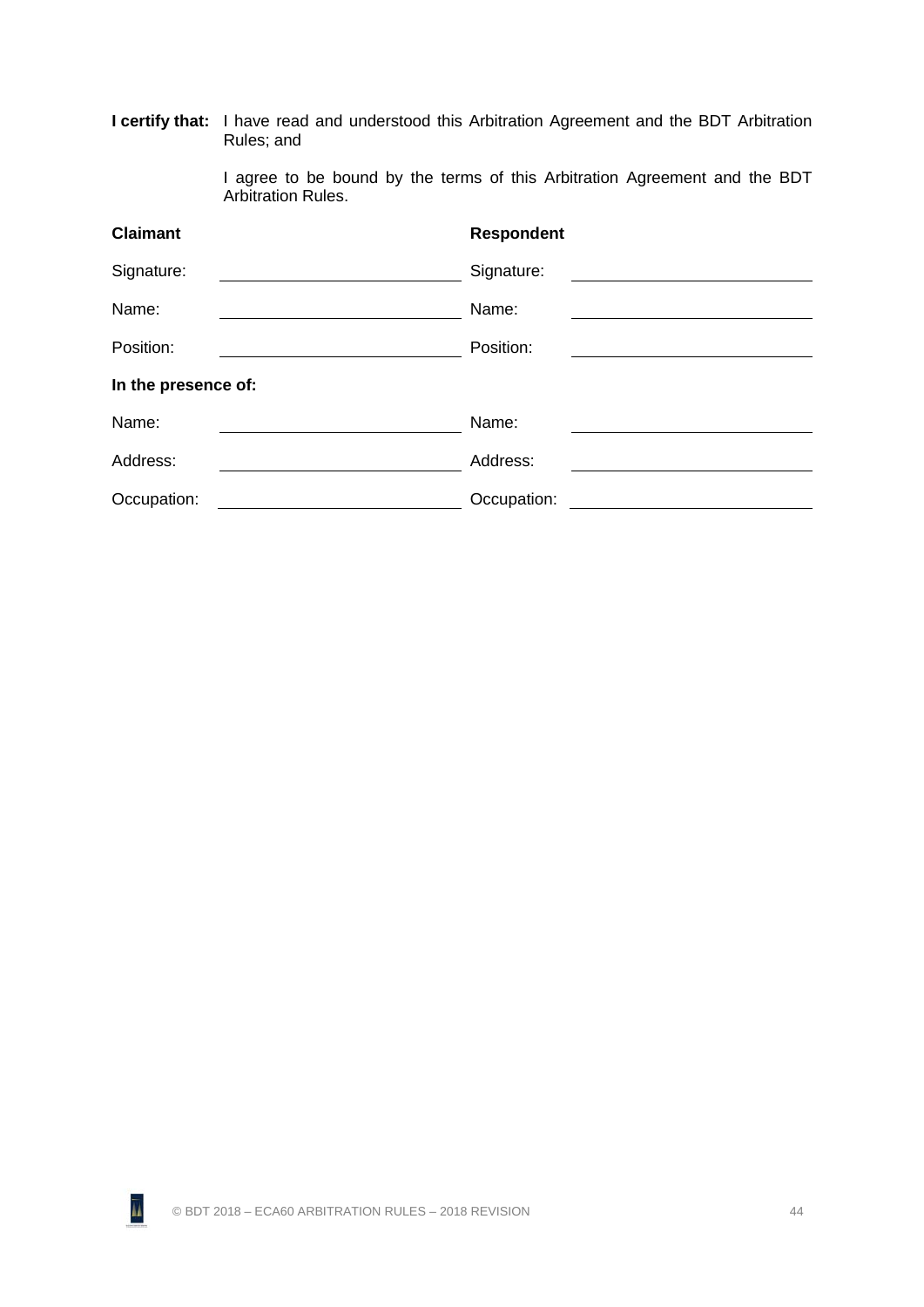**I certify that:** I have read and understood this Arbitration Agreement and the BDT Arbitration Rules; and

I agree to be bound by the terms of this Arbitration Agreement and the BDT Arbitration Rules.

| **Claimant** | | **Respondent** | |
|---|---|---|---|
| Signature: | | Signature: | |
| Name: | | Name: | |
| Position: | | Position: | |

**In the presence of:**

| | | | |
|---|---|---|---|
| Name: | | Name: | |
| Address: | | Address: | |
| Occupation: | | Occupation: | |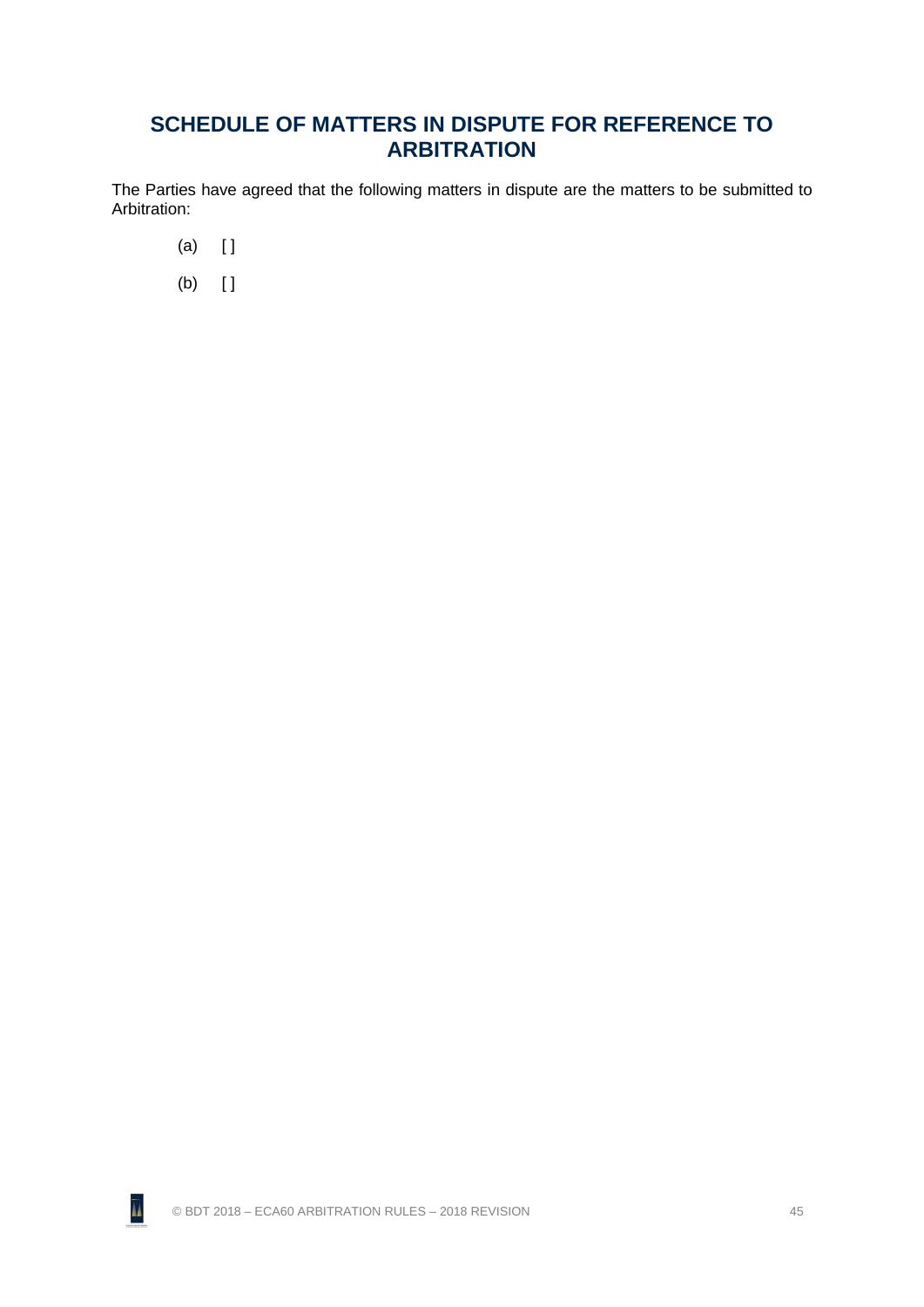# SCHEDULE OF MATTERS IN DISPUTE FOR REFERENCE TO ARBITRATION

The Parties have agreed that the following matters in dispute are the matters to be submitted to Arbitration:

(a) [ ]

(b) [ ]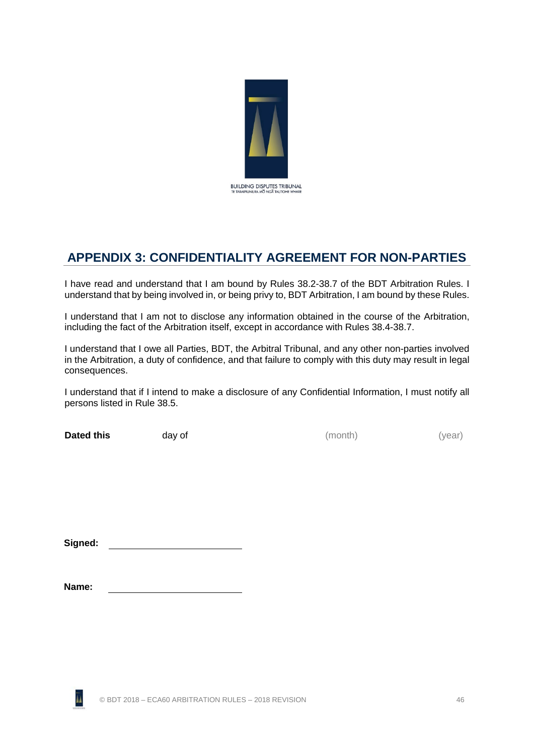BUILDING DISPUTES TRIBUNAL
TE TARAIPIUNURA MŌ NGĀ TAUTOHE WHARE

## APPENDIX 3: CONFIDENTIALITY AGREEMENT FOR NON-PARTIES

I have read and understand that I am bound by Rules 38.2-38.7 of the BDT Arbitration Rules. I understand that by being involved in, or being privy to, BDT Arbitration, I am bound by these Rules.

I understand that I am not to disclose any information obtained in the course of the Arbitration, including the fact of the Arbitration itself, except in accordance with Rules 38.4-38.7.

I understand that I owe all Parties, BDT, the Arbitral Tribunal, and any other non-parties involved in the Arbitration, a duty of confidence, and that failure to comply with this duty may result in legal consequences.

I understand that if I intend to make a disclosure of any Confidential Information, I must notify all persons listed in Rule 38.5.

**Dated this** day of (month) (year)

**Signed:** ______________________

**Name:** ______________________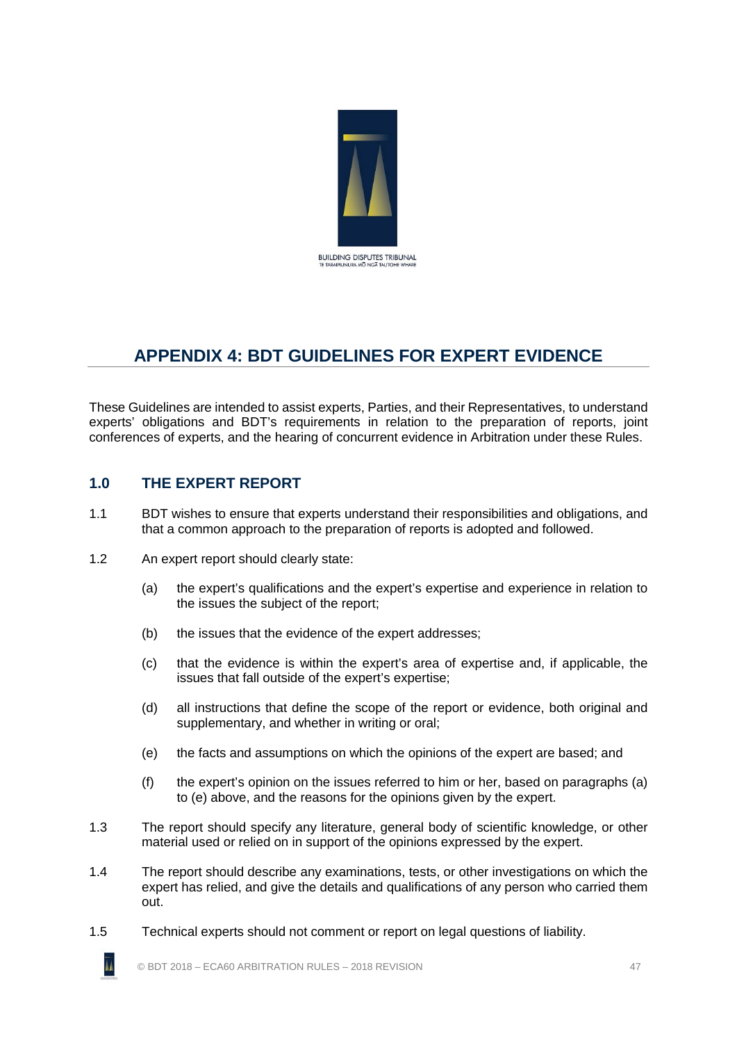BUILDING DISPUTES TRIBUNAL
TE TARAIPIUNURA MŌ NGĀ TAUTOHE WHARE

## APPENDIX 4: BDT GUIDELINES FOR EXPERT EVIDENCE

These Guidelines are intended to assist experts, Parties, and their Representatives, to understand experts' obligations and BDT's requirements in relation to the preparation of reports, joint conferences of experts, and the hearing of concurrent evidence in Arbitration under these Rules.

### 1.0 THE EXPERT REPORT

1.1 BDT wishes to ensure that experts understand their responsibilities and obligations, and that a common approach to the preparation of reports is adopted and followed.

1.2 An expert report should clearly state:

(a) the expert's qualifications and the expert's expertise and experience in relation to the issues the subject of the report;

(b) the issues that the evidence of the expert addresses;

(c) that the evidence is within the expert's area of expertise and, if applicable, the issues that fall outside of the expert's expertise;

(d) all instructions that define the scope of the report or evidence, both original and supplementary, and whether in writing or oral;

(e) the facts and assumptions on which the opinions of the expert are based; and

(f) the expert's opinion on the issues referred to him or her, based on paragraphs (a) to (e) above, and the reasons for the opinions given by the expert.

1.3 The report should specify any literature, general body of scientific knowledge, or other material used or relied on in support of the opinions expressed by the expert.

1.4 The report should describe any examinations, tests, or other investigations on which the expert has relied, and give the details and qualifications of any person who carried them out.

1.5 Technical experts should not comment or report on legal questions of liability.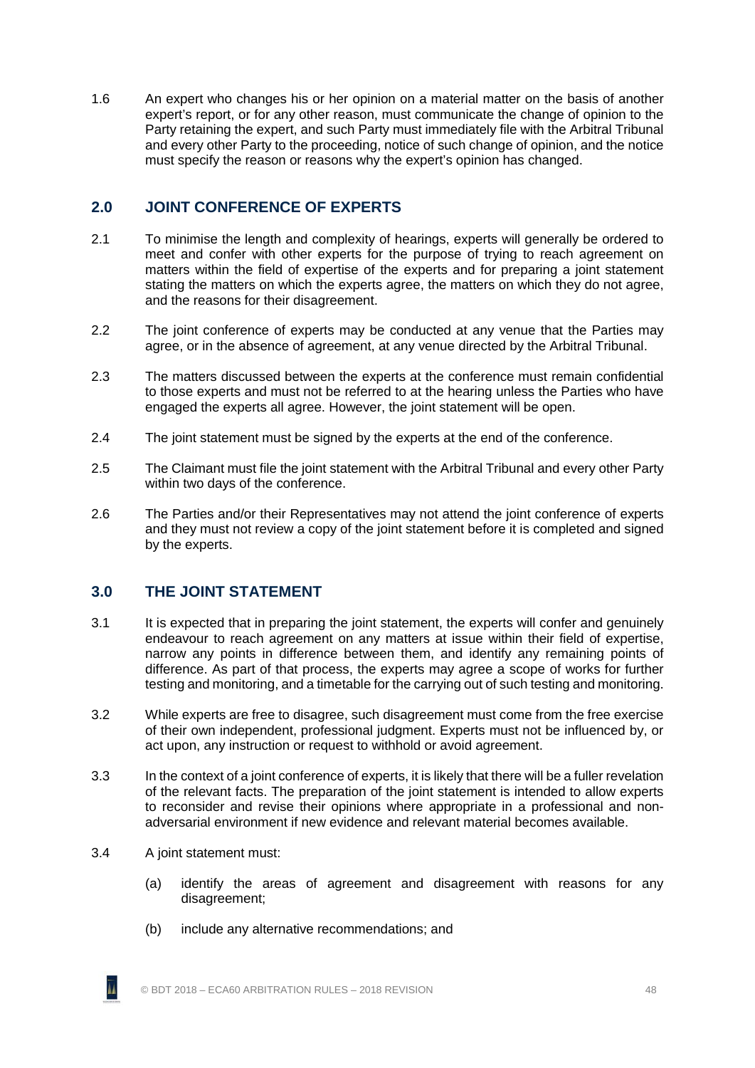1.6 An expert who changes his or her opinion on a material matter on the basis of another expert's report, or for any other reason, must communicate the change of opinion to the Party retaining the expert, and such Party must immediately file with the Arbitral Tribunal and every other Party to the proceeding, notice of such change of opinion, and the notice must specify the reason or reasons why the expert's opinion has changed.

## 2.0 JOINT CONFERENCE OF EXPERTS

2.1 To minimise the length and complexity of hearings, experts will generally be ordered to meet and confer with other experts for the purpose of trying to reach agreement on matters within the field of expertise of the experts and for preparing a joint statement stating the matters on which the experts agree, the matters on which they do not agree, and the reasons for their disagreement.

2.2 The joint conference of experts may be conducted at any venue that the Parties may agree, or in the absence of agreement, at any venue directed by the Arbitral Tribunal.

2.3 The matters discussed between the experts at the conference must remain confidential to those experts and must not be referred to at the hearing unless the Parties who have engaged the experts all agree. However, the joint statement will be open.

2.4 The joint statement must be signed by the experts at the end of the conference.

2.5 The Claimant must file the joint statement with the Arbitral Tribunal and every other Party within two days of the conference.

2.6 The Parties and/or their Representatives may not attend the joint conference of experts and they must not review a copy of the joint statement before it is completed and signed by the experts.

## 3.0 THE JOINT STATEMENT

3.1 It is expected that in preparing the joint statement, the experts will confer and genuinely endeavour to reach agreement on any matters at issue within their field of expertise, narrow any points in difference between them, and identify any remaining points of difference. As part of that process, the experts may agree a scope of works for further testing and monitoring, and a timetable for the carrying out of such testing and monitoring.

3.2 While experts are free to disagree, such disagreement must come from the free exercise of their own independent, professional judgment. Experts must not be influenced by, or act upon, any instruction or request to withhold or avoid agreement.

3.3 In the context of a joint conference of experts, it is likely that there will be a fuller revelation of the relevant facts. The preparation of the joint statement is intended to allow experts to reconsider and revise their opinions where appropriate in a professional and non-adversarial environment if new evidence and relevant material becomes available.

3.4 A joint statement must:

(a) identify the areas of agreement and disagreement with reasons for any disagreement;

(b) include any alternative recommendations; and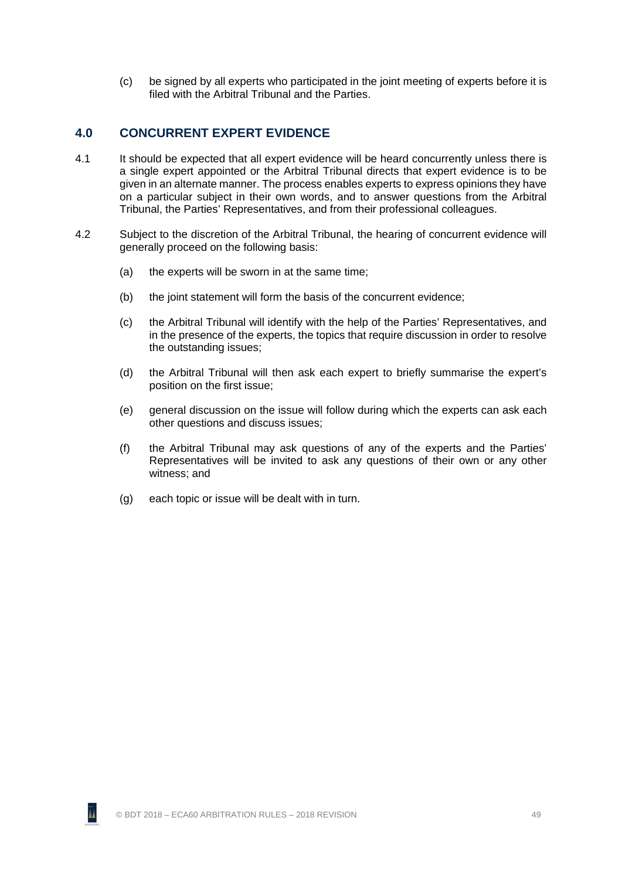(c) be signed by all experts who participated in the joint meeting of experts before it is filed with the Arbitral Tribunal and the Parties.

## 4.0 CONCURRENT EXPERT EVIDENCE

4.1 It should be expected that all expert evidence will be heard concurrently unless there is a single expert appointed or the Arbitral Tribunal directs that expert evidence is to be given in an alternate manner. The process enables experts to express opinions they have on a particular subject in their own words, and to answer questions from the Arbitral Tribunal, the Parties' Representatives, and from their professional colleagues.

4.2 Subject to the discretion of the Arbitral Tribunal, the hearing of concurrent evidence will generally proceed on the following basis:

(a) the experts will be sworn in at the same time;

(b) the joint statement will form the basis of the concurrent evidence;

(c) the Arbitral Tribunal will identify with the help of the Parties' Representatives, and in the presence of the experts, the topics that require discussion in order to resolve the outstanding issues;

(d) the Arbitral Tribunal will then ask each expert to briefly summarise the expert's position on the first issue;

(e) general discussion on the issue will follow during which the experts can ask each other questions and discuss issues;

(f) the Arbitral Tribunal may ask questions of any of the experts and the Parties' Representatives will be invited to ask any questions of their own or any other witness; and

(g) each topic or issue will be dealt with in turn.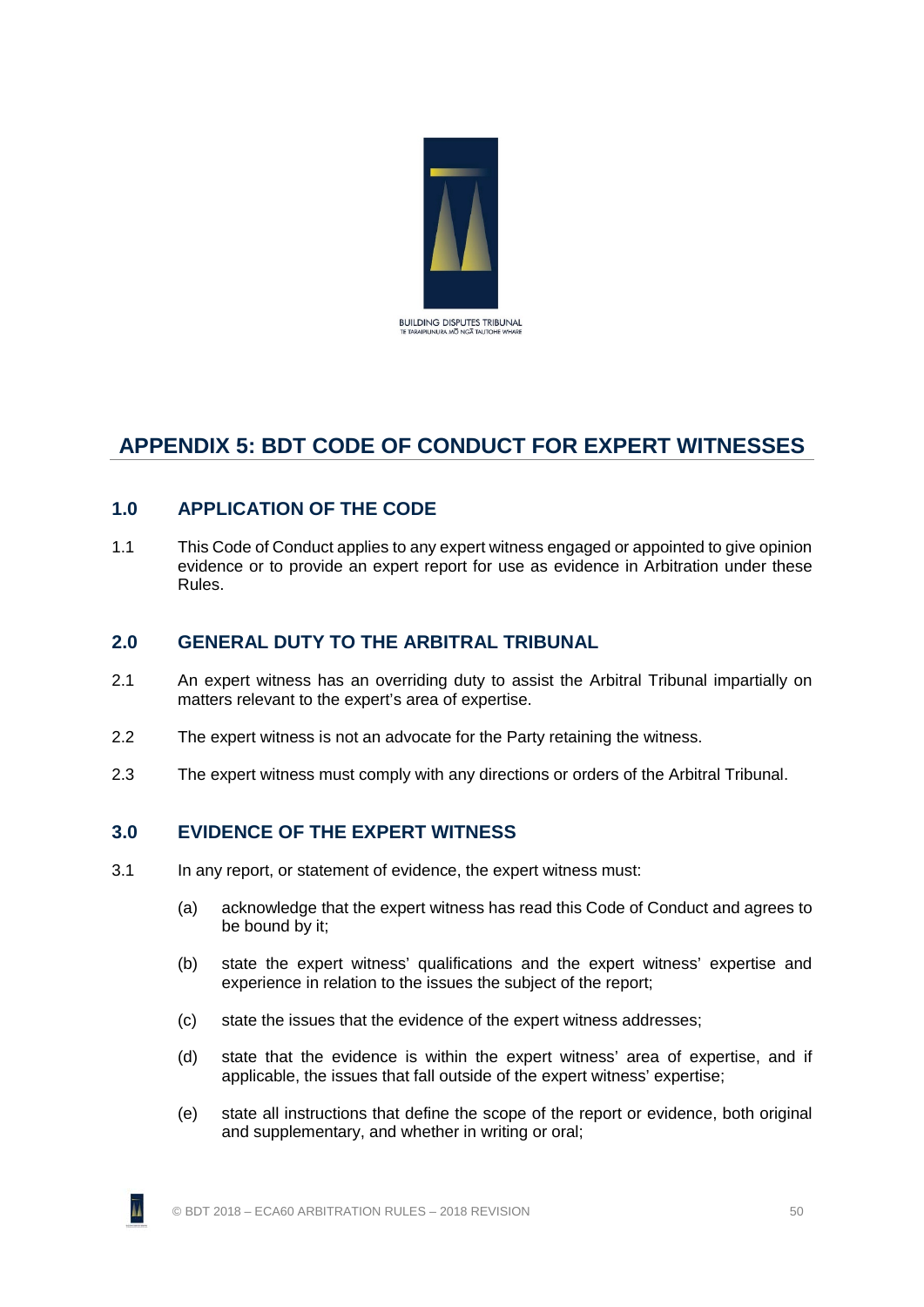BUILDING DISPUTES TRIBUNAL
TE TARAIPIUNURA MŌ NGĀ TAUTOHE WHARE

## APPENDIX 5: BDT CODE OF CONDUCT FOR EXPERT WITNESSES

### 1.0 APPLICATION OF THE CODE

1.1 This Code of Conduct applies to any expert witness engaged or appointed to give opinion evidence or to provide an expert report for use as evidence in Arbitration under these Rules.

### 2.0 GENERAL DUTY TO THE ARBITRAL TRIBUNAL

2.1 An expert witness has an overriding duty to assist the Arbitral Tribunal impartially on matters relevant to the expert's area of expertise.

2.2 The expert witness is not an advocate for the Party retaining the witness.

2.3 The expert witness must comply with any directions or orders of the Arbitral Tribunal.

### 3.0 EVIDENCE OF THE EXPERT WITNESS

3.1 In any report, or statement of evidence, the expert witness must:

(a) acknowledge that the expert witness has read this Code of Conduct and agrees to be bound by it;

(b) state the expert witness' qualifications and the expert witness' expertise and experience in relation to the issues the subject of the report;

(c) state the issues that the evidence of the expert witness addresses;

(d) state that the evidence is within the expert witness' area of expertise, and if applicable, the issues that fall outside of the expert witness' expertise;

(e) state all instructions that define the scope of the report or evidence, both original and supplementary, and whether in writing or oral;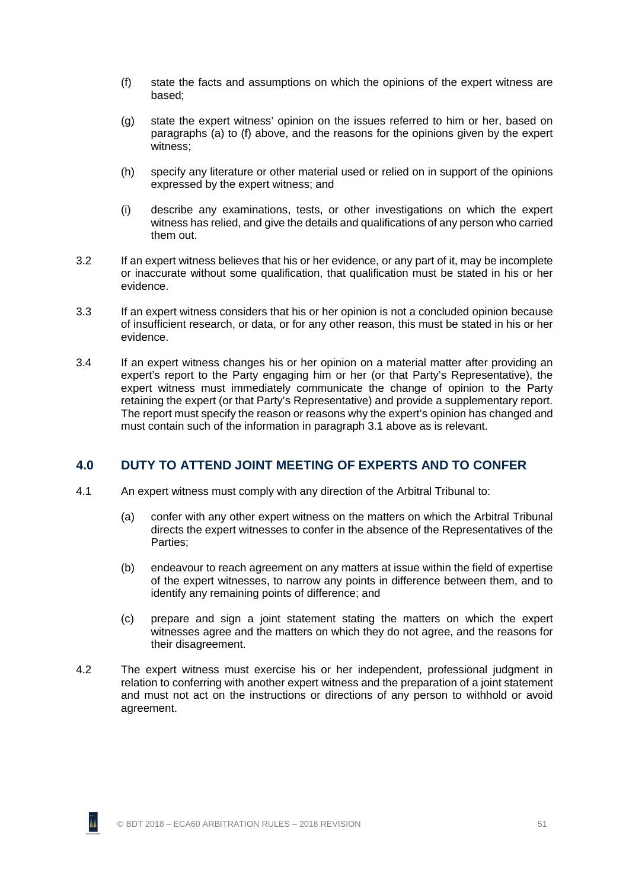(f) state the facts and assumptions on which the opinions of the expert witness are based;

(g) state the expert witness' opinion on the issues referred to him or her, based on paragraphs (a) to (f) above, and the reasons for the opinions given by the expert witness;

(h) specify any literature or other material used or relied on in support of the opinions expressed by the expert witness; and

(i) describe any examinations, tests, or other investigations on which the expert witness has relied, and give the details and qualifications of any person who carried them out.

3.2 If an expert witness believes that his or her evidence, or any part of it, may be incomplete or inaccurate without some qualification, that qualification must be stated in his or her evidence.

3.3 If an expert witness considers that his or her opinion is not a concluded opinion because of insufficient research, or data, or for any other reason, this must be stated in his or her evidence.

3.4 If an expert witness changes his or her opinion on a material matter after providing an expert's report to the Party engaging him or her (or that Party's Representative), the expert witness must immediately communicate the change of opinion to the Party retaining the expert (or that Party's Representative) and provide a supplementary report. The report must specify the reason or reasons why the expert's opinion has changed and must contain such of the information in paragraph 3.1 above as is relevant.

## 4.0 DUTY TO ATTEND JOINT MEETING OF EXPERTS AND TO CONFER

4.1 An expert witness must comply with any direction of the Arbitral Tribunal to:

(a) confer with any other expert witness on the matters on which the Arbitral Tribunal directs the expert witnesses to confer in the absence of the Representatives of the Parties;

(b) endeavour to reach agreement on any matters at issue within the field of expertise of the expert witnesses, to narrow any points in difference between them, and to identify any remaining points of difference; and

(c) prepare and sign a joint statement stating the matters on which the expert witnesses agree and the matters on which they do not agree, and the reasons for their disagreement.

4.2 The expert witness must exercise his or her independent, professional judgment in relation to conferring with another expert witness and the preparation of a joint statement and must not act on the instructions or directions of any person to withhold or avoid agreement.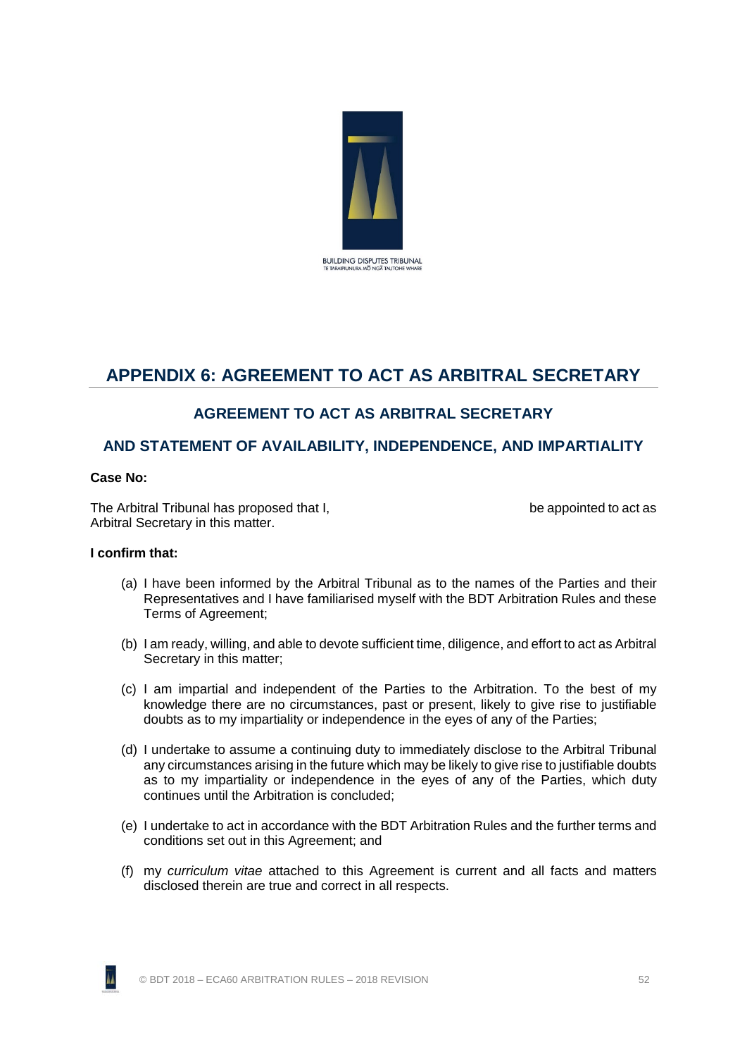# APPENDIX 6: AGREEMENT TO ACT AS ARBITRAL SECRETARY

## AGREEMENT TO ACT AS ARBITRAL SECRETARY

## AND STATEMENT OF AVAILABILITY, INDEPENDENCE, AND IMPARTIALITY

**Case No:**

The Arbitral Tribunal has proposed that I, be appointed to act as Arbitral Secretary in this matter.

**I confirm that:**

(a) I have been informed by the Arbitral Tribunal as to the names of the Parties and their Representatives and I have familiarised myself with the BDT Arbitration Rules and these Terms of Agreement;

(b) I am ready, willing, and able to devote sufficient time, diligence, and effort to act as Arbitral Secretary in this matter;

(c) I am impartial and independent of the Parties to the Arbitration. To the best of my knowledge there are no circumstances, past or present, likely to give rise to justifiable doubts as to my impartiality or independence in the eyes of any of the Parties;

(d) I undertake to assume a continuing duty to immediately disclose to the Arbitral Tribunal any circumstances arising in the future which may be likely to give rise to justifiable doubts as to my impartiality or independence in the eyes of any of the Parties, which duty continues until the Arbitration is concluded;

(e) I undertake to act in accordance with the BDT Arbitration Rules and the further terms and conditions set out in this Agreement; and

(f) my *curriculum vitae* attached to this Agreement is current and all facts and matters disclosed therein are true and correct in all respects.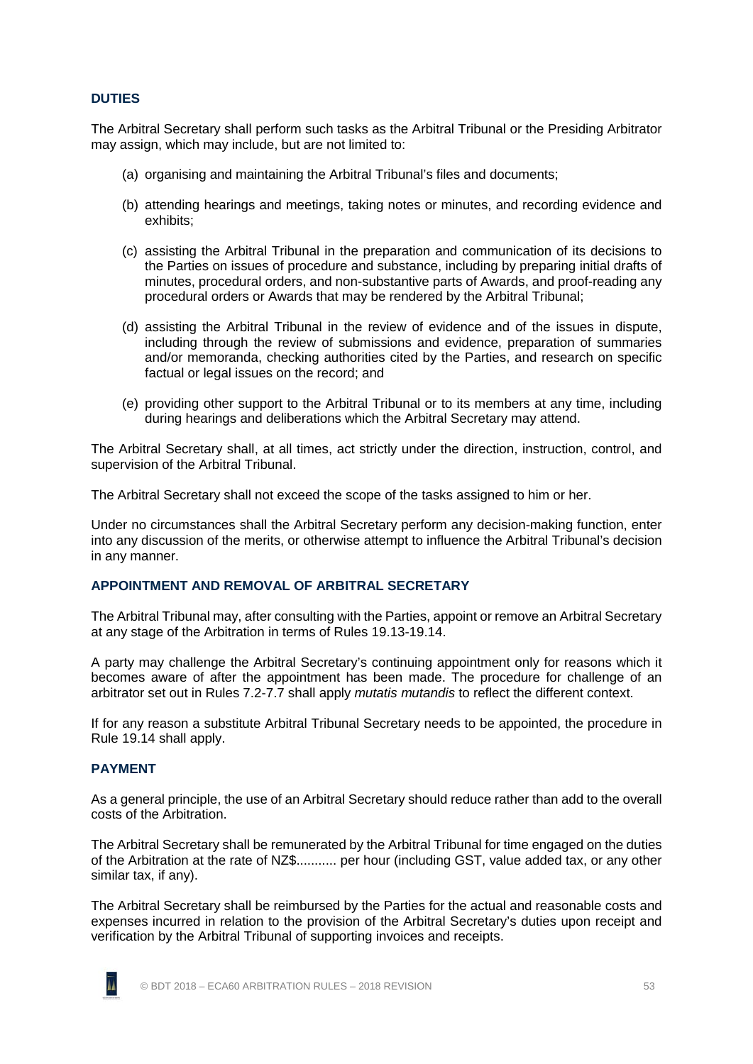## DUTIES

The Arbitral Secretary shall perform such tasks as the Arbitral Tribunal or the Presiding Arbitrator may assign, which may include, but are not limited to:

(a) organising and maintaining the Arbitral Tribunal's files and documents;

(b) attending hearings and meetings, taking notes or minutes, and recording evidence and exhibits;

(c) assisting the Arbitral Tribunal in the preparation and communication of its decisions to the Parties on issues of procedure and substance, including by preparing initial drafts of minutes, procedural orders, and non-substantive parts of Awards, and proof-reading any procedural orders or Awards that may be rendered by the Arbitral Tribunal;

(d) assisting the Arbitral Tribunal in the review of evidence and of the issues in dispute, including through the review of submissions and evidence, preparation of summaries and/or memoranda, checking authorities cited by the Parties, and research on specific factual or legal issues on the record; and

(e) providing other support to the Arbitral Tribunal or to its members at any time, including during hearings and deliberations which the Arbitral Secretary may attend.

The Arbitral Secretary shall, at all times, act strictly under the direction, instruction, control, and supervision of the Arbitral Tribunal.

The Arbitral Secretary shall not exceed the scope of the tasks assigned to him or her.

Under no circumstances shall the Arbitral Secretary perform any decision-making function, enter into any discussion of the merits, or otherwise attempt to influence the Arbitral Tribunal's decision in any manner.

## APPOINTMENT AND REMOVAL OF ARBITRAL SECRETARY

The Arbitral Tribunal may, after consulting with the Parties, appoint or remove an Arbitral Secretary at any stage of the Arbitration in terms of Rules 19.13-19.14.

A party may challenge the Arbitral Secretary's continuing appointment only for reasons which it becomes aware of after the appointment has been made. The procedure for challenge of an arbitrator set out in Rules 7.2-7.7 shall apply *mutatis mutandis* to reflect the different context.

If for any reason a substitute Arbitral Tribunal Secretary needs to be appointed, the procedure in Rule 19.14 shall apply.

## PAYMENT

As a general principle, the use of an Arbitral Secretary should reduce rather than add to the overall costs of the Arbitration.

The Arbitral Secretary shall be remunerated by the Arbitral Tribunal for time engaged on the duties of the Arbitration at the rate of NZ$........... per hour (including GST, value added tax, or any other similar tax, if any).

The Arbitral Secretary shall be reimbursed by the Parties for the actual and reasonable costs and expenses incurred in relation to the provision of the Arbitral Secretary's duties upon receipt and verification by the Arbitral Tribunal of supporting invoices and receipts.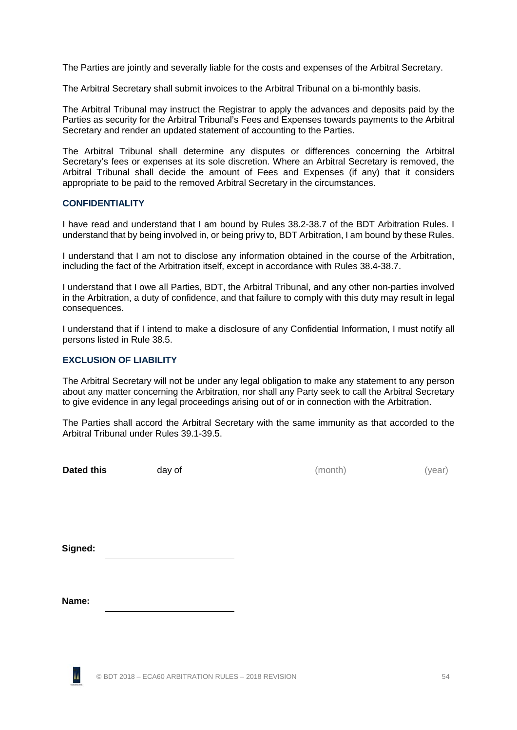The Parties are jointly and severally liable for the costs and expenses of the Arbitral Secretary.

The Arbitral Secretary shall submit invoices to the Arbitral Tribunal on a bi-monthly basis.

The Arbitral Tribunal may instruct the Registrar to apply the advances and deposits paid by the Parties as security for the Arbitral Tribunal's Fees and Expenses towards payments to the Arbitral Secretary and render an updated statement of accounting to the Parties.

The Arbitral Tribunal shall determine any disputes or differences concerning the Arbitral Secretary's fees or expenses at its sole discretion. Where an Arbitral Secretary is removed, the Arbitral Tribunal shall decide the amount of Fees and Expenses (if any) that it considers appropriate to be paid to the removed Arbitral Secretary in the circumstances.

### CONFIDENTIALITY

I have read and understand that I am bound by Rules 38.2-38.7 of the BDT Arbitration Rules. I understand that by being involved in, or being privy to, BDT Arbitration, I am bound by these Rules.

I understand that I am not to disclose any information obtained in the course of the Arbitration, including the fact of the Arbitration itself, except in accordance with Rules 38.4-38.7.

I understand that I owe all Parties, BDT, the Arbitral Tribunal, and any other non-parties involved in the Arbitration, a duty of confidence, and that failure to comply with this duty may result in legal consequences.

I understand that if I intend to make a disclosure of any Confidential Information, I must notify all persons listed in Rule 38.5.

### EXCLUSION OF LIABILITY

The Arbitral Secretary will not be under any legal obligation to make any statement to any person about any matter concerning the Arbitration, nor shall any Party seek to call the Arbitral Secretary to give evidence in any legal proceedings arising out of or in connection with the Arbitration.

The Parties shall accord the Arbitral Secretary with the same immunity as that accorded to the Arbitral Tribunal under Rules 39.1-39.5.

**Dated this** day of (month) (year)

**Signed:** ______________________

**Name:** ______________________